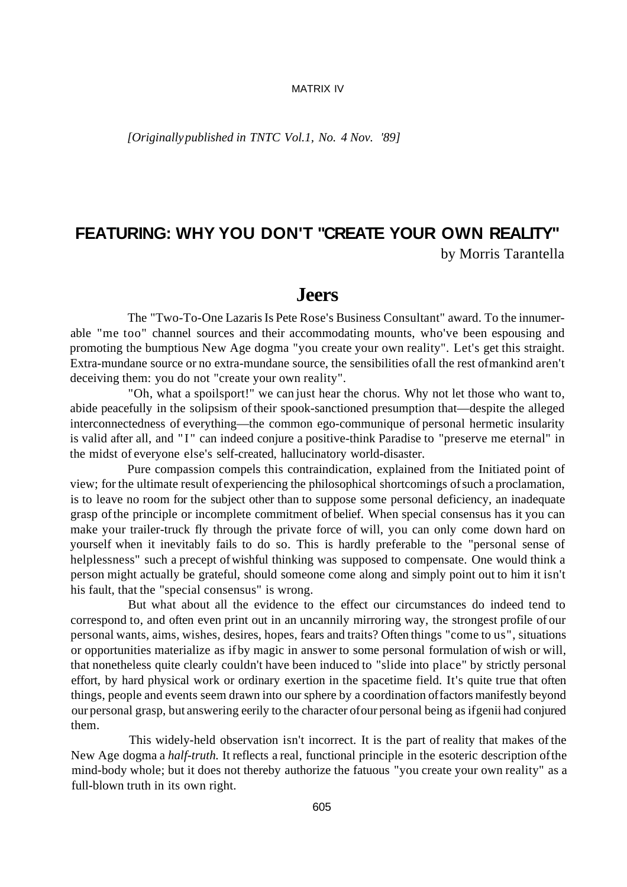*[Originally published in TNTC Vol.1, No. 4 Nov. '89]*

# FEATURING: WHY YOU DON'T "CREATE YOUR OWN REALITY"

by Morris Tarantella

## Jeers

The "Two-To-One Lazaris Is Pete Rose's Business Consultant" award. To the innumerable "me too" channel sources and their accommodating mounts, who've been espousing and promoting the bumptious New Age dogma "you create your own reality". Let's get this straight. Extra-mundane source or no extra-mundane source, the sensibilities of all the rest of mankind aren't deceiving them: you do not "create your own reality".

"Oh, what a spoilsport!" we can just hear the chorus. Why not let those who want to, abide peacefully in the solipsism of their spook-sanctioned presumption that—despite the alleged interconnectedness of everything—the common ego-communique of personal hermetic insularity is valid after all, and "I" can indeed conjure a positive-think Paradise to "preserve me eternal" in the midst of everyone else's self-created, hallucinatory world-disaster.

Pure compassion compels this contraindication, explained from the Initiated point of view; for the ultimate result of experiencing the philosophical shortcomings of such a proclamation, is to leave no room for the subject other than to suppose some personal deficiency, an inadequate grasp of the principle or incomplete commitment of belief. When special consensus has it you can make your trailer-truck fly through the private force of will, you can only come down hard on yourself when it inevitably fails to do so. This is hardly preferable to the "personal sense of helplessness" such a precept of wishful thinking was supposed to compensate. One would think a person might actually be grateful, should someone come along and simply point out to him it isn't his fault, that the "special consensus" is wrong.

But what about all the evidence to the effect our circumstances do indeed tend to correspond to, and often even print out in an uncannily mirroring way, the strongest profile of our personal wants, aims, wishes, desires, hopes, fears and traits? Often things "come to us", situations or opportunities materialize as if by magic in answer to some personal formulation of wish or will, that nonetheless quite clearly couldn't have been induced to "slide into place" by strictly personal effort, by hard physical work or ordinary exertion in the spacetime field. It's quite true that often things, people and events seem drawn into our sphere by a coordination of factors manifestly beyond our personal grasp, but answering eerily to the character of our personal being as if genii had conjured them.

This widely-held observation isn't incorrect. It is the part of reality that makes of the New Age dogma a *half-truth.* It reflects a real, functional principle in the esoteric description of the mind-body whole; but it does not thereby authorize the fatuous "you create your own reality" as a full-blown truth in its own right.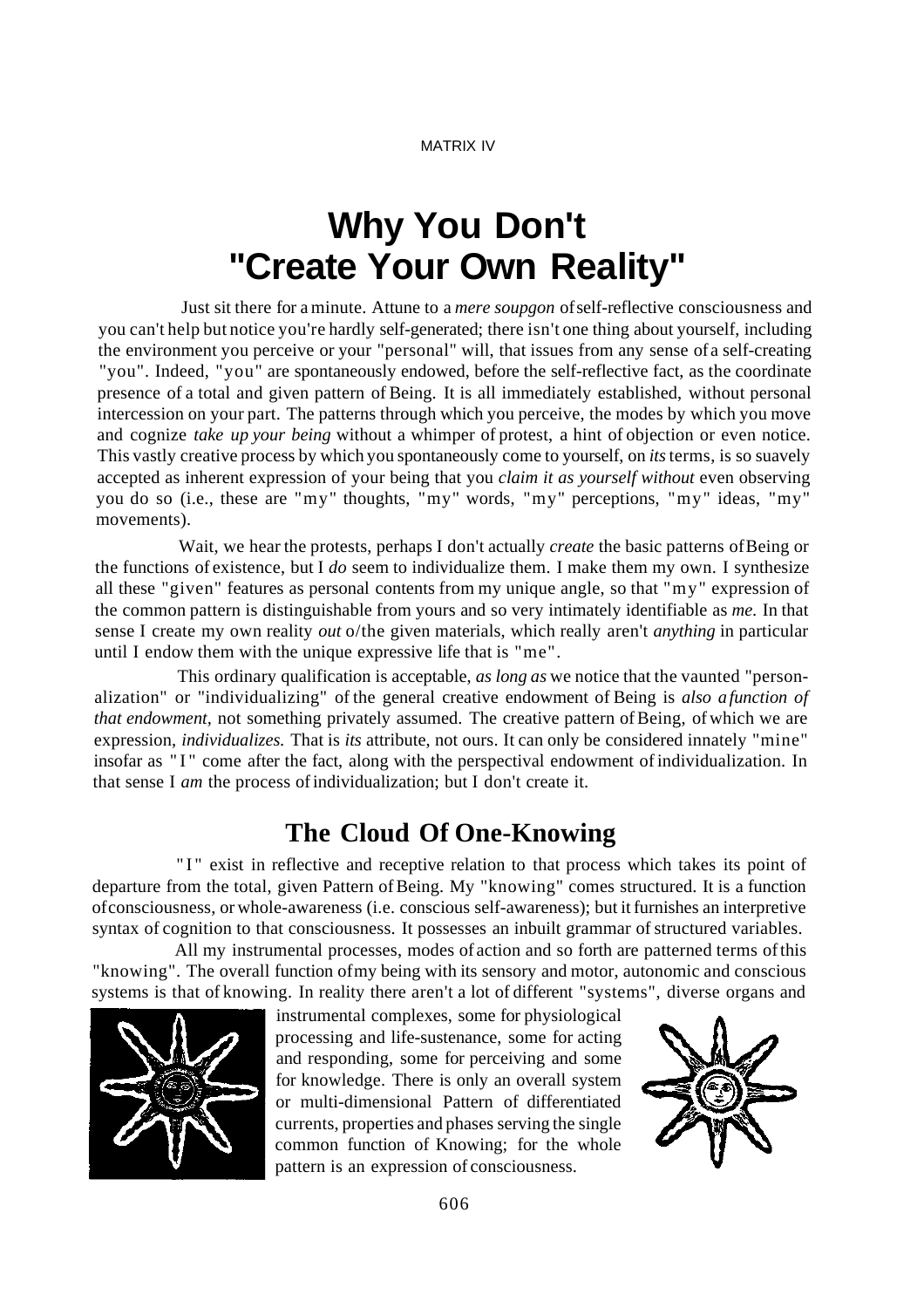# Why You Don't "Create Your Own Reality"

Just sit there for a minute. Attune to a *mere soupgon* of self-reflective consciousness and you can't help but notice you're hardly self-generated; there isn't one thing about yourself, including the environment you perceive or your "personal" will, that issues from any sense of a self-creating "you". Indeed, "you" are spontaneously endowed, before the self-reflective fact, as the coordinate presence of a total and given pattern of Being. It is all immediately established, without personal intercession on your part. The patterns through which you perceive, the modes by which you move and cognize *take up your being* without a whimper of protest, a hint of objection or even notice. This vastly creative process by which you spontaneously come to yourself, on *its* terms, is so suavely accepted as inherent expression of your being that you *claim it as yourself without* even observing you do so (i.e., these are "my" thoughts, "my" words, "my" perceptions, "my" ideas, "my" movements).

Wait, we hear the protests, perhaps I don't actually *create* the basic patterns of Being or the functions of existence, but I *do* seem to individualize them. I make them my own. I synthesize all these "given" features as personal contents from my unique angle, so that "my" expression of the common pattern is distinguishable from yours and so very intimately identifiable as *me.* In that sense I create my own reality *out* o/the given materials, which really aren't *anything* in particular until I endow them with the unique expressive life that is "me".

This ordinary qualification is acceptable, *as long as* we notice that the vaunted "personalization" or "individualizing" of the general creative endowment of Being is *also a function of that endowment,* not something privately assumed. The creative pattern of Being, of which we are expression, *individualizes.* That is *its* attribute, not ours. It can only be considered innately "mine" insofar as "I" come after the fact, along with the perspectival endowment of individualization. In that sense I *am* the process of individualization; but I don't create it.

## The Cloud Of One-Knowing

"I" exist in reflective and receptive relation to that process which takes its point of departure from the total, given Pattern of Being. My "knowing" comes structured. It is a function of consciousness, or whole-awareness (i.e. conscious self-awareness); but it furnishes an interpretive syntax of cognition to that consciousness. It possesses an inbuilt grammar of structured variables.

All my instrumental processes, modes of action and so forth are patterned terms of this "knowing". The overall function of my being with its sensory and motor, autonomic and conscious systems is that of knowing. In reality there aren't a lot of different "systems", diverse organs and instrumental complexes, some for physiological processing and life-sustenance, some for acting and responding, some for perceiving and some for knowledge. There is only an overall system or multi-dimensional Pattern of differentiated currents, properties and phases serving the single common function of Knowing; for the whole pattern is an expression of consciousness.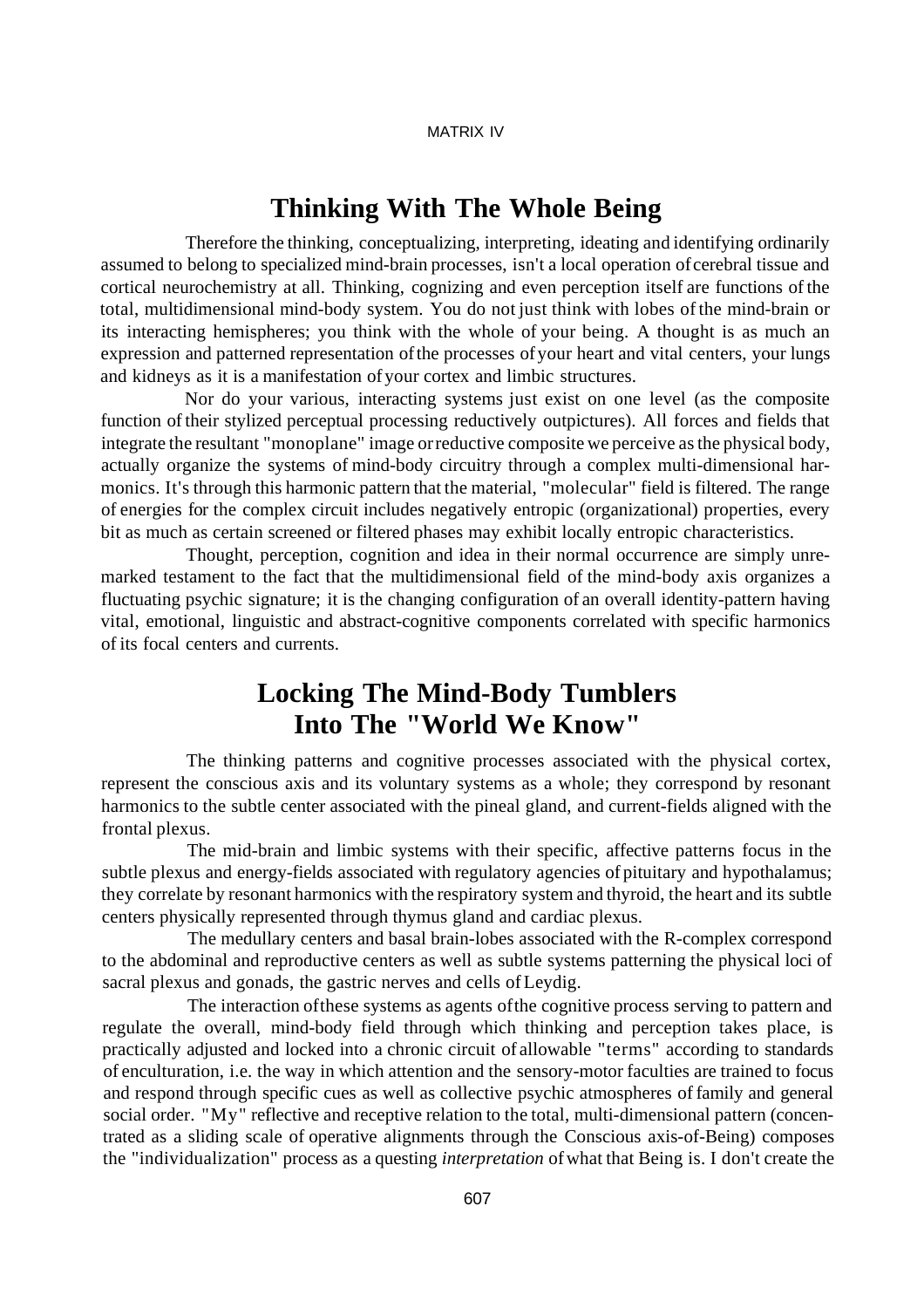## Thinking With The Whole Being

Therefore the thinking, conceptualizing, interpreting, ideating and identifying ordinarily assumed to belong to specialized mind-brain processes, isn't a local operation of cerebral tissue and cortical neurochemistry at all. Thinking, cognizing and even perception itself are functions of the total, multidimensional mind-body system. You do not just think with lobes of the mind-brain or its interacting hemispheres; you think with the whole of your being. A thought is as much an expression and patterned representation of the processes of your heart and vital centers, your lungs and kidneys as it is a manifestation of your cortex and limbic structures.

Nor do your various, interacting systems just exist on one level (as the composite function of their stylized perceptual processing reductively outpictures). All forces and fields that integrate the resultant "monoplane" image or reductive composite we perceive as the physical body, actually organize the systems of mind-body circuitry through a complex multi-dimensional harmonics. It's through this harmonic pattern that the material, "molecular" field is filtered. The range of energies for the complex circuit includes negatively entropic (organizational) properties, every bit as much as certain screened or filtered phases may exhibit locally entropic characteristics.

Thought, perception, cognition and idea in their normal occurrence are simply unremarked testament to the fact that the multidimensional field of the mind-body axis organizes a fluctuating psychic signature; it is the changing configuration of an overall identity-pattern having vital, emotional, linguistic and abstract-cognitive components correlated with specific harmonics of its focal centers and currents.

## Locking The Mind-Body Tumblers Into The "World We Know"

The thinking patterns and cognitive processes associated with the physical cortex, represent the conscious axis and its voluntary systems as a whole; they correspond by resonant harmonics to the subtle center associated with the pineal gland, and current-fields aligned with the frontal plexus.

The mid-brain and limbic systems with their specific, affective patterns focus in the subtle plexus and energy-fields associated with regulatory agencies of pituitary and hypothalamus; they correlate by resonant harmonics with the respiratory system and thyroid, the heart and its subtle centers physically represented through thymus gland and cardiac plexus.

The medullary centers and basal brain-lobes associated with the R-complex correspond to the abdominal and reproductive centers as well as subtle systems patterning the physical loci of sacral plexus and gonads, the gastric nerves and cells of Leydig.

The interaction of these systems as agents of the cognitive process serving to pattern and regulate the overall, mind-body field through which thinking and perception takes place, is practically adjusted and locked into a chronic circuit of allowable "terms" according to standards of enculturation, i.e. the way in which attention and the sensory-motor faculties are trained to focus and respond through specific cues as well as collective psychic atmospheres of family and general social order. "My" reflective and receptive relation to the total, multi-dimensional pattern (concentrated as a sliding scale of operative alignments through the Conscious axis-of-Being) composes the "individualization" process as a questing *interpretation* of what that Being is. I don't create the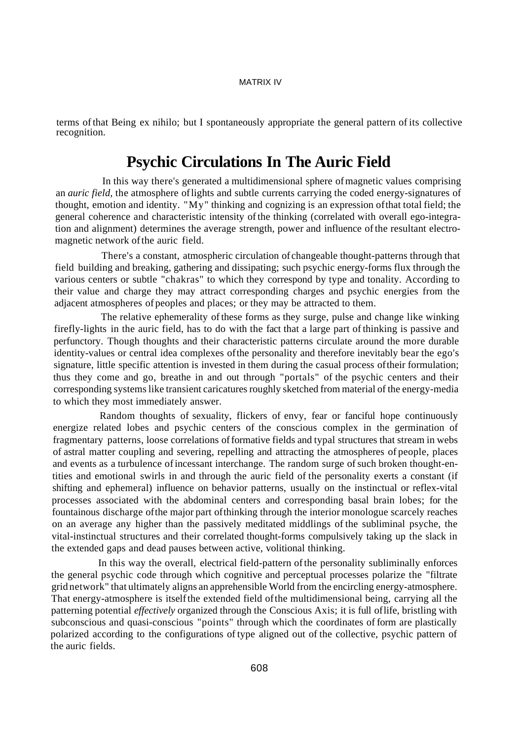terms of that Being ex nihilo; but I spontaneously appropriate the general pattern of its collective recognition.

## Psychic Circulations In The Auric Field

In this way there's generated a multidimensional sphere of magnetic values comprising an *auric field,* the atmosphere of lights and subtle currents carrying the coded energy-signatures of thought, emotion and identity. "My" thinking and cognizing is an expression of that total field; the general coherence and characteristic intensity of the thinking (correlated with overall ego-integration and alignment) determines the average strength, power and influence of the resultant electromagnetic network of the auric field.

There's a constant, atmospheric circulation of changeable thought-patterns through that field building and breaking, gathering and dissipating; such psychic energy-forms flux through the various centers or subtle "chakras" to which they correspond by type and tonality. According to their value and charge they may attract corresponding charges and psychic energies from the adjacent atmospheres of peoples and places; or they may be attracted to them.

The relative ephemerality of these forms as they surge, pulse and change like winking firefly-lights in the auric field, has to do with the fact that a large part of thinking is passive and perfunctory. Though thoughts and their characteristic patterns circulate around the more durable identity-values or central idea complexes of the personality and therefore inevitably bear the ego's signature, little specific attention is invested in them during the casual process of their formulation; thus they come and go, breathe in and out through "portals" of the psychic centers and their corresponding systems like transient caricatures roughly sketched from material of the energy-media to which they most immediately answer.

Random thoughts of sexuality, flickers of envy, fear or fanciful hope continuously energize related lobes and psychic centers of the conscious complex in the germination of fragmentary patterns, loose correlations of formative fields and typal structures that stream in webs of astral matter coupling and severing, repelling and attracting the atmospheres of people, places and events as a turbulence of incessant interchange. The random surge of such broken thought-entities and emotional swirls in and through the auric field of the personality exerts a constant (if shifting and ephemeral) influence on behavior patterns, usually on the instinctual or reflex-vital processes associated with the abdominal centers and corresponding basal brain lobes; for the fountainous discharge of the major part of thinking through the interior monologue scarcely reaches on an average any higher than the passively meditated middlings of the subliminal psyche, the vital-instinctual structures and their correlated thought-forms compulsively taking up the slack in the extended gaps and dead pauses between active, volitional thinking.

In this way the overall, electrical field-pattern of the personality subliminally enforces the general psychic code through which cognitive and perceptual processes polarize the "filtrate grid network" that ultimately aligns an apprehensible World from the encircling energy-atmosphere. That energy-atmosphere is itself the extended field of the multidimensional being, carrying all the patterning potential *effectively* organized through the Conscious Axis; it is full of life, bristling with subconscious and quasi-conscious "points" through which the coordinates of form are plastically polarized according to the configurations of type aligned out of the collective, psychic pattern of the auric fields.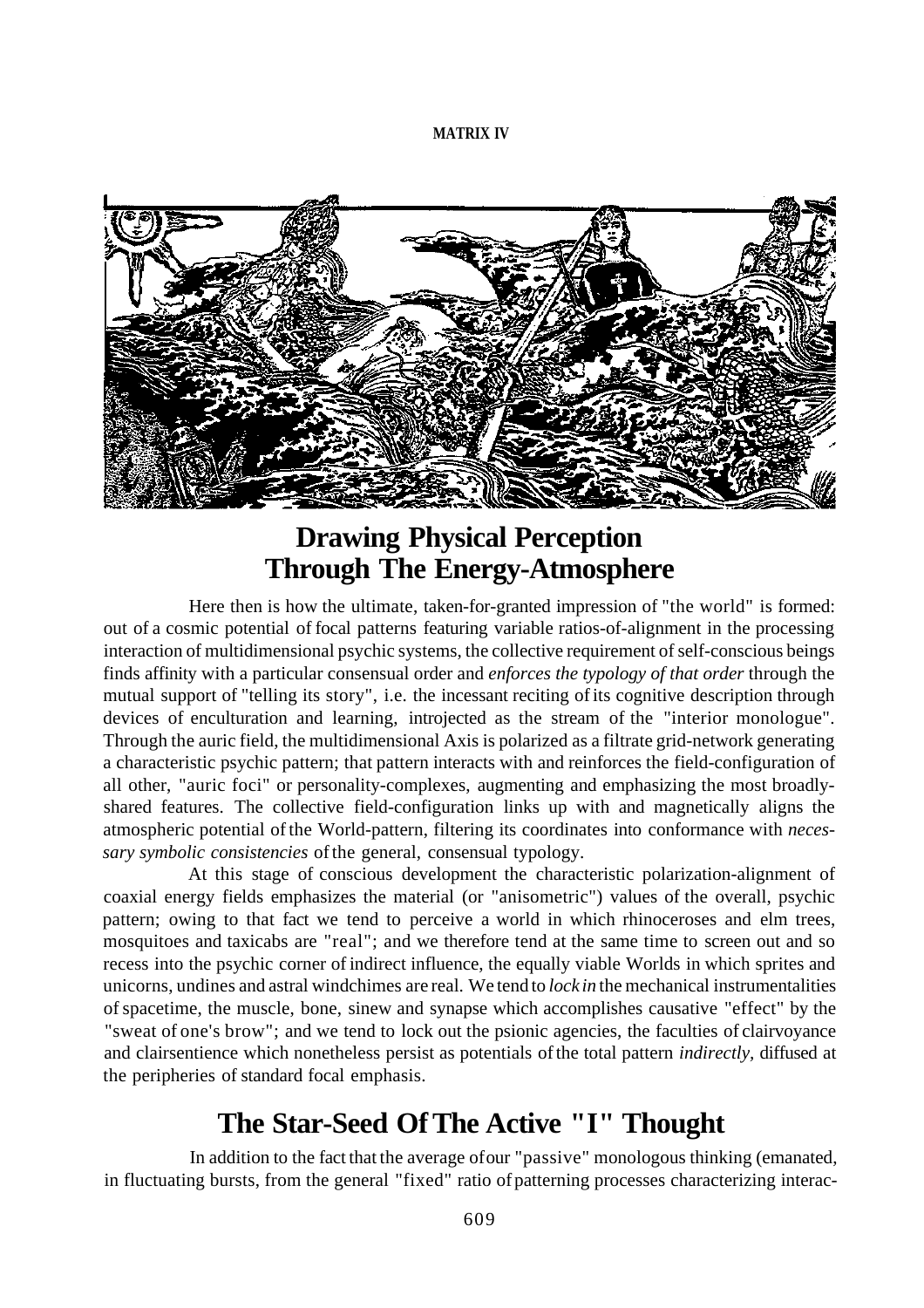## Drawing Physical Perception Through The Energy-Atmosphere

Here then is how the ultimate, taken-for-granted impression of "the world" is formed: out of a cosmic potential of focal patterns featuring variable ratios-of-alignment in the processing interaction of multidimensional psychic systems, the collective requirement of self-conscious beings finds affinity with a particular consensual order and *enforces the typology of that order* through the mutual support of "telling its story", i.e. the incessant reciting of its cognitive description through devices of enculturation and learning, introjected as the stream of the "interior monologue". Through the auric field, the multidimensional Axis is polarized as a filtrate grid-network generating a characteristic psychic pattern; that pattern interacts with and reinforces the field-configuration of all other, "auric foci" or personality-complexes, augmenting and emphasizing the most broadly-shared features. The collective field-configuration links up with and magnetically aligns the atmospheric potential of the World-pattern, filtering its coordinates into conformance with *necessary symbolic consistencies* of the general, consensual typology.

At this stage of conscious development the characteristic polarization-alignment of coaxial energy fields emphasizes the material (or "anisometric") values of the overall, psychic pattern; owing to that fact we tend to perceive a world in which rhinoceroses and elm trees, mosquitoes and taxicabs are "real"; and we therefore tend at the same time to screen out and so recess into the psychic corner of indirect influence, the equally viable Worlds in which sprites and unicorns, undines and astral windchimes are real. We tend to *lock in* the mechanical instrumentalities of spacetime, the muscle, bone, sinew and synapse which accomplishes causative "effect" by the "sweat of one's brow"; and we tend to lock out the psionic agencies, the faculties of clairvoyance and clairsentience which nonetheless persist as potentials of the total pattern *indirectly*, diffused at the peripheries of standard focal emphasis.

## The Star-Seed Of The Active "I" Thought

In addition to the fact that the average of our "passive" monologous thinking (emanated, in fluctuating bursts, from the general "fixed" ratio of patterning processes characterizing interac-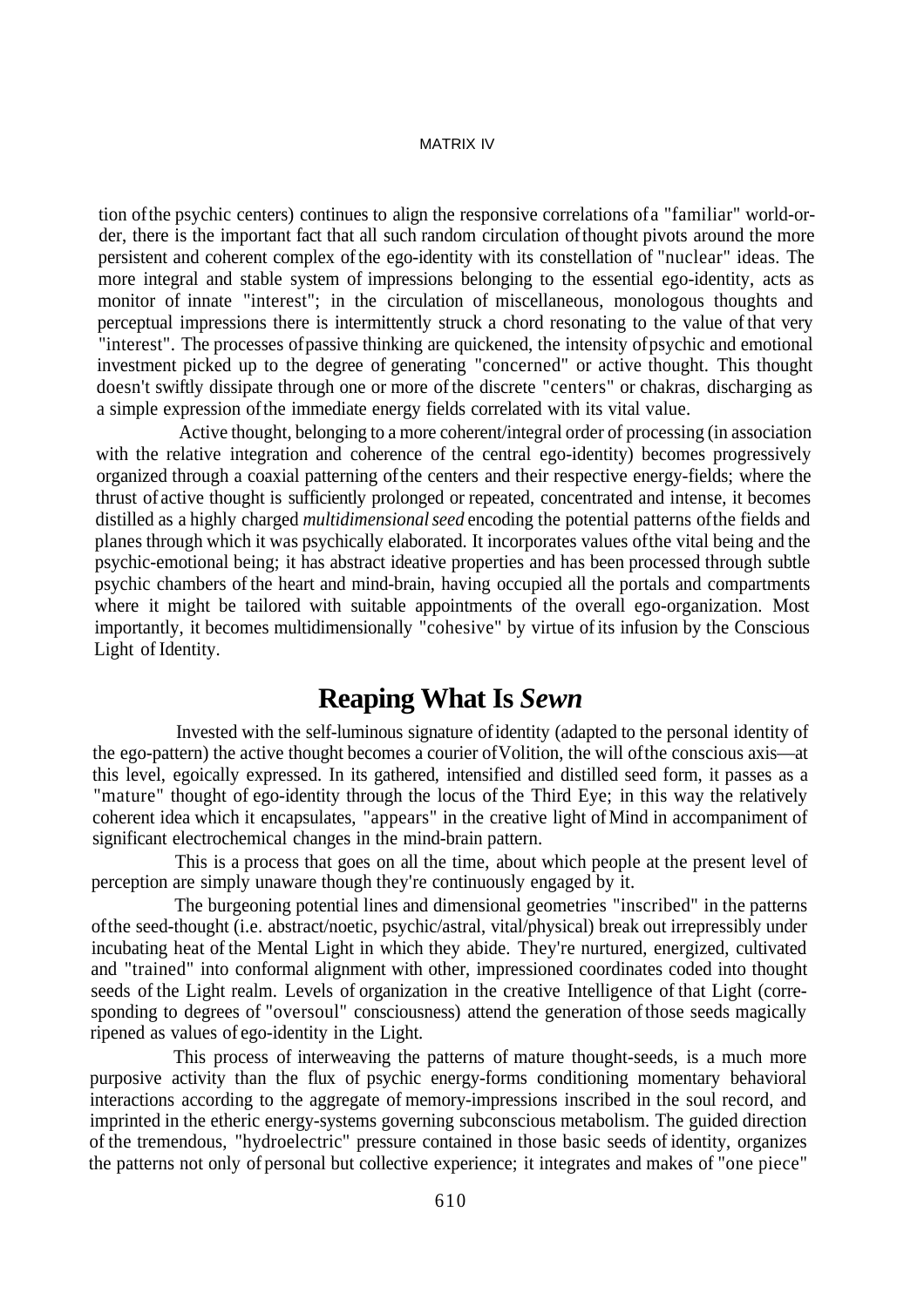tion of the psychic centers) continues to align the responsive correlations of a "familiar" world-order, there is the important fact that all such random circulation of thought pivots around the more persistent and coherent complex of the ego-identity with its constellation of "nuclear" ideas. The more integral and stable system of impressions belonging to the essential ego-identity, acts as monitor of innate "interest"; in the circulation of miscellaneous, monologous thoughts and perceptual impressions there is intermittently struck a chord resonating to the value of that very "interest". The processes of passive thinking are quickened, the intensity of psychic and emotional investment picked up to the degree of generating "concerned" or active thought. This thought doesn't swiftly dissipate through one or more of the discrete "centers" or chakras, discharging as a simple expression of the immediate energy fields correlated with its vital value.

Active thought, belonging to a more coherent/integral order of processing (in association with the relative integration and coherence of the central ego-identity) becomes progressively organized through a coaxial patterning of the centers and their respective energy-fields; where the thrust of active thought is sufficiently prolonged or repeated, concentrated and intense, it becomes distilled as a highly charged *multidimensional seed* encoding the potential patterns of the fields and planes through which it was psychically elaborated. It incorporates values of the vital being and the psychic-emotional being; it has abstract ideative properties and has been processed through subtle psychic chambers of the heart and mind-brain, having occupied all the portals and compartments where it might be tailored with suitable appointments of the overall ego-organization. Most importantly, it becomes multidimensionally "cohesive" by virtue of its infusion by the Conscious Light of Identity.

## Reaping What Is *Sewn*

Invested with the self-luminous signature of identity (adapted to the personal identity of the ego-pattern) the active thought becomes a courier of Volition, the will of the conscious axis—at this level, egoically expressed. In its gathered, intensified and distilled seed form, it passes as a "mature" thought of ego-identity through the locus of the Third Eye; in this way the relatively coherent idea which it encapsulates, "appears" in the creative light of Mind in accompaniment of significant electrochemical changes in the mind-brain pattern.

This is a process that goes on all the time, about which people at the present level of perception are simply unaware though they're continuously engaged by it.

The burgeoning potential lines and dimensional geometries "inscribed" in the patterns of the seed-thought (i.e. abstract/noetic, psychic/astral, vital/physical) break out irrepressibly under incubating heat of the Mental Light in which they abide. They're nurtured, energized, cultivated and "trained" into conformal alignment with other, impressioned coordinates coded into thought seeds of the Light realm. Levels of organization in the creative Intelligence of that Light (corresponding to degrees of "oversoul" consciousness) attend the generation of those seeds magically ripened as values of ego-identity in the Light.

This process of interweaving the patterns of mature thought-seeds, is a much more purposive activity than the flux of psychic energy-forms conditioning momentary behavioral interactions according to the aggregate of memory-impressions inscribed in the soul record, and imprinted in the etheric energy-systems governing subconscious metabolism. The guided direction of the tremendous, "hydroelectric" pressure contained in those basic seeds of identity, organizes the patterns not only of personal but collective experience; it integrates and makes of "one piece"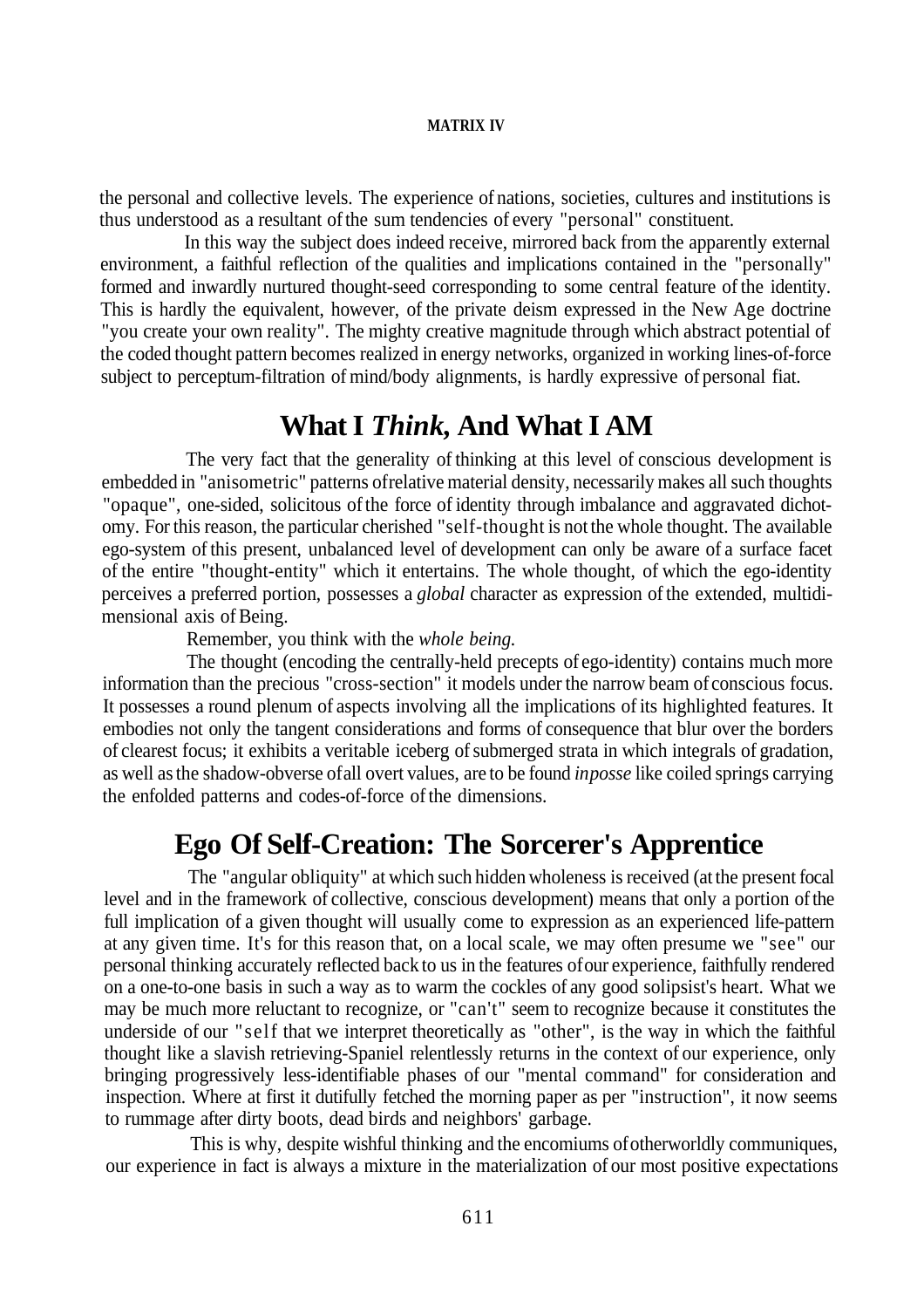the personal and collective levels. The experience of nations, societies, cultures and institutions is thus understood as a resultant of the sum tendencies of every "personal" constituent.

In this way the subject does indeed receive, mirrored back from the apparently external environment, a faithful reflection of the qualities and implications contained in the "personally" formed and inwardly nurtured thought-seed corresponding to some central feature of the identity. This is hardly the equivalent, however, of the private deism expressed in the New Age doctrine "you create your own reality". The mighty creative magnitude through which abstract potential of the coded thought pattern becomes realized in energy networks, organized in working lines-of-force subject to perceptum-filtration of mind/body alignments, is hardly expressive of personal fiat.

## What I *Think*, And What I AM

The very fact that the generality of thinking at this level of conscious development is embedded in "anisometric" patterns of relative material density, necessarily makes all such thoughts "opaque", one-sided, solicitous of the force of identity through imbalance and aggravated dichotomy. For this reason, the particular cherished "self-thought is not the whole thought. The available ego-system of this present, unbalanced level of development can only be aware of a surface facet of the entire "thought-entity" which it entertains. The whole thought, of which the ego-identity perceives a preferred portion, possesses a *global* character as expression of the extended, multidimensional axis of Being.

Remember, you think with the *whole being.*

The thought (encoding the centrally-held precepts of ego-identity) contains much more information than the precious "cross-section" it models under the narrow beam of conscious focus. It possesses a round plenum of aspects involving all the implications of its highlighted features. It embodies not only the tangent considerations and forms of consequence that blur over the borders of clearest focus; it exhibits a veritable iceberg of submerged strata in which integrals of gradation, as well as the shadow-obverse of all overt values, are to be found *inposse* like coiled springs carrying the enfolded patterns and codes-of-force of the dimensions.

## Ego Of Self-Creation: The Sorcerer's Apprentice

The "angular obliquity" at which such hidden wholeness is received (at the present focal level and in the framework of collective, conscious development) means that only a portion of the full implication of a given thought will usually come to expression as an experienced life-pattern at any given time. It's for this reason that, on a local scale, we may often presume we "see" our personal thinking accurately reflected back to us in the features of our experience, faithfully rendered on a one-to-one basis in such a way as to warm the cockles of any good solipsist's heart. What we may be much more reluctant to recognize, or "can't" seem to recognize because it constitutes the underside of our "self that we interpret theoretically as "other", is the way in which the faithful thought like a slavish retrieving-Spaniel relentlessly returns in the context of our experience, only bringing progressively less-identifiable phases of our "mental command" for consideration and inspection. Where at first it dutifully fetched the morning paper as per "instruction", it now seems to rummage after dirty boots, dead birds and neighbors' garbage.

This is why, despite wishful thinking and the encomiums of otherworldly communiques, our experience in fact is always a mixture in the materialization of our most positive expectations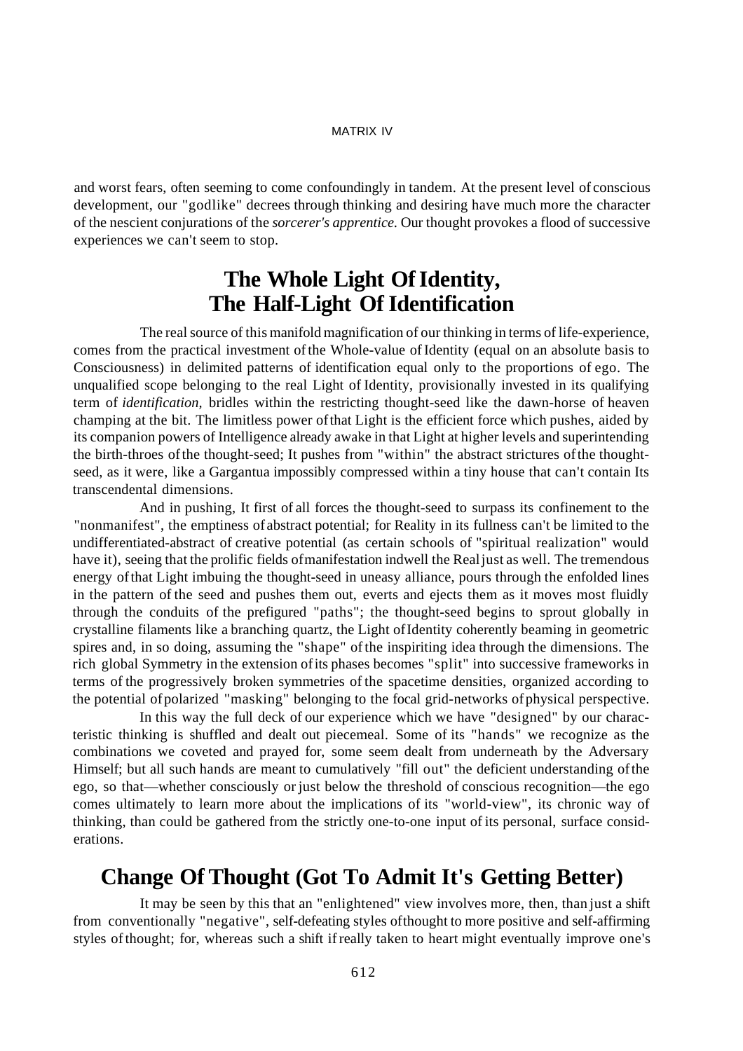and worst fears, often seeming to come confoundingly in tandem. At the present level of conscious development, our "godlike" decrees through thinking and desiring have much more the character of the nescient conjurations of the *sorcerer's apprentice.* Our thought provokes a flood of successive experiences we can't seem to stop.

## The Whole Light Of Identity, The Half-Light Of Identification

The real source of this manifold magnification of our thinking in terms of life-experience, comes from the practical investment of the Whole-value of Identity (equal on an absolute basis to Consciousness) in delimited patterns of identification equal only to the proportions of ego. The unqualified scope belonging to the real Light of Identity, provisionally invested in its qualifying term of *identification,* bridles within the restricting thought-seed like the dawn-horse of heaven champing at the bit. The limitless power of that Light is the efficient force which pushes, aided by its companion powers of Intelligence already awake in that Light at higher levels and superintending the birth-throes of the thought-seed; It pushes from "within" the abstract strictures of the thought-seed, as it were, like a Gargantua impossibly compressed within a tiny house that can't contain Its transcendental dimensions.

And in pushing, It first of all forces the thought-seed to surpass its confinement to the "nonmanifest", the emptiness of abstract potential; for Reality in its fullness can't be limited to the undifferentiated-abstract of creative potential (as certain schools of "spiritual realization" would have it), seeing that the prolific fields of manifestation indwell the Real just as well. The tremendous energy of that Light imbuing the thought-seed in uneasy alliance, pours through the enfolded lines in the pattern of the seed and pushes them out, everts and ejects them as it moves most fluidly through the conduits of the prefigured "paths"; the thought-seed begins to sprout globally in crystalline filaments like a branching quartz, the Light of Identity coherently beaming in geometric spires and, in so doing, assuming the "shape" of the inspiriting idea through the dimensions. The rich global Symmetry in the extension of its phases becomes "split" into successive frameworks in terms of the progressively broken symmetries of the spacetime densities, organized according to the potential of polarized "masking" belonging to the focal grid-networks of physical perspective.

In this way the full deck of our experience which we have "designed" by our characteristic thinking is shuffled and dealt out piecemeal. Some of its "hands" we recognize as the combinations we coveted and prayed for, some seem dealt from underneath by the Adversary Himself; but all such hands are meant to cumulatively "fill out" the deficient understanding of the ego, so that—whether consciously or just below the threshold of conscious recognition—the ego comes ultimately to learn more about the implications of its "world-view", its chronic way of thinking, than could be gathered from the strictly one-to-one input of its personal, surface considerations.

## Change Of Thought (Got To Admit It's Getting Better)

It may be seen by this that an "enlightened" view involves more, then, than just a shift from conventionally "negative", self-defeating styles of thought to more positive and self-affirming styles of thought; for, whereas such a shift if really taken to heart might eventually improve one's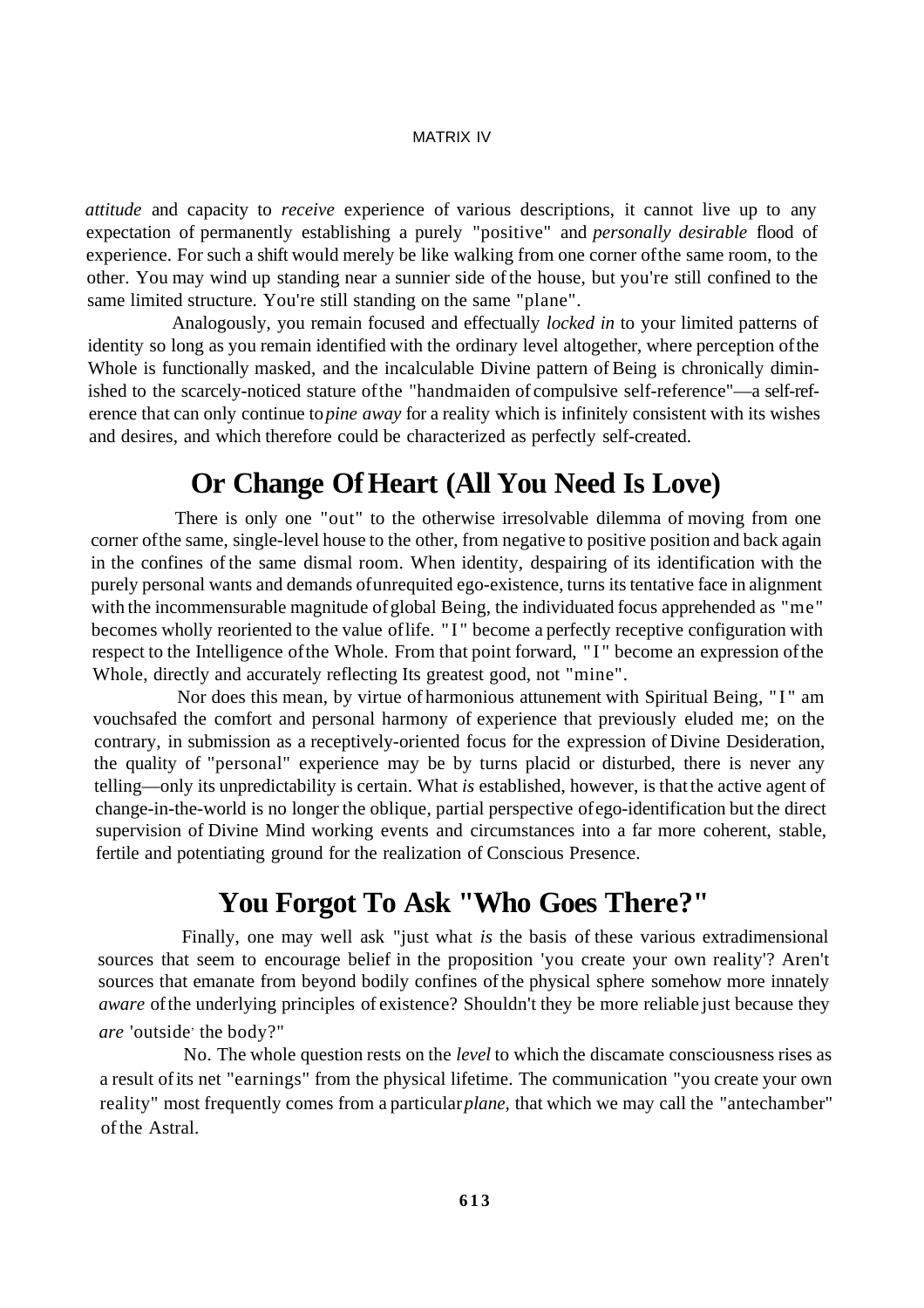*attitude* and capacity to *receive* experience of various descriptions, it cannot live up to any expectation of permanently establishing a purely "positive" and *personally desirable* flood of experience. For such a shift would merely be like walking from one corner of the same room, to the other. You may wind up standing near a sunnier side of the house, but you're still confined to the same limited structure. You're still standing on the same "plane".

Analogously, you remain focused and effectually *locked in* to your limited patterns of identity so long as you remain identified with the ordinary level altogether, where perception of the Whole is functionally masked, and the incalculable Divine pattern of Being is chronically diminished to the scarcely-noticed stature of the "handmaiden of compulsive self-reference"—a self-reference that can only continue to *pine away* for a reality which is infinitely consistent with its wishes and desires, and which therefore could be characterized as perfectly self-created.

## Or Change Of Heart (All You Need Is Love)

There is only one "out" to the otherwise irresolvable dilemma of moving from one corner of the same, single-level house to the other, from negative to positive position and back again in the confines of the same dismal room. When identity, despairing of its identification with the purely personal wants and demands of unrequited ego-existence, turns its tentative face in alignment with the incommensurable magnitude of global Being, the individuated focus apprehended as "me" becomes wholly reoriented to the value of life. "I" become a perfectly receptive configuration with respect to the Intelligence of the Whole. From that point forward, "I" become an expression of the Whole, directly and accurately reflecting Its greatest good, not "mine".

Nor does this mean, by virtue of harmonious attunement with Spiritual Being, "I" am vouchsafed the comfort and personal harmony of experience that previously eluded me; on the contrary, in submission as a receptively-oriented focus for the expression of Divine Desideration, the quality of "personal" experience may be by turns placid or disturbed, there is never any telling—only its unpredictability is certain. What *is* established, however, is that the active agent of change-in-the-world is no longer the oblique, partial perspective of ego-identification but the direct supervision of Divine Mind working events and circumstances into a far more coherent, stable, fertile and potentiating ground for the realization of Conscious Presence.

## You Forgot To Ask "Who Goes There?"

Finally, one may well ask "just what *is* the basis of these various extradimensional sources that seem to encourage belief in the proposition 'you create your own reality'? Aren't sources that emanate from beyond bodily confines of the physical sphere somehow more innately *aware* of the underlying principles of existence? Shouldn't they be more reliable just because they *are* 'outside' the body?"

No. The whole question rests on the *level* to which the discarnate consciousness rises as a result of its net "earnings" from the physical lifetime. The communication "you create your own reality" most frequently comes from a particular *plane*, that which we may call the "antechamber" of the Astral.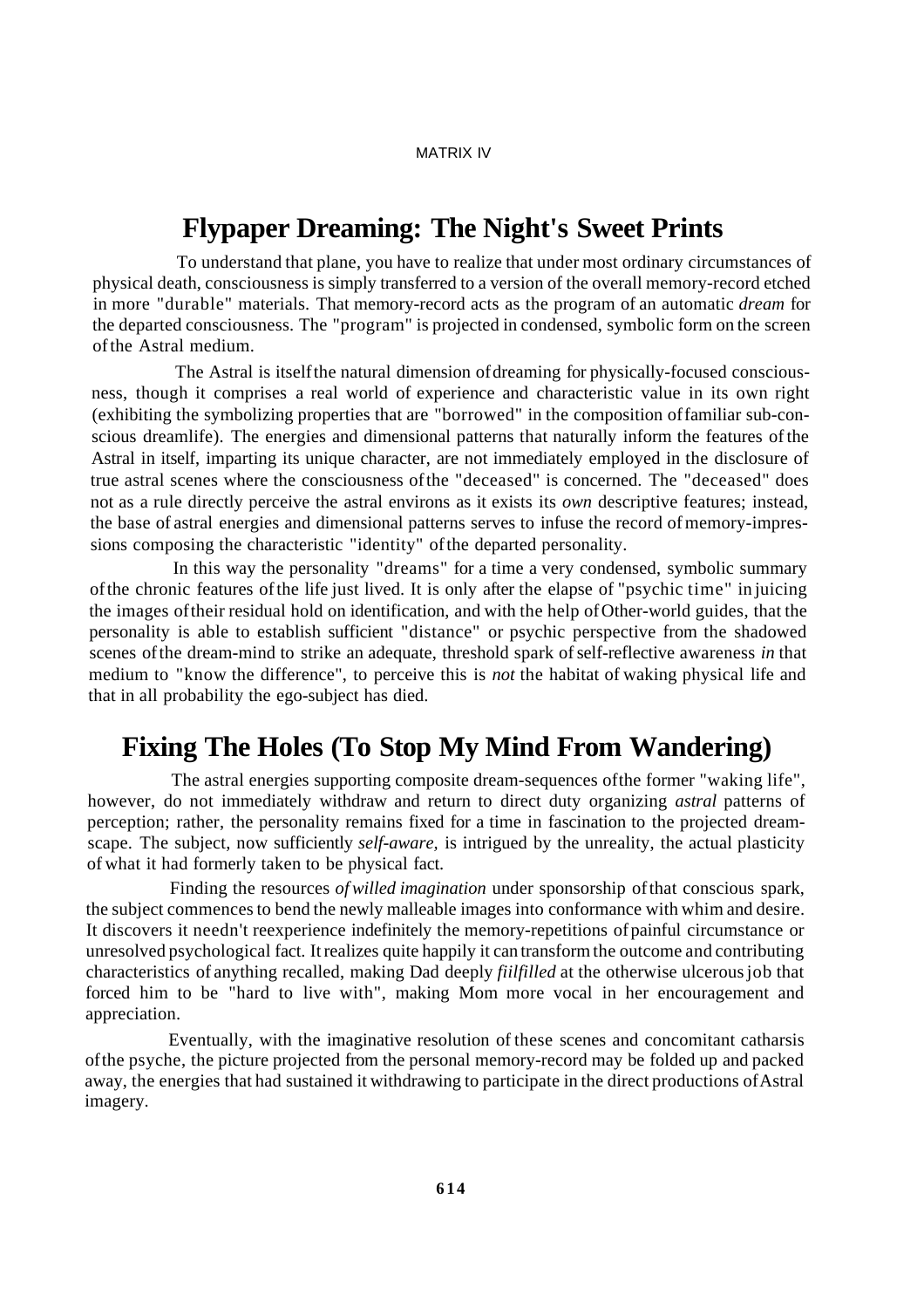## Flypaper Dreaming: The Night's Sweet Prints

To understand that plane, you have to realize that under most ordinary circumstances of physical death, consciousness is simply transferred to a version of the overall memory-record etched in more "durable" materials. That memory-record acts as the program of an automatic *dream* for the departed consciousness. The "program" is projected in condensed, symbolic form on the screen of the Astral medium.

The Astral is itself the natural dimension of dreaming for physically-focused consciousness, though it comprises a real world of experience and characteristic value in its own right (exhibiting the symbolizing properties that are "borrowed" in the composition of familiar sub-conscious dreamlife). The energies and dimensional patterns that naturally inform the features of the Astral in itself, imparting its unique character, are not immediately employed in the disclosure of true astral scenes where the consciousness of the "deceased" is concerned. The "deceased" does not as a rule directly perceive the astral environs as it exists its *own* descriptive features; instead, the base of astral energies and dimensional patterns serves to infuse the record of memory-impressions composing the characteristic "identity" of the departed personality.

In this way the personality "dreams" for a time a very condensed, symbolic summary of the chronic features of the life just lived. It is only after the elapse of "psychic time" in juicing the images of their residual hold on identification, and with the help of Other-world guides, that the personality is able to establish sufficient "distance" or psychic perspective from the shadowed scenes of the dream-mind to strike an adequate, threshold spark of self-reflective awareness *in* that medium to "know the difference", to perceive this is *not* the habitat of waking physical life and that in all probability the ego-subject has died.

## Fixing The Holes (To Stop My Mind From Wandering)

The astral energies supporting composite dream-sequences of the former "waking life", however, do not immediately withdraw and return to direct duty organizing *astral* patterns of perception; rather, the personality remains fixed for a time in fascination to the projected dream-scape. The subject, now sufficiently *self-aware,* is intrigued by the unreality, the actual plasticity of what it had formerly taken to be physical fact.

Finding the resources *of willed imagination* under sponsorship of that conscious spark, the subject commences to bend the newly malleable images into conformance with whim and desire. It discovers it needn't reexperience indefinitely the memory-repetitions of painful circumstance or unresolved psychological fact. It realizes quite happily it can transform the outcome and contributing characteristics of anything recalled, making Dad deeply *fiilfilled* at the otherwise ulcerous job that forced him to be "hard to live with", making Mom more vocal in her encouragement and appreciation.

Eventually, with the imaginative resolution of these scenes and concomitant catharsis of the psyche, the picture projected from the personal memory-record may be folded up and packed away, the energies that had sustained it withdrawing to participate in the direct productions of Astral imagery.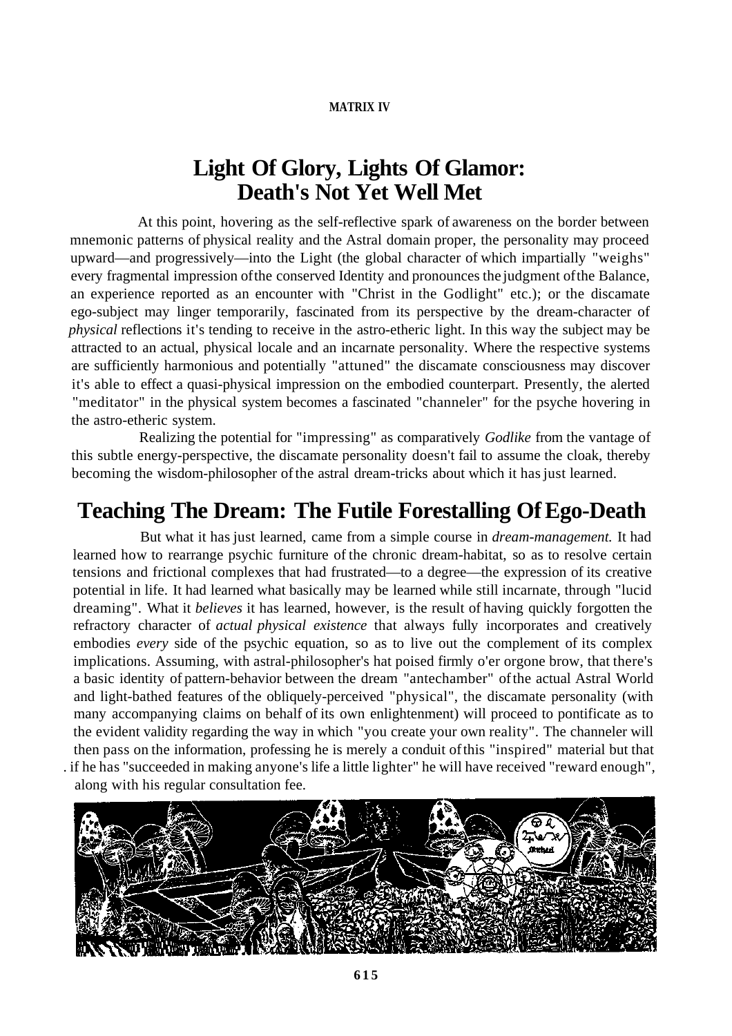**MATRIX IV**

# Light Of Glory, Lights Of Glamor: Death's Not Yet Well Met

At this point, hovering as the self-reflective spark of awareness on the border between mnemonic patterns of physical reality and the Astral domain proper, the personality may proceed upward—and progressively—into the Light (the global character of which impartially "weighs" every fragmental impression of the conserved Identity and pronounces the judgment of the Balance, an experience reported as an encounter with "Christ in the Godlight" etc.); or the discamate ego-subject may linger temporarily, fascinated from its perspective by the dream-character of *physical* reflections it's tending to receive in the astro-etheric light. In this way the subject may be attracted to an actual, physical locale and an incarnate personality. Where the respective systems are sufficiently harmonious and potentially "attuned" the discamate consciousness may discover it's able to effect a quasi-physical impression on the embodied counterpart. Presently, the alerted "meditator" in the physical system becomes a fascinated "channeler" for the psyche hovering in the astro-etheric system.

Realizing the potential for "impressing" as comparatively *Godlike* from the vantage of this subtle energy-perspective, the discamate personality doesn't fail to assume the cloak, thereby becoming the wisdom-philosopher of the astral dream-tricks about which it has just learned.

# Teaching The Dream: The Futile Forestalling Of Ego-Death

But what it has just learned, came from a simple course in *dream-management.* It had learned how to rearrange psychic furniture of the chronic dream-habitat, so as to resolve certain tensions and frictional complexes that had frustrated—to a degree—the expression of its creative potential in life. It had learned what basically may be learned while still incarnate, through "lucid dreaming". What it *believes* it has learned, however, is the result of having quickly forgotten the refractory character of *actual physical existence* that always fully incorporates and creatively embodies *every* side of the psychic equation, so as to live out the complement of its complex implications. Assuming, with astral-philosopher's hat poised firmly o'er orgone brow, that there's a basic identity of pattern-behavior between the dream "antechamber" of the actual Astral World and light-bathed features of the obliquely-perceived "physical", the discamate personality (with many accompanying claims on behalf of its own enlightenment) will proceed to pontificate as to the evident validity regarding the way in which "you create your own reality". The channeler will then pass on the information, professing he is merely a conduit of this "inspired" material but that if he has "succeeded in making anyone's life a little lighter" he will have received "reward enough", along with his regular consultation fee.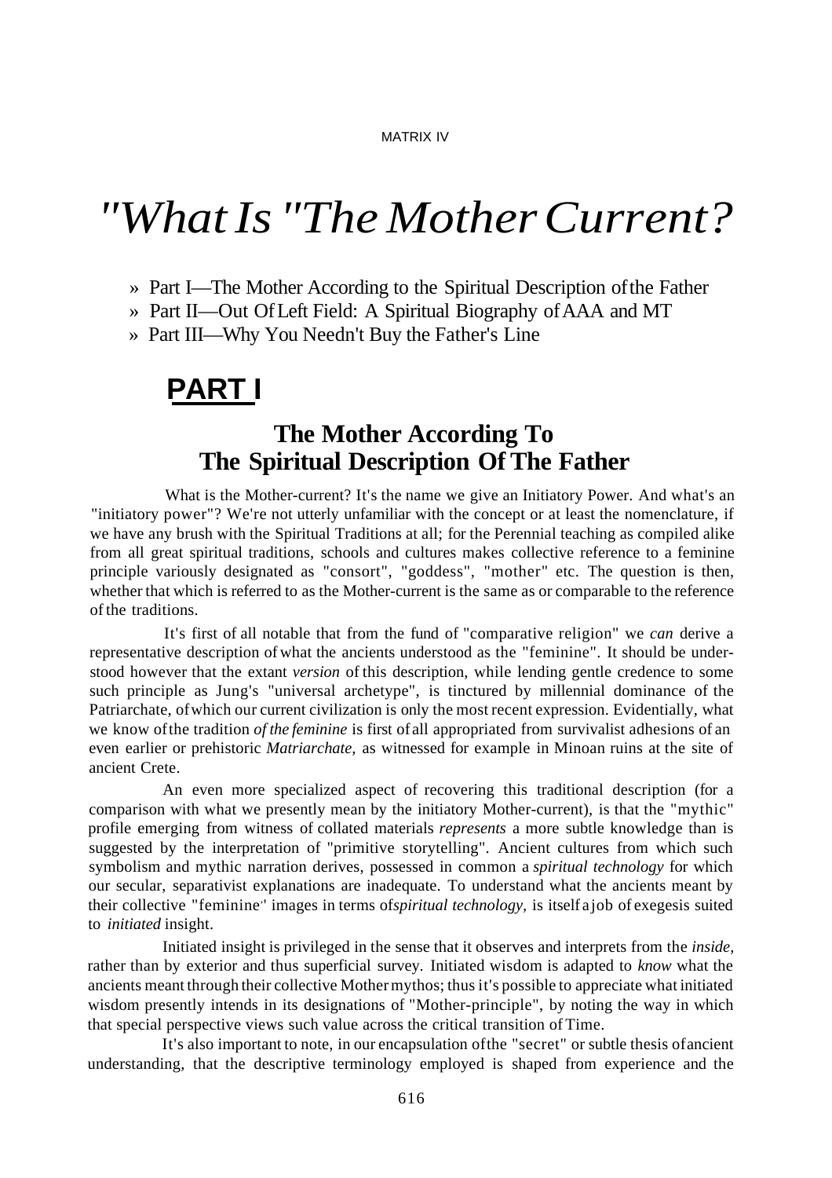# "What Is "The Mother Current?

» Part I—The Mother According to the Spiritual Description of the Father
» Part II—Out Of Left Field: A Spiritual Biography of AAA and MT
» Part III—Why You Needn't Buy the Father's Line

## PART I

### The Mother According To The Spiritual Description Of The Father

What is the Mother-current? It's the name we give an Initiatory Power. And what's an "initiatory power"? We're not utterly unfamiliar with the concept or at least the nomenclature, if we have any brush with the Spiritual Traditions at all; for the Perennial teaching as compiled alike from all great spiritual traditions, schools and cultures makes collective reference to a feminine principle variously designated as "consort", "goddess", "mother" etc. The question is then, whether that which is referred to as the Mother-current is the same as or comparable to the reference of the traditions.

It's first of all notable that from the fund of "comparative religion" we *can* derive a representative description of what the ancients understood as the "feminine". It should be understood however that the extant *version* of this description, while lending gentle credence to some such principle as Jung's "universal archetype", is tinctured by millennial dominance of the Patriarchate, of which our current civilization is only the most recent expression. Evidentially, what we know of the tradition *of the feminine* is first of all appropriated from survivalist adhesions of an even earlier or prehistoric *Matriarchate,* as witnessed for example in Minoan ruins at the site of ancient Crete.

An even more specialized aspect of recovering this traditional description (for a comparison with what we presently mean by the initiatory Mother-current), is that the "mythic" profile emerging from witness of collated materials *represents* a more subtle knowledge than is suggested by the interpretation of "primitive storytelling". Ancient cultures from which such symbolism and mythic narration derives, possessed in common a *spiritual technology* for which our secular, separativist explanations are inadequate. To understand what the ancients meant by their collective "feminine" images in terms of *spiritual technology,* is itself a job of exegesis suited to *initiated* insight.

Initiated insight is privileged in the sense that it observes and interprets from the *inside,* rather than by exterior and thus superficial survey. Initiated wisdom is adapted to *know* what the ancients meant through their collective Mother mythos; thus it's possible to appreciate what initiated wisdom presently intends in its designations of "Mother-principle", by noting the way in which that special perspective views such value across the critical transition of Time.

It's also important to note, in our encapsulation of the "secret" or subtle thesis of ancient understanding, that the descriptive terminology employed is shaped from experience and the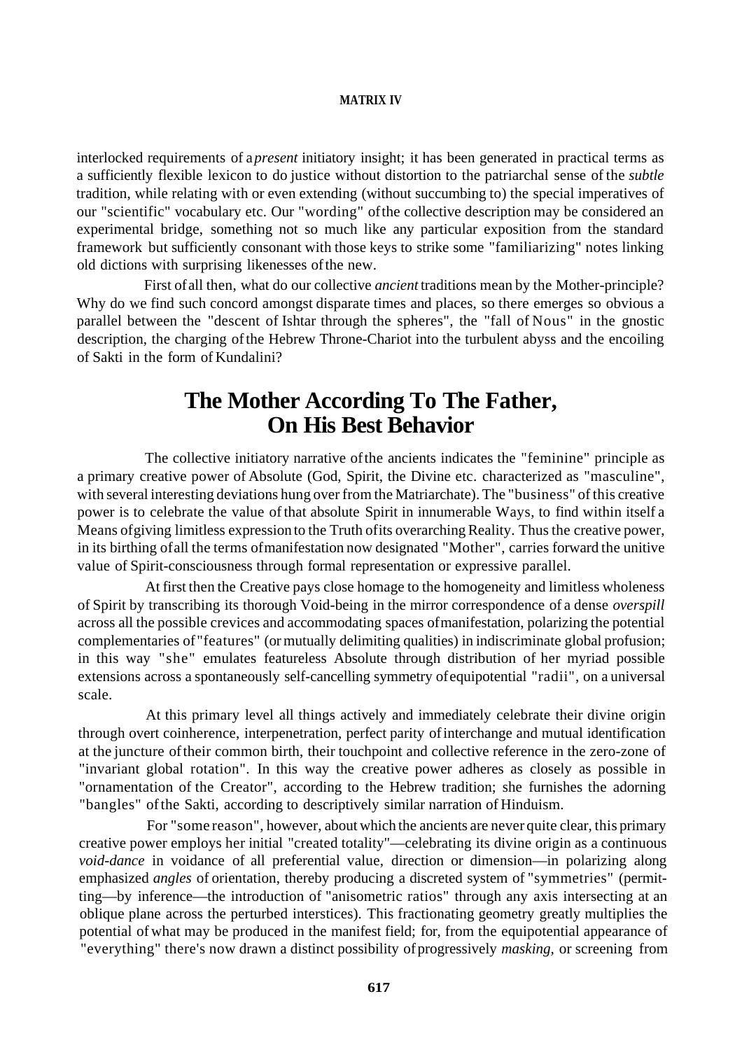interlocked requirements of a *present* initiatory insight; it has been generated in practical terms as a sufficiently flexible lexicon to do justice without distortion to the patriarchal sense of the *subtle* tradition, while relating with or even extending (without succumbing to) the special imperatives of our "scientific" vocabulary etc. Our "wording" of the collective description may be considered an experimental bridge, something not so much like any particular exposition from the standard framework but sufficiently consonant with those keys to strike some "familiarizing" notes linking old dictions with surprising likenesses of the new.

First of all then, what do our collective *ancient* traditions mean by the Mother-principle? Why do we find such concord amongst disparate times and places, so there emerges so obvious a parallel between the "descent of Ishtar through the spheres", the "fall of Nous" in the gnostic description, the charging of the Hebrew Throne-Chariot into the turbulent abyss and the encoiling of Sakti in the form of Kundalini?

## The Mother According To The Father, On His Best Behavior

The collective initiatory narrative of the ancients indicates the "feminine" principle as a primary creative power of Absolute (God, Spirit, the Divine etc. characterized as "masculine", with several interesting deviations hung over from the Matriarchate). The "business" of this creative power is to celebrate the value of that absolute Spirit in innumerable Ways, to find within itself a Means of giving limitless expression to the Truth of its overarching Reality. Thus the creative power, in its birthing of all the terms of manifestation now designated "Mother", carries forward the unitive value of Spirit-consciousness through formal representation or expressive parallel.

At first then the Creative pays close homage to the homogeneity and limitless wholeness of Spirit by transcribing its thorough Void-being in the mirror correspondence of a dense *overspill* across all the possible crevices and accommodating spaces of manifestation, polarizing the potential complementaries of "features" (or mutually delimiting qualities) in indiscriminate global profusion; in this way "she" emulates featureless Absolute through distribution of her myriad possible extensions across a spontaneously self-cancelling symmetry of equipotential "radii", on a universal scale.

At this primary level all things actively and immediately celebrate their divine origin through overt coinherence, interpenetration, perfect parity of interchange and mutual identification at the juncture of their common birth, their touchpoint and collective reference in the zero-zone of "invariant global rotation". In this way the creative power adheres as closely as possible in "ornamentation of the Creator", according to the Hebrew tradition; she furnishes the adorning "bangles" of the Sakti, according to descriptively similar narration of Hinduism.

For "some reason", however, about which the ancients are never quite clear, this primary creative power employs her initial "created totality"—celebrating its divine origin as a continuous *void-dance* in voidance of all preferential value, direction or dimension—in polarizing along emphasized *angles* of orientation, thereby producing a discreted system of "symmetries" (permitting—by inference—the introduction of "anisometric ratios" through any axis intersecting at an oblique plane across the perturbed interstices). This fractionating geometry greatly multiplies the potential of what may be produced in the manifest field; for, from the equipotential appearance of "everything" there's now drawn a distinct possibility of progressively *masking*, or screening from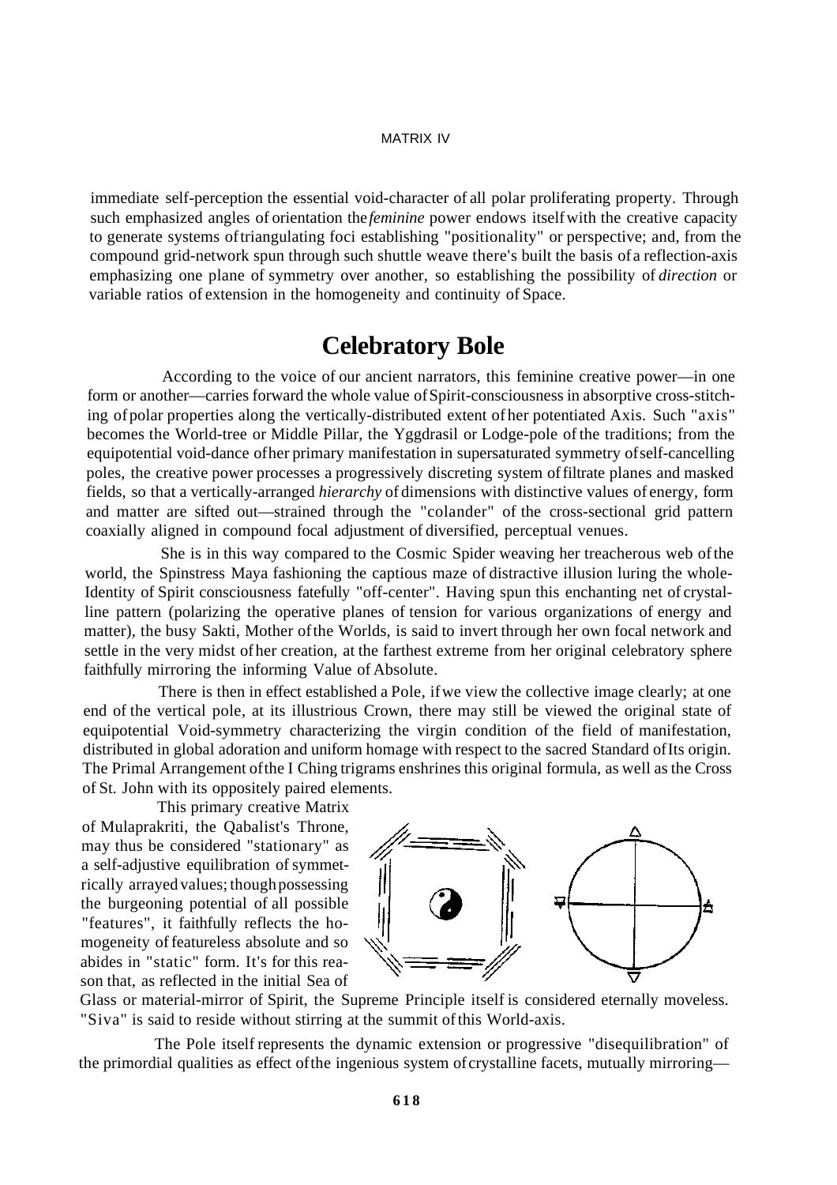immediate self-perception the essential void-character of all polar proliferating property. Through such emphasized angles of orientation the *feminine* power endows itself with the creative capacity to generate systems of triangulating foci establishing "positionality" or perspective; and, from the compound grid-network spun through such shuttle weave there's built the basis of a reflection-axis emphasizing one plane of symmetry over another, so establishing the possibility of *direction* or variable ratios of extension in the homogeneity and continuity of Space.

## Celebratory Bole

According to the voice of our ancient narrators, this feminine creative power—in one form or another—carries forward the whole value of Spirit-consciousness in absorptive cross-stitching of polar properties along the vertically-distributed extent of her potentiated Axis. Such "axis" becomes the World-tree or Middle Pillar, the Yggdrasil or Lodge-pole of the traditions; from the equipotential void-dance of her primary manifestation in supersaturated symmetry of self-cancelling poles, the creative power processes a progressively discreting system of filtrate planes and masked fields, so that a vertically-arranged *hierarchy* of dimensions with distinctive values of energy, form and matter are sifted out—strained through the "colander" of the cross-sectional grid pattern coaxially aligned in compound focal adjustment of diversified, perceptual venues.

She is in this way compared to the Cosmic Spider weaving her treacherous web of the world, the Spinstress Maya fashioning the captious maze of distractive illusion luring the whole-Identity of Spirit consciousness fatefully "off-center". Having spun this enchanting net of crystalline pattern (polarizing the operative planes of tension for various organizations of energy and matter), the busy Sakti, Mother of the Worlds, is said to invert through her own focal network and settle in the very midst of her creation, at the farthest extreme from her original celebratory sphere faithfully mirroring the informing Value of Absolute.

There is then in effect established a Pole, if we view the collective image clearly; at one end of the vertical pole, at its illustrious Crown, there may still be viewed the original state of equipotential Void-symmetry characterizing the virgin condition of the field of manifestation, distributed in global adoration and uniform homage with respect to the sacred Standard of Its origin. The Primal Arrangement of the I Ching trigrams enshrines this original formula, as well as the Cross of St. John with its oppositely paired elements.

This primary creative Matrix of Mulaprakriti, the Qabalist's Throne, may thus be considered "stationary" as a self-adjustive equilibration of symmetrically arrayed values; though possessing the burgeoning potential of all possible "features", it faithfully reflects the homogeneity of featureless absolute and so abides in "static" form. It's for this reason that, as reflected in the initial Sea of Glass or material-mirror of Spirit, the Supreme Principle itself is considered eternally moveless. "Siva" is said to reside without stirring at the summit of this World-axis.

The Pole itself represents the dynamic extension or progressive "disequilibration" of the primordial qualities as effect of the ingenious system of crystalline facets, mutually mirroring—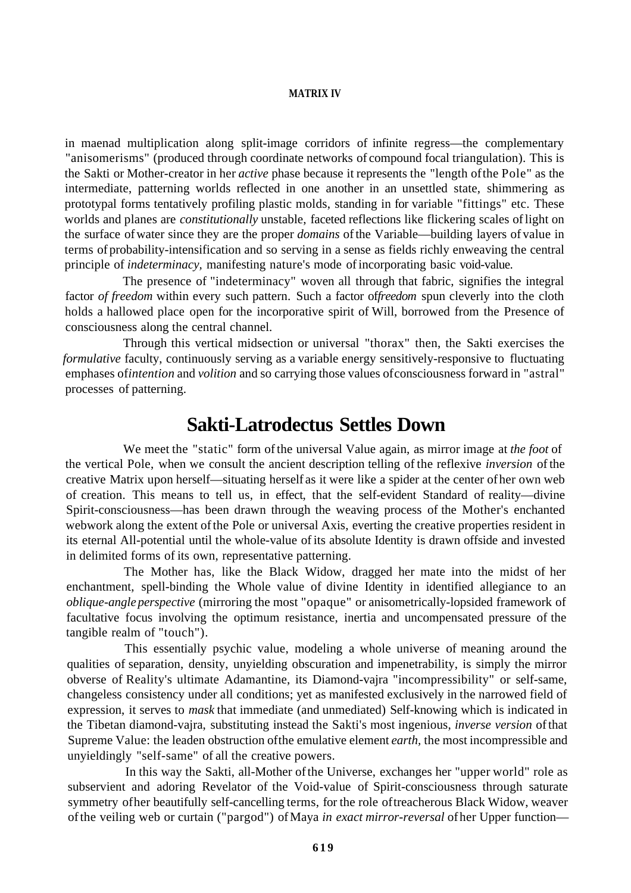in maenad multiplication along split-image corridors of infinite regress—the complementary "anisomerisms" (produced through coordinate networks of compound focal triangulation). This is the Sakti or Mother-creator in her *active* phase because it represents the "length of the Pole" as the intermediate, patterning worlds reflected in one another in an unsettled state, shimmering as prototypal forms tentatively profiling plastic molds, standing in for variable "fittings" etc. These worlds and planes are *constitutionally* unstable, faceted reflections like flickering scales of light on the surface of water since they are the proper *domains* of the Variable—building layers of value in terms of probability-intensification and so serving in a sense as fields richly enweaving the central principle of *indeterminacy*, manifesting nature's mode of incorporating basic void-value.

The presence of "indeterminacy" woven all through that fabric, signifies the integral factor *of freedom* within every such pattern. Such a factor of *freedom* spun cleverly into the cloth holds a hallowed place open for the incorporative spirit of Will, borrowed from the Presence of consciousness along the central channel.

Through this vertical midsection or universal "thorax" then, the Sakti exercises the *formulative* faculty, continuously serving as a variable energy sensitively-responsive to fluctuating emphases of *intention* and *volition* and so carrying those values of consciousness forward in "astral" processes of patterning.

## Sakti-Latrodectus Settles Down

We meet the "static" form of the universal Value again, as mirror image at *the foot* of the vertical Pole, when we consult the ancient description telling of the reflexive *inversion* of the creative Matrix upon herself—situating herself as it were like a spider at the center of her own web of creation. This means to tell us, in effect, that the self-evident Standard of reality—divine Spirit-consciousness—has been drawn through the weaving process of the Mother's enchanted webwork along the extent of the Pole or universal Axis, everting the creative properties resident in its eternal All-potential until the whole-value of its absolute Identity is drawn offside and invested in delimited forms of its own, representative patterning.

The Mother has, like the Black Widow, dragged her mate into the midst of her enchantment, spell-binding the Whole value of divine Identity in identified allegiance to an *oblique-angle perspective* (mirroring the most "opaque" or anisometrically-lopsided framework of facultative focus involving the optimum resistance, inertia and uncompensated pressure of the tangible realm of "touch").

This essentially psychic value, modeling a whole universe of meaning around the qualities of separation, density, unyielding obscuration and impenetrability, is simply the mirror obverse of Reality's ultimate Adamantine, its Diamond-vajra "incompressibility" or self-same, changeless consistency under all conditions; yet as manifested exclusively in the narrowed field of expression, it serves to *mask* that immediate (and unmediated) Self-knowing which is indicated in the Tibetan diamond-vajra, substituting instead the Sakti's most ingenious, *inverse version* of that Supreme Value: the leaden obstruction of the emulative element *earth*, the most incompressible and unyieldingly "self-same" of all the creative powers.

In this way the Sakti, all-Mother of the Universe, exchanges her "upper world" role as subservient and adoring Revelator of the Void-value of Spirit-consciousness through saturate symmetry of her beautifully self-cancelling terms, for the role of treacherous Black Widow, weaver of the veiling web or curtain ("pargod") of Maya *in exact mirror-reversal* of her Upper function—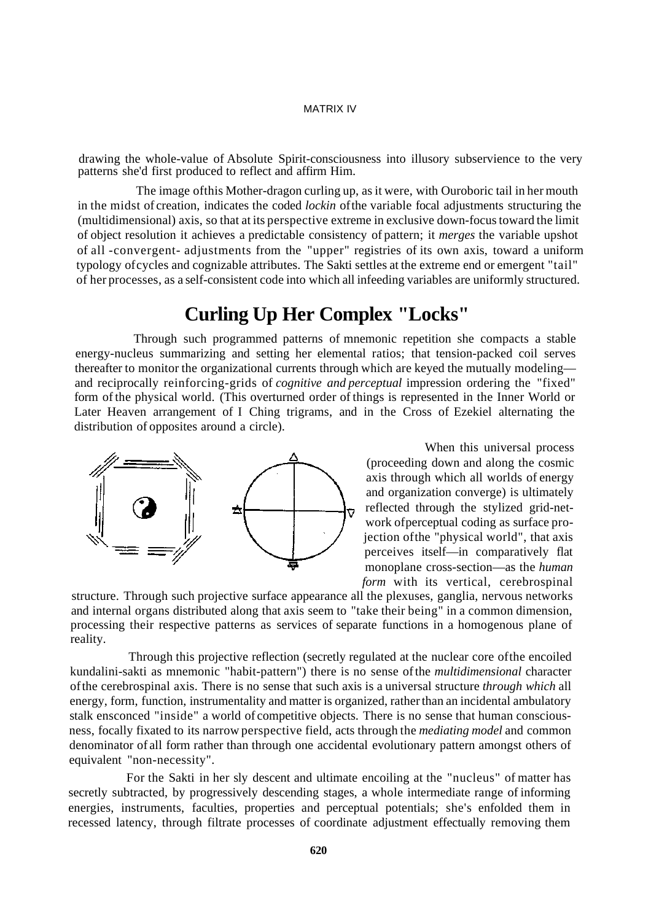drawing the whole-value of Absolute Spirit-consciousness into illusory subservience to the very patterns she'd first produced to reflect and affirm Him.

The image ofthis Mother-dragon curling up, as it were, with Ouroboric tail in her mouth in the midst of creation, indicates the coded *lockin* ofthe variable focal adjustments structuring the (multidimensional) axis, so that at its perspective extreme in exclusive down-focus toward the limit of object resolution it achieves a predictable consistency of pattern; it *merges* the variable upshot of all -convergent- adjustments from the "upper" registries of its own axis, toward a uniform typology ofcycles and cognizable attributes. The Sakti settles at the extreme end or emergent "tail" of her processes, as a self-consistent code into which all infeeding variables are uniformly structured.

## Curling Up Her Complex "Locks"

Through such programmed patterns of mnemonic repetition she compacts a stable energy-nucleus summarizing and setting her elemental ratios; that tension-packed coil serves thereafter to monitor the organizational currents through which are keyed the mutually modeling—and reciprocally reinforcing-grids of *cognitive and perceptual* impression ordering the "fixed" form of the physical world. (This overturned order of things is represented in the Inner World or Later Heaven arrangement of I Ching trigrams, and in the Cross of Ezekiel alternating the distribution of opposites around a circle).

When this universal process (proceeding down and along the cosmic axis through which all worlds of energy and organization converge) is ultimately reflected through the stylized grid-network ofperceptual coding as surface projection ofthe "physical world", that axis perceives itself—in comparatively flat monoplane cross-section—as the *human form* with its vertical, cerebrospinal structure. Through such projective surface appearance all the plexuses, ganglia, nervous networks and internal organs distributed along that axis seem to "take their being" in a common dimension, processing their respective patterns as services of separate functions in a homogenous plane of reality.

Through this projective reflection (secretly regulated at the nuclear core ofthe encoiled kundalini-sakti as mnemonic "habit-pattern") there is no sense ofthe *multidimensional* character ofthe cerebrospinal axis. There is no sense that such axis is a universal structure *through which* all energy, form, function, instrumentality and matter is organized, rather than an incidental ambulatory stalk ensconced "inside" a world of competitive objects. There is no sense that human consciousness, focally fixated to its narrow perspective field, acts through the *mediating model* and common denominator of all form rather than through one accidental evolutionary pattern amongst others of equivalent "non-necessity".

For the Sakti in her sly descent and ultimate encoiling at the "nucleus" of matter has secretly subtracted, by progressively descending stages, a whole intermediate range of informing energies, instruments, faculties, properties and perceptual potentials; she's enfolded them in recessed latency, through filtrate processes of coordinate adjustment effectually removing them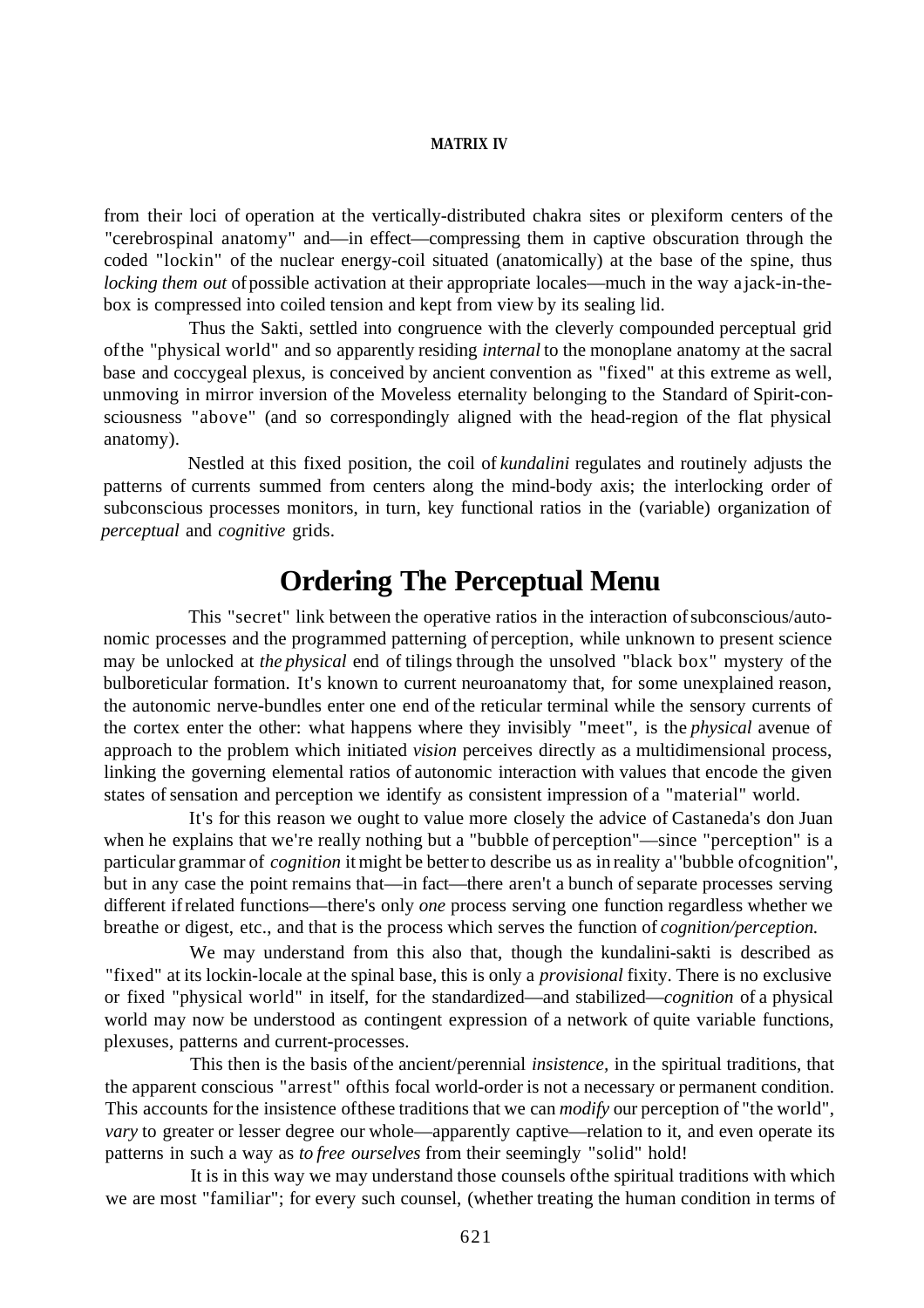from their loci of operation at the vertically-distributed chakra sites or plexiform centers of the "cerebrospinal anatomy" and—in effect—compressing them in captive obscuration through the coded "lockin" of the nuclear energy-coil situated (anatomically) at the base of the spine, thus *locking them out* of possible activation at their appropriate locales—much in the way a jack-in-the-box is compressed into coiled tension and kept from view by its sealing lid.

Thus the Sakti, settled into congruence with the cleverly compounded perceptual grid of the "physical world" and so apparently residing *internal* to the monoplane anatomy at the sacral base and coccygeal plexus, is conceived by ancient convention as "fixed" at this extreme as well, unmoving in mirror inversion of the Moveless eternality belonging to the Standard of Spirit-consciousness "above" (and so correspondingly aligned with the head-region of the flat physical anatomy).

Nestled at this fixed position, the coil of *kundalini* regulates and routinely adjusts the patterns of currents summed from centers along the mind-body axis; the interlocking order of subconscious processes monitors, in turn, key functional ratios in the (variable) organization of *perceptual* and *cognitive* grids.

## Ordering The Perceptual Menu

This "secret" link between the operative ratios in the interaction of subconscious/autonomic processes and the programmed patterning of perception, while unknown to present science may be unlocked at *the physical* end of tilings through the unsolved "black box" mystery of the bulboreticular formation. It's known to current neuroanatomy that, for some unexplained reason, the autonomic nerve-bundles enter one end of the reticular terminal while the sensory currents of the cortex enter the other: what happens where they invisibly "meet", is the *physical* avenue of approach to the problem which initiated *vision* perceives directly as a multidimensional process, linking the governing elemental ratios of autonomic interaction with values that encode the given states of sensation and perception we identify as consistent impression of a "material" world.

It's for this reason we ought to value more closely the advice of Castaneda's don Juan when he explains that we're really nothing but a "bubble of perception"—since "perception" is a particular grammar of *cognition* it might be better to describe us as in reality a "bubble of cognition", but in any case the point remains that—in fact—there aren't a bunch of separate processes serving different if related functions—there's only *one* process serving one function regardless whether we breathe or digest, etc., and that is the process which serves the function of *cognition/perception.*

We may understand from this also that, though the kundalini-sakti is described as "fixed" at its lockin-locale at the spinal base, this is only a *provisional* fixity. There is no exclusive or fixed "physical world" in itself, for the standardized—and stabilized—*cognition* of a physical world may now be understood as contingent expression of a network of quite variable functions, plexuses, patterns and current-processes.

This then is the basis of the ancient/perennial *insistence*, in the spiritual traditions, that the apparent conscious "arrest" of this focal world-order is not a necessary or permanent condition. This accounts for the insistence of these traditions that we can *modify* our perception of "the world", *vary* to greater or lesser degree our whole—apparently captive—relation to it, and even operate its patterns in such a way as *to free ourselves* from their seemingly "solid" hold!

It is in this way we may understand those counsels of the spiritual traditions with which we are most "familiar"; for every such counsel, (whether treating the human condition in terms of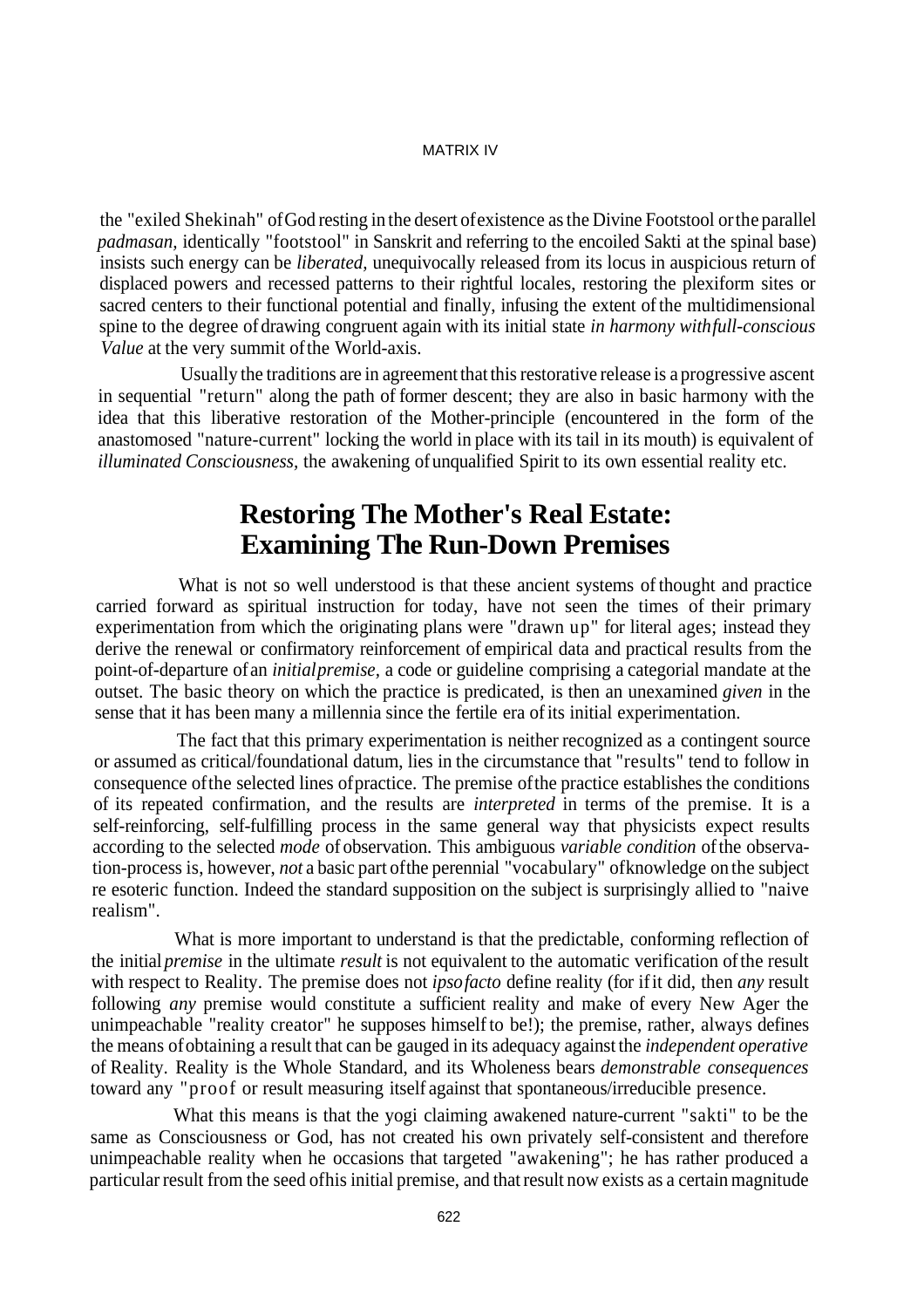the "exiled Shekinah" of God resting in the desert of existence as the Divine Footstool or the parallel *padmasan,* identically "footstool" in Sanskrit and referring to the encoiled Sakti at the spinal base) insists such energy can be *liberated,* unequivocally released from its locus in auspicious return of displaced powers and recessed patterns to their rightful locales, restoring the plexiform sites or sacred centers to their functional potential and finally, infusing the extent of the multidimensional spine to the degree of drawing congruent again with its initial state *in harmony with full-conscious Value* at the very summit of the World-axis.

Usually the traditions are in agreement that this restorative release is a progressive ascent in sequential "return" along the path of former descent; they are also in basic harmony with the idea that this liberative restoration of the Mother-principle (encountered in the form of the anastomosed "nature-current" locking the world in place with its tail in its mouth) is equivalent of *illuminated Consciousness,* the awakening of unqualified Spirit to its own essential reality etc.

## Restoring The Mother's Real Estate: Examining The Run-Down Premises

What is not so well understood is that these ancient systems of thought and practice carried forward as spiritual instruction for today, have not seen the times of their primary experimentation from which the originating plans were "drawn up" for literal ages; instead they derive the renewal or confirmatory reinforcement of empirical data and practical results from the point-of-departure of an *initial premise,* a code or guideline comprising a categorial mandate at the outset. The basic theory on which the practice is predicated, is then an unexamined *given* in the sense that it has been many a millennia since the fertile era of its initial experimentation.

The fact that this primary experimentation is neither recognized as a contingent source or assumed as critical/foundational datum, lies in the circumstance that "results" tend to follow in consequence of the selected lines of practice. The premise of the practice establishes the conditions of its repeated confirmation, and the results are *interpreted* in terms of the premise. It is a self-reinforcing, self-fulfilling process in the same general way that physicists expect results according to the selected *mode* of observation. This ambiguous *variable condition* of the observation-process is, however, *not* a basic part of the perennial "vocabulary" of knowledge on the subject re esoteric function. Indeed the standard supposition on the subject is surprisingly allied to "naive realism".

What is more important to understand is that the predictable, conforming reflection of the initial *premise* in the ultimate *result* is not equivalent to the automatic verification of the result with respect to Reality. The premise does not *ipso facto* define reality (for if it did, then *any* result following *any* premise would constitute a sufficient reality and make of every New Ager the unimpeachable "reality creator" he supposes himself to be!); the premise, rather, always defines the means of obtaining a result that can be gauged in its adequacy against the *independent operative* of Reality. Reality is the Whole Standard, and its Wholeness bears *demonstrable consequences* toward any "proof or result measuring itself against that spontaneous/irreducible presence.

What this means is that the yogi claiming awakened nature-current "sakti" to be the same as Consciousness or God, has not created his own privately self-consistent and therefore unimpeachable reality when he occasions that targeted "awakening"; he has rather produced a particular result from the seed of his initial premise, and that result now exists as a certain magnitude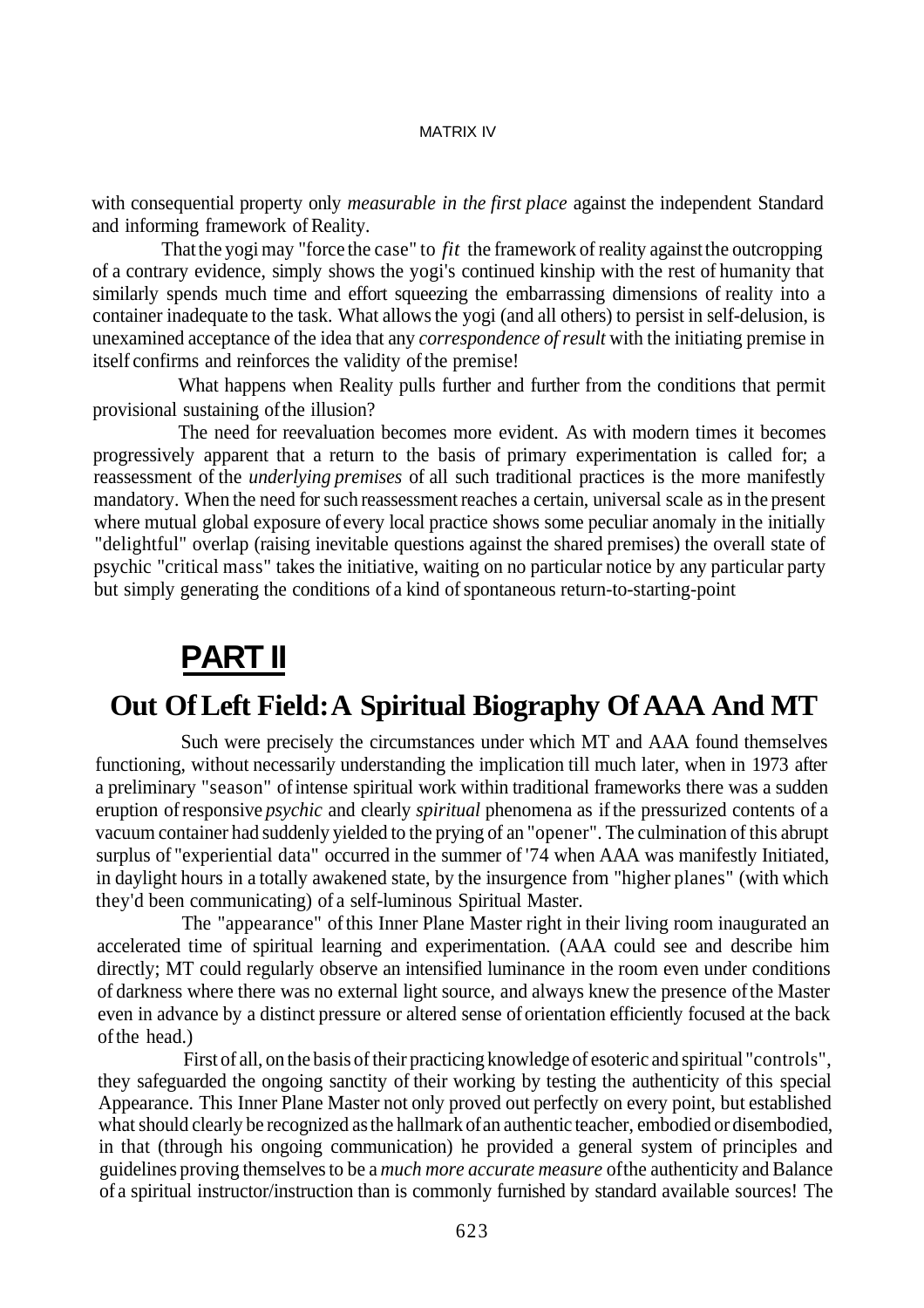with consequential property only *measurable in the first place* against the independent Standard and informing framework of Reality.

That the yogi may "force the case" to *fit* the framework of reality against the outcropping of a contrary evidence, simply shows the yogi's continued kinship with the rest of humanity that similarly spends much time and effort squeezing the embarrassing dimensions of reality into a container inadequate to the task. What allows the yogi (and all others) to persist in self-delusion, is unexamined acceptance of the idea that any *correspondence of result* with the initiating premise in itself confirms and reinforces the validity of the premise!

What happens when Reality pulls further and further from the conditions that permit provisional sustaining of the illusion?

The need for reevaluation becomes more evident. As with modern times it becomes progressively apparent that a return to the basis of primary experimentation is called for; a reassessment of the *underlying premises* of all such traditional practices is the more manifestly mandatory. When the need for such reassessment reaches a certain, universal scale as in the present where mutual global exposure of every local practice shows some peculiar anomaly in the initially "delightful" overlap (raising inevitable questions against the shared premises) the overall state of psychic "critical mass" takes the initiative, waiting on no particular notice by any particular party but simply generating the conditions of a kind of spontaneous return-to-starting-point

# PART II

## Out Of Left Field: A Spiritual Biography Of AAA And MT

Such were precisely the circumstances under which MT and AAA found themselves functioning, without necessarily understanding the implication till much later, when in 1973 after a preliminary "season" of intense spiritual work within traditional frameworks there was a sudden eruption of responsive *psychic* and clearly *spiritual* phenomena as if the pressurized contents of a vacuum container had suddenly yielded to the prying of an "opener". The culmination of this abrupt surplus of "experiential data" occurred in the summer of '74 when AAA was manifestly Initiated, in daylight hours in a totally awakened state, by the insurgence from "higher planes" (with which they'd been communicating) of a self-luminous Spiritual Master.

The "appearance" of this Inner Plane Master right in their living room inaugurated an accelerated time of spiritual learning and experimentation. (AAA could see and describe him directly; MT could regularly observe an intensified luminance in the room even under conditions of darkness where there was no external light source, and always knew the presence of the Master even in advance by a distinct pressure or altered sense of orientation efficiently focused at the back of the head.)

First of all, on the basis of their practicing knowledge of esoteric and spiritual "controls", they safeguarded the ongoing sanctity of their working by testing the authenticity of this special Appearance. This Inner Plane Master not only proved out perfectly on every point, but established what should clearly be recognized as the hallmark of an authentic teacher, embodied or disembodied, in that (through his ongoing communication) he provided a general system of principles and guidelines proving themselves to be a *much more accurate measure* of the authenticity and Balance of a spiritual instructor/instruction than is commonly furnished by standard available sources! The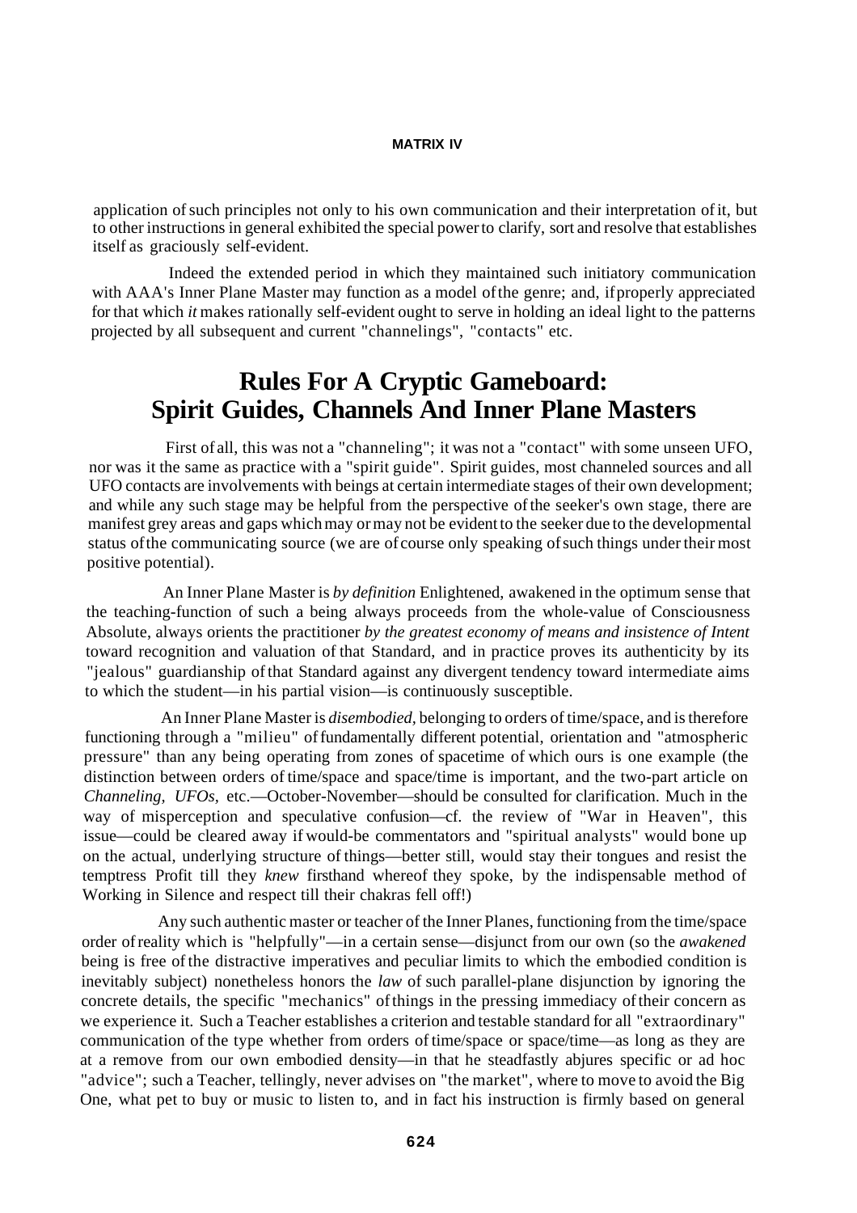application of such principles not only to his own communication and their interpretation of it, but to other instructions in general exhibited the special power to clarify, sort and resolve that establishes itself as graciously self-evident.

Indeed the extended period in which they maintained such initiatory communication with AAA's Inner Plane Master may function as a model of the genre; and, if properly appreciated for that which *it* makes rationally self-evident ought to serve in holding an ideal light to the patterns projected by all subsequent and current "channelings", "contacts" etc.

## Rules For A Cryptic Gameboard: Spirit Guides, Channels And Inner Plane Masters

First of all, this was not a "channeling"; it was not a "contact" with some unseen UFO, nor was it the same as practice with a "spirit guide". Spirit guides, most channeled sources and all UFO contacts are involvements with beings at certain intermediate stages of their own development; and while any such stage may be helpful from the perspective of the seeker's own stage, there are manifest grey areas and gaps which may or may not be evident to the seeker due to the developmental status of the communicating source (we are of course only speaking of such things under their most positive potential).

An Inner Plane Master is *by definition* Enlightened, awakened in the optimum sense that the teaching-function of such a being always proceeds from the whole-value of Consciousness Absolute, always orients the practitioner *by the greatest economy of means and insistence of Intent* toward recognition and valuation of that Standard, and in practice proves its authenticity by its "jealous" guardianship of that Standard against any divergent tendency toward intermediate aims to which the student—in his partial vision—is continuously susceptible.

An Inner Plane Master is *disembodied*, belonging to orders of time/space, and is therefore functioning through a "milieu" of fundamentally different potential, orientation and "atmospheric pressure" than any being operating from zones of spacetime of which ours is one example (the distinction between orders of time/space and space/time is important, and the two-part article on *Channeling, UFOs*, etc.—October-November—should be consulted for clarification. Much in the way of misperception and speculative confusion—cf. the review of "War in Heaven", this issue—could be cleared away if would-be commentators and "spiritual analysts" would bone up on the actual, underlying structure of things—better still, would stay their tongues and resist the temptress Profit till they *knew* firsthand whereof they spoke, by the indispensable method of Working in Silence and respect till their chakras fell off!)

Any such authentic master or teacher of the Inner Planes, functioning from the time/space order of reality which is "helpfully"—in a certain sense—disjunct from our own (so the *awakened* being is free of the distractive imperatives and peculiar limits to which the embodied condition is inevitably subject) nonetheless honors the *law* of such parallel-plane disjunction by ignoring the concrete details, the specific "mechanics" of things in the pressing immediacy of their concern as we experience it. Such a Teacher establishes a criterion and testable standard for all "extraordinary" communication of the type whether from orders of time/space or space/time—as long as they are at a remove from our own embodied density—in that he steadfastly abjures specific or ad hoc "advice"; such a Teacher, tellingly, never advises on "the market", where to move to avoid the Big One, what pet to buy or music to listen to, and in fact his instruction is firmly based on general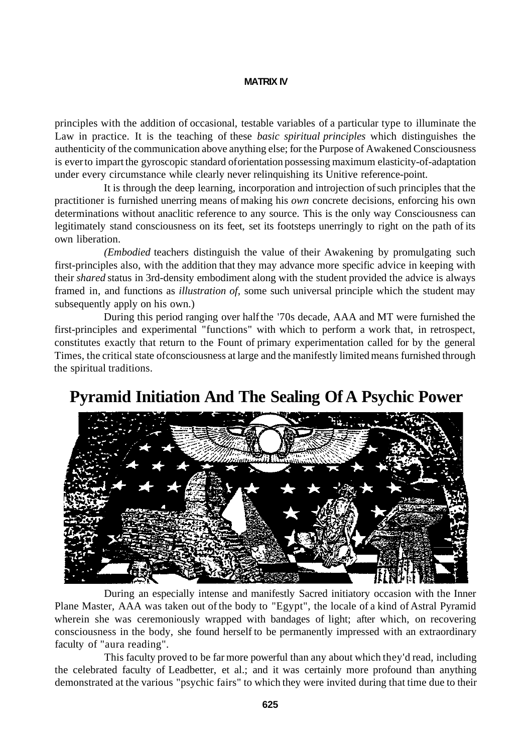principles with the addition of occasional, testable variables of a particular type to illuminate the Law in practice. It is the teaching of these *basic spiritual principles* which distinguishes the authenticity of the communication above anything else; for the Purpose of Awakened Consciousness is ever to impart the gyroscopic standard of orientation possessing maximum elasticity-of-adaptation under every circumstance while clearly never relinquishing its Unitive reference-point.

It is through the deep learning, incorporation and introjection of such principles that the practitioner is furnished unerring means of making his *own* concrete decisions, enforcing his own determinations without anaclitic reference to any source. This is the only way Consciousness can legitimately stand consciousness on its feet, set its footsteps unerringly to right on the path of its own liberation.

*(Embodied* teachers distinguish the value of their Awakening by promulgating such first-principles also, with the addition that they may advance more specific advice in keeping with their *shared* status in 3rd-density embodiment along with the student provided the advice is always framed in, and functions as *illustration of,* some such universal principle which the student may subsequently apply on his own.)

During this period ranging over half the '70s decade, AAA and MT were furnished the first-principles and experimental "functions" with which to perform a work that, in retrospect, constitutes exactly that return to the Fount of primary experimentation called for by the general Times, the critical state of consciousness at large and the manifestly limited means furnished through the spiritual traditions.

# Pyramid Initiation And The Sealing Of A Psychic Power

During an especially intense and manifestly Sacred initiatory occasion with the Inner Plane Master, AAA was taken out of the body to "Egypt", the locale of a kind of Astral Pyramid wherein she was ceremoniously wrapped with bandages of light; after which, on recovering consciousness in the body, she found herself to be permanently impressed with an extraordinary faculty of "aura reading".

This faculty proved to be far more powerful than any about which they'd read, including the celebrated faculty of Leadbetter, et al.; and it was certainly more profound than anything demonstrated at the various "psychic fairs" to which they were invited during that time due to their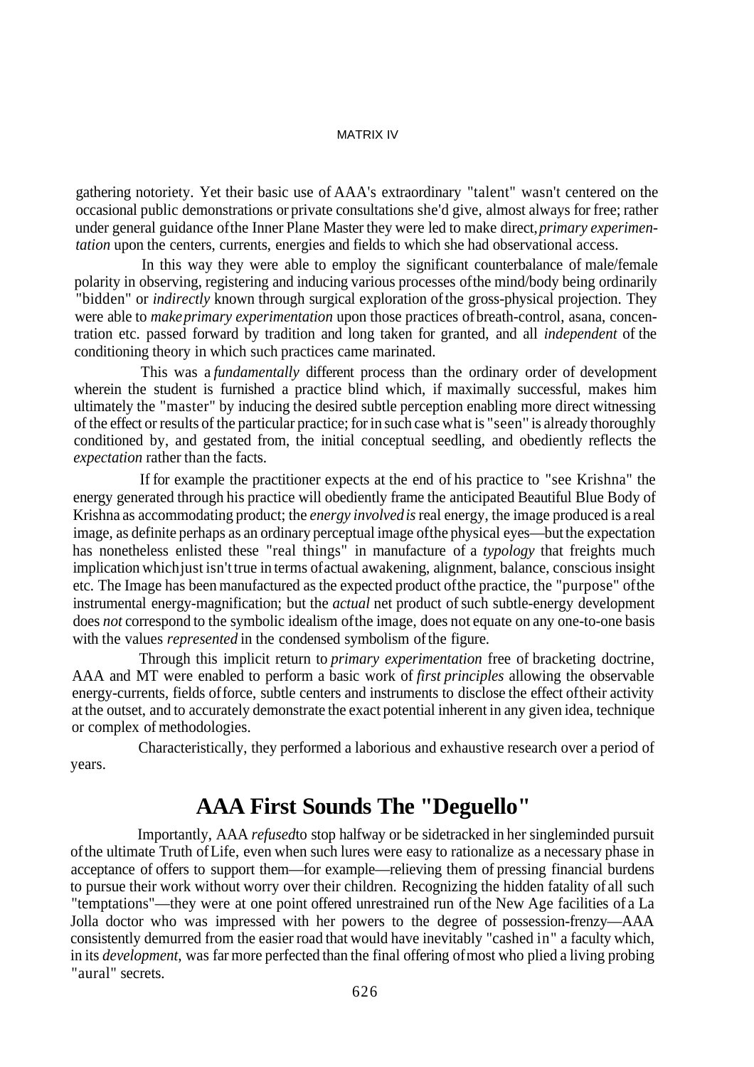gathering notoriety. Yet their basic use of AAA's extraordinary "talent" wasn't centered on the occasional public demonstrations or private consultations she'd give, almost always for free; rather under general guidance of the Inner Plane Master they were led to make direct, *primary experimentation* upon the centers, currents, energies and fields to which she had observational access.

In this way they were able to employ the significant counterbalance of male/female polarity in observing, registering and inducing various processes of the mind/body being ordinarily "bidden" or *indirectly* known through surgical exploration of the gross-physical projection. They were able to *make primary experimentation* upon those practices of breath-control, asana, concentration etc. passed forward by tradition and long taken for granted, and all *independent* of the conditioning theory in which such practices came marinated.

This was a *fundamentally* different process than the ordinary order of development wherein the student is furnished a practice blind which, if maximally successful, makes him ultimately the "master" by inducing the desired subtle perception enabling more direct witnessing of the effect or results of the particular practice; for in such case what is "seen" is already thoroughly conditioned by, and gestated from, the initial conceptual seedling, and obediently reflects the *expectation* rather than the facts.

If for example the practitioner expects at the end of his practice to "see Krishna" the energy generated through his practice will obediently frame the anticipated Beautiful Blue Body of Krishna as accommodating product; the *energy involved is* real energy, the image produced is a real image, as definite perhaps as an ordinary perceptual image of the physical eyes—but the expectation has nonetheless enlisted these "real things" in manufacture of a *typology* that freights much implication which just isn't true in terms of actual awakening, alignment, balance, conscious insight etc. The Image has been manufactured as the expected product of the practice, the "purpose" of the instrumental energy-magnification; but the *actual* net product of such subtle-energy development does *not* correspond to the symbolic idealism of the image, does not equate on any one-to-one basis with the values *represented* in the condensed symbolism of the figure.

Through this implicit return to *primary experimentation* free of bracketing doctrine, AAA and MT were enabled to perform a basic work of *first principles* allowing the observable energy-currents, fields of force, subtle centers and instruments to disclose the effect of their activity at the outset, and to accurately demonstrate the exact potential inherent in any given idea, technique or complex of methodologies.

Characteristically, they performed a laborious and exhaustive research over a period of years.

## AAA First Sounds The "Deguello"

Importantly, AAA *refused* to stop halfway or be sidetracked in her singleminded pursuit of the ultimate Truth of Life, even when such lures were easy to rationalize as a necessary phase in acceptance of offers to support them—for example—relieving them of pressing financial burdens to pursue their work without worry over their children. Recognizing the hidden fatality of all such "temptations"—they were at one point offered unrestrained run of the New Age facilities of a La Jolla doctor who was impressed with her powers to the degree of possession-frenzy—AAA consistently demurred from the easier road that would have inevitably "cashed in" a faculty which, in its *development,* was far more perfected than the final offering of most who plied a living probing "aural" secrets.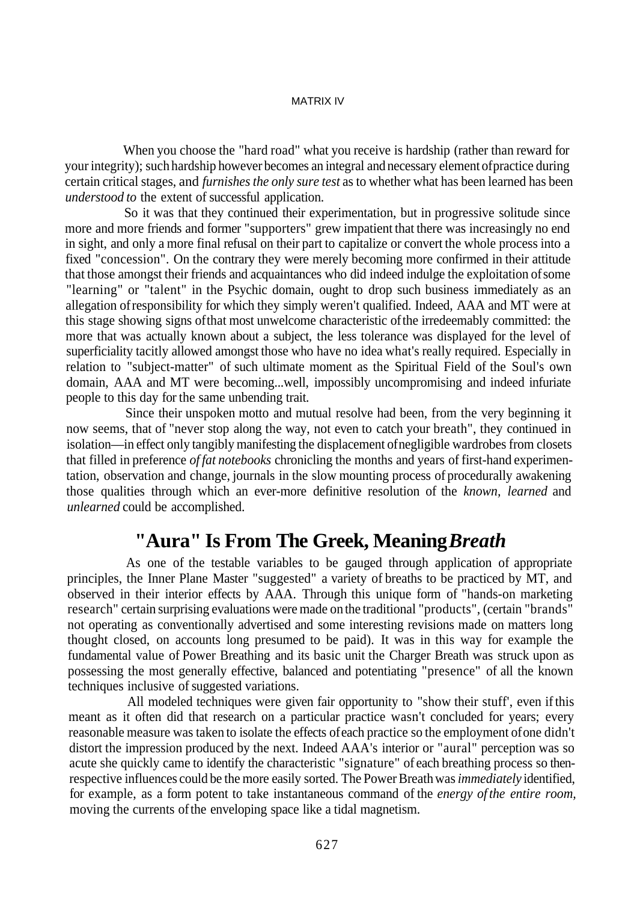When you choose the "hard road" what you receive is hardship (rather than reward for your integrity); such hardship however becomes an integral and necessary element of practice during certain critical stages, and *furnishes the only sure test* as to whether what has been learned has been *understood to* the extent of successful application.

So it was that they continued their experimentation, but in progressive solitude since more and more friends and former "supporters" grew impatient that there was increasingly no end in sight, and only a more final refusal on their part to capitalize or convert the whole process into a fixed "concession". On the contrary they were merely becoming more confirmed in their attitude that those amongst their friends and acquaintances who did indeed indulge the exploitation of some "learning" or "talent" in the Psychic domain, ought to drop such business immediately as an allegation of responsibility for which they simply weren't qualified. Indeed, AAA and MT were at this stage showing signs of that most unwelcome characteristic of the irredeemably committed: the more that was actually known about a subject, the less tolerance was displayed for the level of superficiality tacitly allowed amongst those who have no idea what's really required. Especially in relation to "subject-matter" of such ultimate moment as the Spiritual Field of the Soul's own domain, AAA and MT were becoming...well, impossibly uncompromising and indeed infuriate people to this day for the same unbending trait.

Since their unspoken motto and mutual resolve had been, from the very beginning it now seems, that of "never stop along the way, not even to catch your breath", they continued in isolation—in effect only tangibly manifesting the displacement of negligible wardrobes from closets that filled in preference *of fat notebooks* chronicling the months and years of first-hand experimentation, observation and change, journals in the slow mounting process of procedurally awakening those qualities through which an ever-more definitive resolution of the *known*, *learned* and *unlearned* could be accomplished.

## "Aura" Is From The Greek, Meaning *Breath*

As one of the testable variables to be gauged through application of appropriate principles, the Inner Plane Master "suggested" a variety of breaths to be practiced by MT, and observed in their interior effects by AAA. Through this unique form of "hands-on marketing research" certain surprising evaluations were made on the traditional "products", (certain "brands" not operating as conventionally advertised and some interesting revisions made on matters long thought closed, on accounts long presumed to be paid). It was in this way for example the fundamental value of Power Breathing and its basic unit the Charger Breath was struck upon as possessing the most generally effective, balanced and potentiating "presence" of all the known techniques inclusive of suggested variations.

All modeled techniques were given fair opportunity to "show their stuff', even if this meant as it often did that research on a particular practice wasn't concluded for years; every reasonable measure was taken to isolate the effects of each practice so the employment of one didn't distort the impression produced by the next. Indeed AAA's interior or "aural" perception was so acute she quickly came to identify the characteristic "signature" of each breathing process so then-respective influences could be the more easily sorted. The Power Breath was *immediately* identified, for example, as a form potent to take instantaneous command of the *energy of the entire room*, moving the currents of the enveloping space like a tidal magnetism.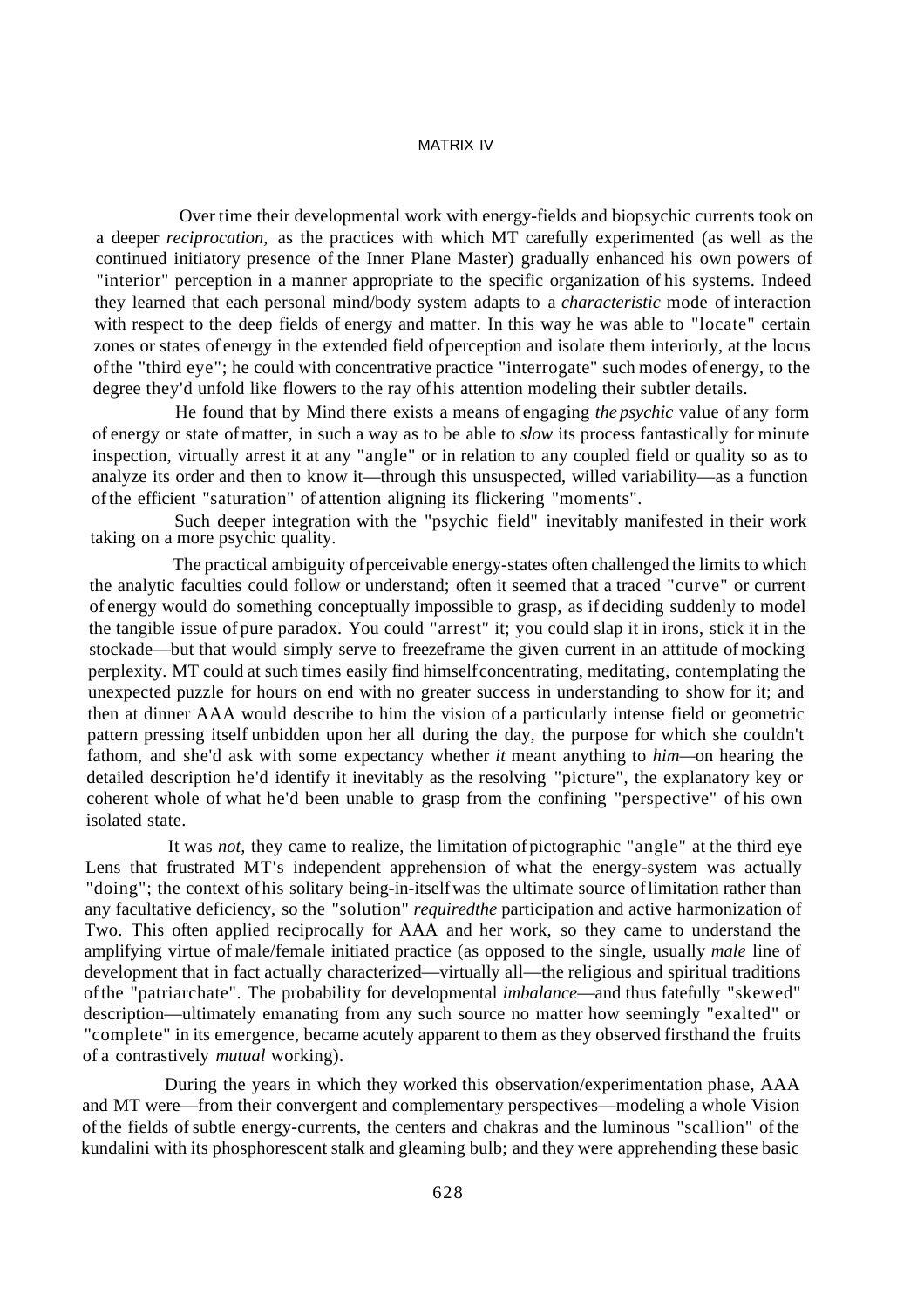Over time their developmental work with energy-fields and biopsychic currents took on a deeper *reciprocation,* as the practices with which MT carefully experimented (as well as the continued initiatory presence of the Inner Plane Master) gradually enhanced his own powers of "interior" perception in a manner appropriate to the specific organization of his systems. Indeed they learned that each personal mind/body system adapts to a *characteristic* mode of interaction with respect to the deep fields of energy and matter. In this way he was able to "locate" certain zones or states of energy in the extended field of perception and isolate them interiorly, at the locus of the "third eye"; he could with concentrative practice "interrogate" such modes of energy, to the degree they'd unfold like flowers to the ray of his attention modeling their subtler details.

He found that by Mind there exists a means of engaging *the psychic* value of any form of energy or state of matter, in such a way as to be able to *slow* its process fantastically for minute inspection, virtually arrest it at any "angle" or in relation to any coupled field or quality so as to analyze its order and then to know it—through this unsuspected, willed variability—as a function of the efficient "saturation" of attention aligning its flickering "moments".

Such deeper integration with the "psychic field" inevitably manifested in their work taking on a more psychic quality.

The practical ambiguity of perceivable energy-states often challenged the limits to which the analytic faculties could follow or understand; often it seemed that a traced "curve" or current of energy would do something conceptually impossible to grasp, as if deciding suddenly to model the tangible issue of pure paradox. You could "arrest" it; you could slap it in irons, stick it in the stockade—but that would simply serve to freezeframe the given current in an attitude of mocking perplexity. MT could at such times easily find himself concentrating, meditating, contemplating the unexpected puzzle for hours on end with no greater success in understanding to show for it; and then at dinner AAA would describe to him the vision of a particularly intense field or geometric pattern pressing itself unbidden upon her all during the day, the purpose for which she couldn't fathom, and she'd ask with some expectancy whether *it* meant anything to *him*—on hearing the detailed description he'd identify it inevitably as the resolving "picture", the explanatory key or coherent whole of what he'd been unable to grasp from the confining "perspective" of his own isolated state.

It was *not*, they came to realize, the limitation of pictographic "angle" at the third eye Lens that frustrated MT's independent apprehension of what the energy-system was actually "doing"; the context of his solitary being-in-itself was the ultimate source of limitation rather than any facultative deficiency, so the "solution" *required* the participation and active harmonization of Two. This often applied reciprocally for AAA and her work, so they came to understand the amplifying virtue of male/female initiated practice (as opposed to the single, usually *male* line of development that in fact actually characterized—virtually all—the religious and spiritual traditions of the "patriarchate". The probability for developmental *imbalance*—and thus fatefully "skewed" description—ultimately emanating from any such source no matter how seemingly "exalted" or "complete" in its emergence, became acutely apparent to them as they observed firsthand the fruits of a contrastively *mutual* working).

During the years in which they worked this observation/experimentation phase, AAA and MT were—from their convergent and complementary perspectives—modeling a whole Vision of the fields of subtle energy-currents, the centers and chakras and the luminous "scallion" of the kundalini with its phosphorescent stalk and gleaming bulb; and they were apprehending these basic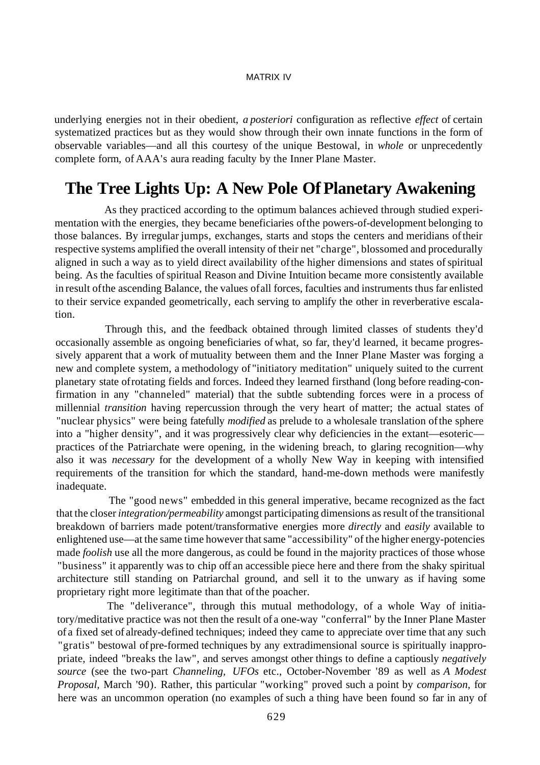underlying energies not in their obedient, *a posteriori* configuration as reflective *effect* of certain systematized practices but as they would show through their own innate functions in the form of observable variables—and all this courtesy of the unique Bestowal, in *whole* or unprecedently complete form, of AAA's aura reading faculty by the Inner Plane Master.

## The Tree Lights Up: A New Pole Of Planetary Awakening

As they practiced according to the optimum balances achieved through studied experimentation with the energies, they became beneficiaries of the powers-of-development belonging to those balances. By irregular jumps, exchanges, starts and stops the centers and meridians of their respective systems amplified the overall intensity of their net "charge", blossomed and procedurally aligned in such a way as to yield direct availability of the higher dimensions and states of spiritual being. As the faculties of spiritual Reason and Divine Intuition became more consistently available in result of the ascending Balance, the values of all forces, faculties and instruments thus far enlisted to their service expanded geometrically, each serving to amplify the other in reverberative escalation.

Through this, and the feedback obtained through limited classes of students they'd occasionally assemble as ongoing beneficiaries of what, so far, they'd learned, it became progressively apparent that a work of mutuality between them and the Inner Plane Master was forging a new and complete system, a methodology of "initiatory meditation" uniquely suited to the current planetary state of rotating fields and forces. Indeed they learned firsthand (long before reading-confirmation in any "channeled" material) that the subtle subtending forces were in a process of millennial *transition* having repercussion through the very heart of matter; the actual states of "nuclear physics" were being fatefully *modified* as prelude to a wholesale translation of the sphere into a "higher density", and it was progressively clear why deficiencies in the extant—esoteric—practices of the Patriarchate were opening, in the widening breach, to glaring recognition—why also it was *necessary* for the development of a wholly New Way in keeping with intensified requirements of the transition for which the standard, hand-me-down methods were manifestly inadequate.

The "good news" embedded in this general imperative, became recognized as the fact that the closer *integration/permeability* amongst participating dimensions as result of the transitional breakdown of barriers made potent/transformative energies more *directly* and *easily* available to enlightened use—at the same time however that same "accessibility" of the higher energy-potencies made *foolish* use all the more dangerous, as could be found in the majority practices of those whose "business" it apparently was to chip off an accessible piece here and there from the shaky spiritual architecture still standing on Patriarchal ground, and sell it to the unwary as if having some proprietary right more legitimate than that of the poacher.

The "deliverance", through this mutual methodology, of a whole Way of initiatory/meditative practice was not then the result of a one-way "conferral" by the Inner Plane Master of a fixed set of already-defined techniques; indeed they came to appreciate over time that any such "gratis" bestowal of pre-formed techniques by any extradimensional source is spiritually inappropriate, indeed "breaks the law", and serves amongst other things to define a captiously *negatively source* (see the two-part *Channeling, UFOs* etc., October-November '89 as well as *A Modest Proposal,* March '90). Rather, this particular "working" proved such a point by *comparison,* for here was an uncommon operation (no examples of such a thing have been found so far in any of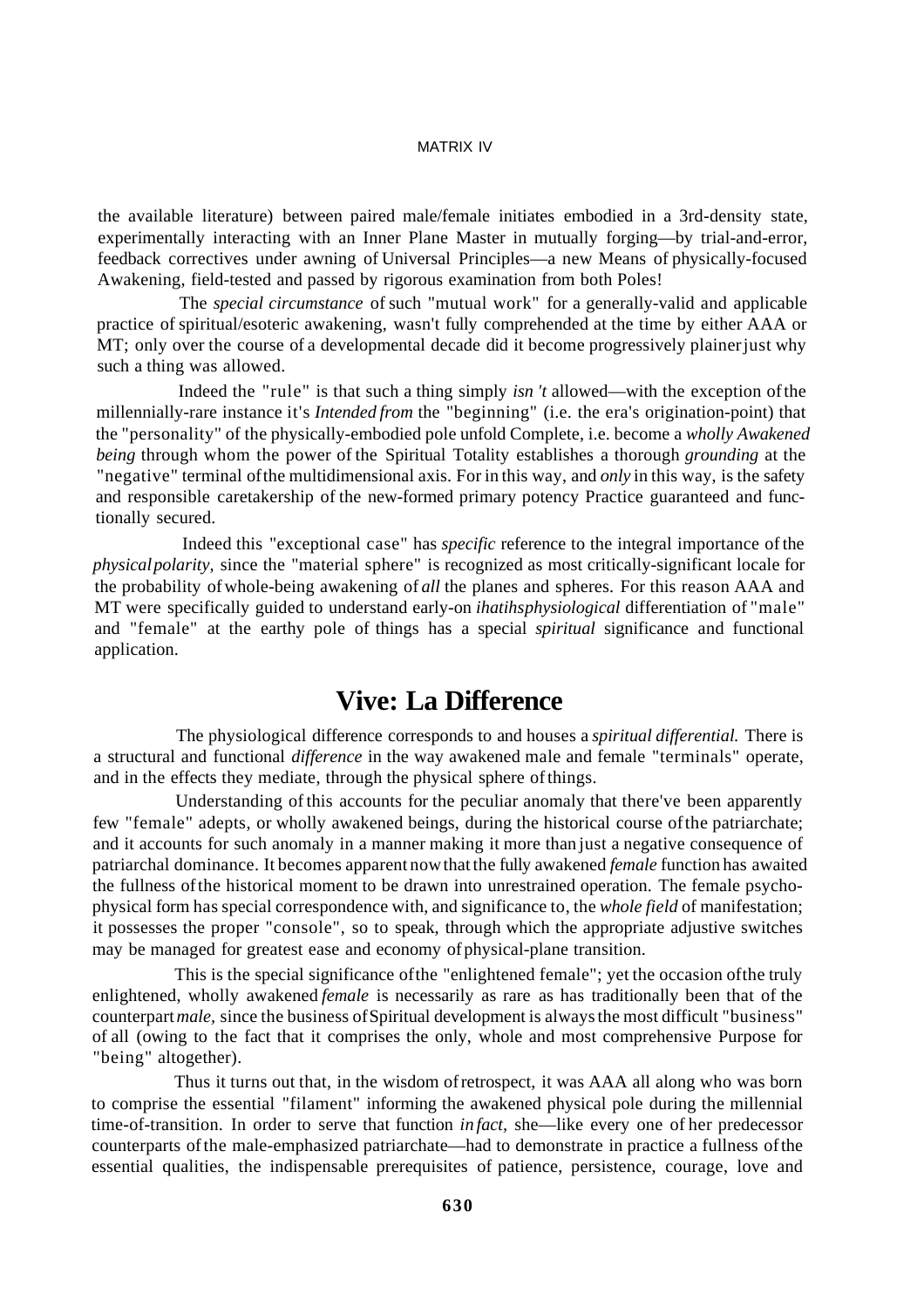the available literature) between paired male/female initiates embodied in a 3rd-density state, experimentally interacting with an Inner Plane Master in mutually forging—by trial-and-error, feedback correctives under awning of Universal Principles—a new Means of physically-focused Awakening, field-tested and passed by rigorous examination from both Poles!

The *special circumstance* of such "mutual work" for a generally-valid and applicable practice of spiritual/esoteric awakening, wasn't fully comprehended at the time by either AAA or MT; only over the course of a developmental decade did it become progressively plainer just why such a thing was allowed.

Indeed the "rule" is that such a thing simply *isn 't* allowed—with the exception of the millennially-rare instance it's *Intended from* the "beginning" (i.e. the era's origination-point) that the "personality" of the physically-embodied pole unfold Complete, i.e. become a *wholly Awakened being* through whom the power of the Spiritual Totality establishes a thorough *grounding* at the "negative" terminal of the multidimensional axis. For in this way, and *only* in this way, is the safety and responsible caretakership of the new-formed primary potency Practice guaranteed and functionally secured.

Indeed this "exceptional case" has *specific* reference to the integral importance of the *physical polarity,* since the "material sphere" is recognized as most critically-significant locale for the probability of whole-being awakening of *all* the planes and spheres. For this reason AAA and MT were specifically guided to understand early-on *ihatihsphysiological* differentiation of "male" and "female" at the earthy pole of things has a special *spiritual* significance and functional application.

## Vive: La Difference

The physiological difference corresponds to and houses a *spiritual differential.* There is a structural and functional *difference* in the way awakened male and female "terminals" operate, and in the effects they mediate, through the physical sphere of things.

Understanding of this accounts for the peculiar anomaly that there've been apparently few "female" adepts, or wholly awakened beings, during the historical course of the patriarchate; and it accounts for such anomaly in a manner making it more than just a negative consequence of patriarchal dominance. It becomes apparent now that the fully awakened *female* function has awaited the fullness of the historical moment to be drawn into unrestrained operation. The female psychophysical form has special correspondence with, and significance to, the *whole field* of manifestation; it possesses the proper "console", so to speak, through which the appropriate adjustive switches may be managed for greatest ease and economy of physical-plane transition.

This is the special significance of the "enlightened female"; yet the occasion of the truly enlightened, wholly awakened *female* is necessarily as rare as has traditionally been that of the counterpart *male,* since the business of Spiritual development is always the most difficult "business" of all (owing to the fact that it comprises the only, whole and most comprehensive Purpose for "being" altogether).

Thus it turns out that, in the wisdom of retrospect, it was AAA all along who was born to comprise the essential "filament" informing the awakened physical pole during the millennial time-of-transition. In order to serve that function *in fact,* she—like every one of her predecessor counterparts of the male-emphasized patriarchate—had to demonstrate in practice a fullness of the essential qualities, the indispensable prerequisites of patience, persistence, courage, love and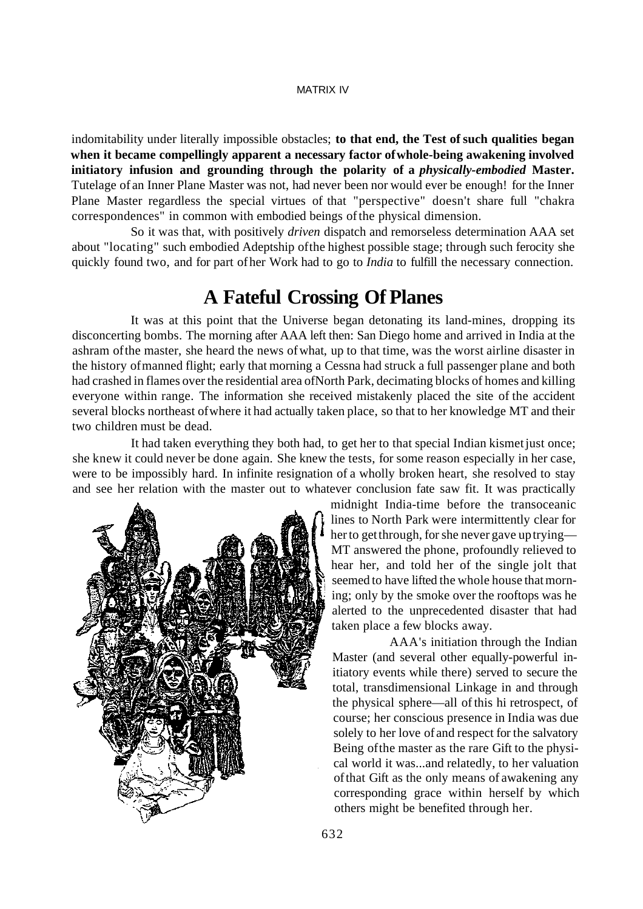indomitability under literally impossible obstacles; **to that end, the Test of such qualities began when it became compellingly apparent a necessary factor of whole-being awakening involved initiatory infusion and grounding through the polarity of a *physically-embodied* Master.** Tutelage of an Inner Plane Master was not, had never been nor would ever be enough! for the Inner Plane Master regardless the special virtues of that "perspective" doesn't share full "chakra correspondences" in common with embodied beings of the physical dimension.

So it was that, with positively *driven* dispatch and remorseless determination AAA set about "locating" such embodied Adeptship of the highest possible stage; through such ferocity she quickly found two, and for part of her Work had to go to *India* to fulfill the necessary connection.

## A Fateful Crossing Of Planes

It was at this point that the Universe began detonating its land-mines, dropping its disconcerting bombs. The morning after AAA left then: San Diego home and arrived in India at the ashram of the master, she heard the news of what, up to that time, was the worst airline disaster in the history of manned flight; early that morning a Cessna had struck a full passenger plane and both had crashed in flames over the residential area of North Park, decimating blocks of homes and killing everyone within range. The information she received mistakenly placed the site of the accident several blocks northeast of where it had actually taken place, so that to her knowledge MT and their two children must be dead.

It had taken everything they both had, to get her to that special Indian kismet just once; she knew it could never be done again. She knew the tests, for some reason especially in her case, were to be impossibly hard. In infinite resignation of a wholly broken heart, she resolved to stay and see her relation with the master out to whatever conclusion fate saw fit. It was practically midnight India-time before the transoceanic lines to North Park were intermittently clear for her to get through, for she never gave up trying—MT answered the phone, profoundly relieved to hear her, and told her of the single jolt that seemed to have lifted the whole house that morning; only by the smoke over the rooftops was he alerted to the unprecedented disaster that had taken place a few blocks away.

AAA's initiation through the Indian Master (and several other equally-powerful initiatory events while there) served to secure the total, transdimensional Linkage in and through the physical sphere—all of this hi retrospect, of course; her conscious presence in India was due solely to her love of and respect for the salvatory Being of the master as the rare Gift to the physical world it was...and relatedly, to her valuation of that Gift as the only means of awakening any corresponding grace within herself by which others might be benefited through her.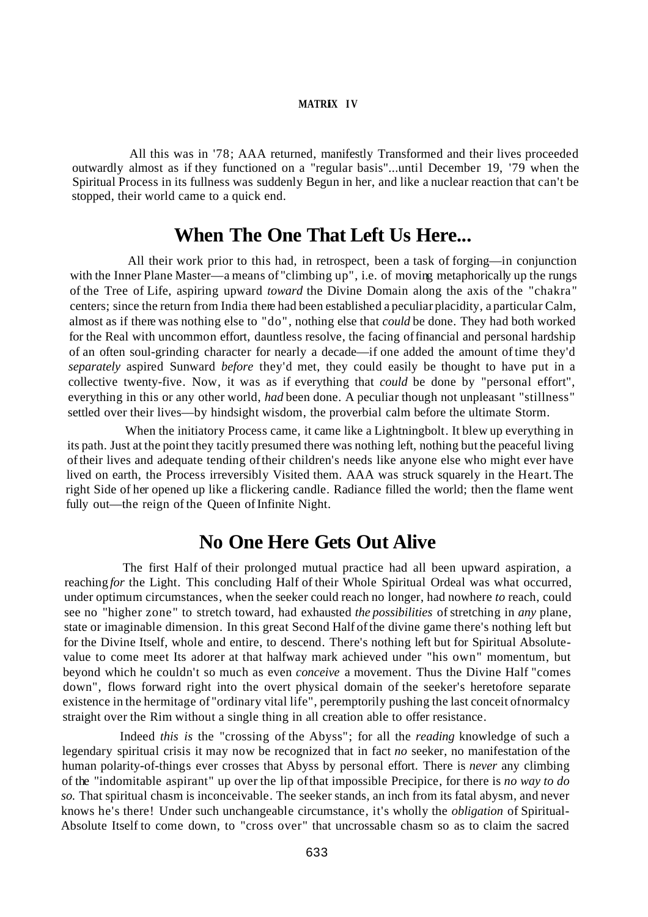All this was in '78; AAA returned, manifestly Transformed and their lives proceeded outwardly almost as if they functioned on a "regular basis"...until December 19, '79 when the Spiritual Process in its fullness was suddenly Begun in her, and like a nuclear reaction that can't be stopped, their world came to a quick end.

## When The One That Left Us Here...

All their work prior to this had, in retrospect, been a task of forging—in conjunction with the Inner Plane Master—a means of "climbing up", i.e. of moving metaphorically up the rungs of the Tree of Life, aspiring upward *toward* the Divine Domain along the axis of the "chakra" centers; since the return from India there had been established a peculiar placidity, a particular Calm, almost as if there was nothing else to "do", nothing else that *could* be done. They had both worked for the Real with uncommon effort, dauntless resolve, the facing of financial and personal hardship of an often soul-grinding character for nearly a decade—if one added the amount of time they'd *separately* aspired Sunward *before* they'd met, they could easily be thought to have put in a collective twenty-five. Now, it was as if everything that *could* be done by "personal effort", everything in this or any other world, *had* been done. A peculiar though not unpleasant "stillness" settled over their lives—by hindsight wisdom, the proverbial calm before the ultimate Storm.

When the initiatory Process came, it came like a Lightningbolt. It blew up everything in its path. Just at the point they tacitly presumed there was nothing left, nothing but the peaceful living of their lives and adequate tending of their children's needs like anyone else who might ever have lived on earth, the Process irreversibly Visited them. AAA was struck squarely in the Heart. The right Side of her opened up like a flickering candle. Radiance filled the world; then the flame went fully out—the reign of the Queen of Infinite Night.

## No One Here Gets Out Alive

The first Half of their prolonged mutual practice had all been upward aspiration, a reaching *for* the Light. This concluding Half of their Whole Spiritual Ordeal was what occurred, under optimum circumstances, when the seeker could reach no longer, had nowhere *to* reach, could see no "higher zone" to stretch toward, had exhausted *the possibilities* of stretching in *any* plane, state or imaginable dimension. In this great Second Half of the divine game there's nothing left but for the Divine Itself, whole and entire, to descend. There's nothing left but for Spiritual Absolute-value to come meet Its adorer at that halfway mark achieved under "his own" momentum, but beyond which he couldn't so much as even *conceive* a movement. Thus the Divine Half "comes down", flows forward right into the overt physical domain of the seeker's heretofore separate existence in the hermitage of "ordinary vital life", peremptorily pushing the last conceit of normalcy straight over the Rim without a single thing in all creation able to offer resistance.

Indeed *this is* the "crossing of the Abyss"; for all the *reading* knowledge of such a legendary spiritual crisis it may now be recognized that in fact *no* seeker, no manifestation of the human polarity-of-things ever crosses that Abyss by personal effort. There is *never* any climbing of the "indomitable aspirant" up over the lip of that impossible Precipice, for there is *no way to do so.* That spiritual chasm is inconceivable. The seeker stands, an inch from its fatal abysm, and never knows he's there! Under such unchangeable circumstance, it's wholly the *obligation* of Spiritual-Absolute Itself to come down, to "cross over" that uncrossable chasm so as to claim the sacred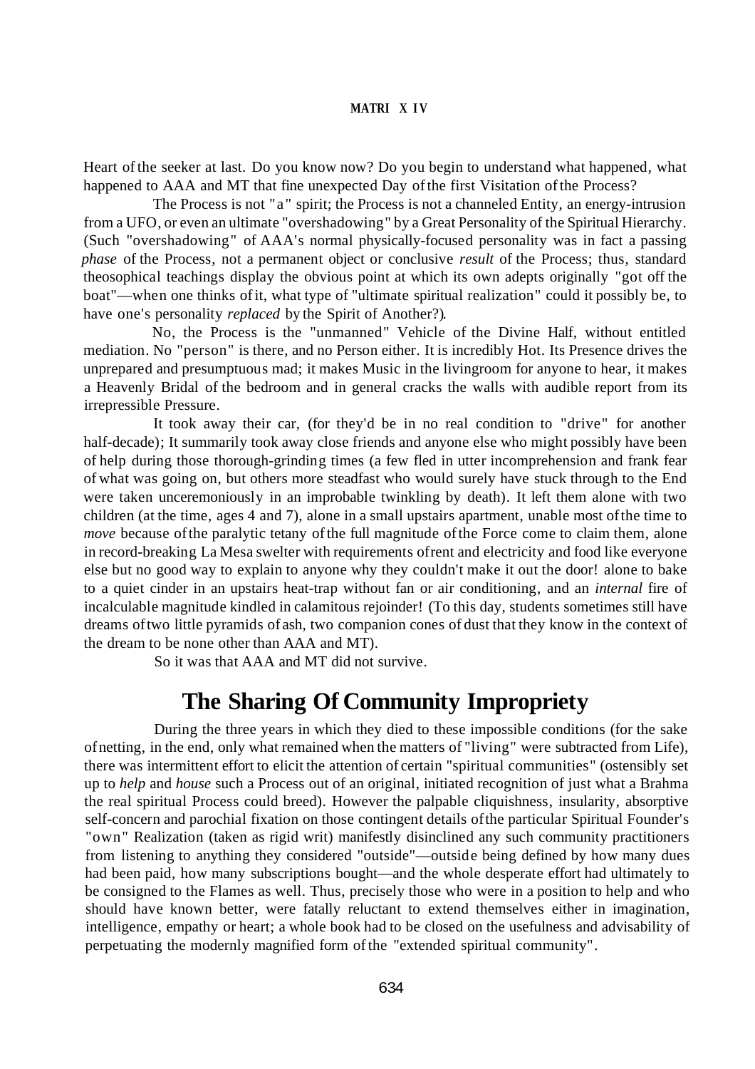Heart of the seeker at last. Do you know now? Do you begin to understand what happened, what happened to AAA and MT that fine unexpected Day of the first Visitation of the Process?

The Process is not "a" spirit; the Process is not a channeled Entity, an energy-intrusion from a UFO, or even an ultimate "overshadowing" by a Great Personality of the Spiritual Hierarchy. (Such "overshadowing" of AAA's normal physically-focused personality was in fact a passing *phase* of the Process, not a permanent object or conclusive *result* of the Process; thus, standard theosophical teachings display the obvious point at which its own adepts originally "got off the boat"—when one thinks of it, what type of "ultimate spiritual realization" could it possibly be, to have one's personality *replaced* by the Spirit of Another?).

No, the Process is the "unmanned" Vehicle of the Divine Half, without entitled mediation. No "person" is there, and no Person either. It is incredibly Hot. Its Presence drives the unprepared and presumptuous mad; it makes Music in the livingroom for anyone to hear, it makes a Heavenly Bridal of the bedroom and in general cracks the walls with audible report from its irrepressible Pressure.

It took away their car, (for they'd be in no real condition to "drive" for another half-decade); It summarily took away close friends and anyone else who might possibly have been of help during those thorough-grinding times (a few fled in utter incomprehension and frank fear of what was going on, but others more steadfast who would surely have stuck through to the End were taken unceremoniously in an improbable twinkling by death). It left them alone with two children (at the time, ages 4 and 7), alone in a small upstairs apartment, unable most of the time to *move* because of the paralytic tetany of the full magnitude of the Force come to claim them, alone in record-breaking La Mesa swelter with requirements of rent and electricity and food like everyone else but no good way to explain to anyone why they couldn't make it out the door! alone to bake to a quiet cinder in an upstairs heat-trap without fan or air conditioning, and an *internal* fire of incalculable magnitude kindled in calamitous rejoinder! (To this day, students sometimes still have dreams of two little pyramids of ash, two companion cones of dust that they know in the context of the dream to be none other than AAA and MT).

So it was that AAA and MT did not survive.

## The Sharing Of Community Impropriety

During the three years in which they died to these impossible conditions (for the sake of netting, in the end, only what remained when the matters of "living" were subtracted from Life), there was intermittent effort to elicit the attention of certain "spiritual communities" (ostensibly set up to *help* and *house* such a Process out of an original, initiated recognition of just what a Brahma the real spiritual Process could breed). However the palpable cliquishness, insularity, absorptive self-concern and parochial fixation on those contingent details of the particular Spiritual Founder's "own" Realization (taken as rigid writ) manifestly disinclined any such community practitioners from listening to anything they considered "outside"—outside being defined by how many dues had been paid, how many subscriptions bought—and the whole desperate effort had ultimately to be consigned to the Flames as well. Thus, precisely those who were in a position to help and who should have known better, were fatally reluctant to extend themselves either in imagination, intelligence, empathy or heart; a whole book had to be closed on the usefulness and advisability of perpetuating the modernly magnified form of the "extended spiritual community".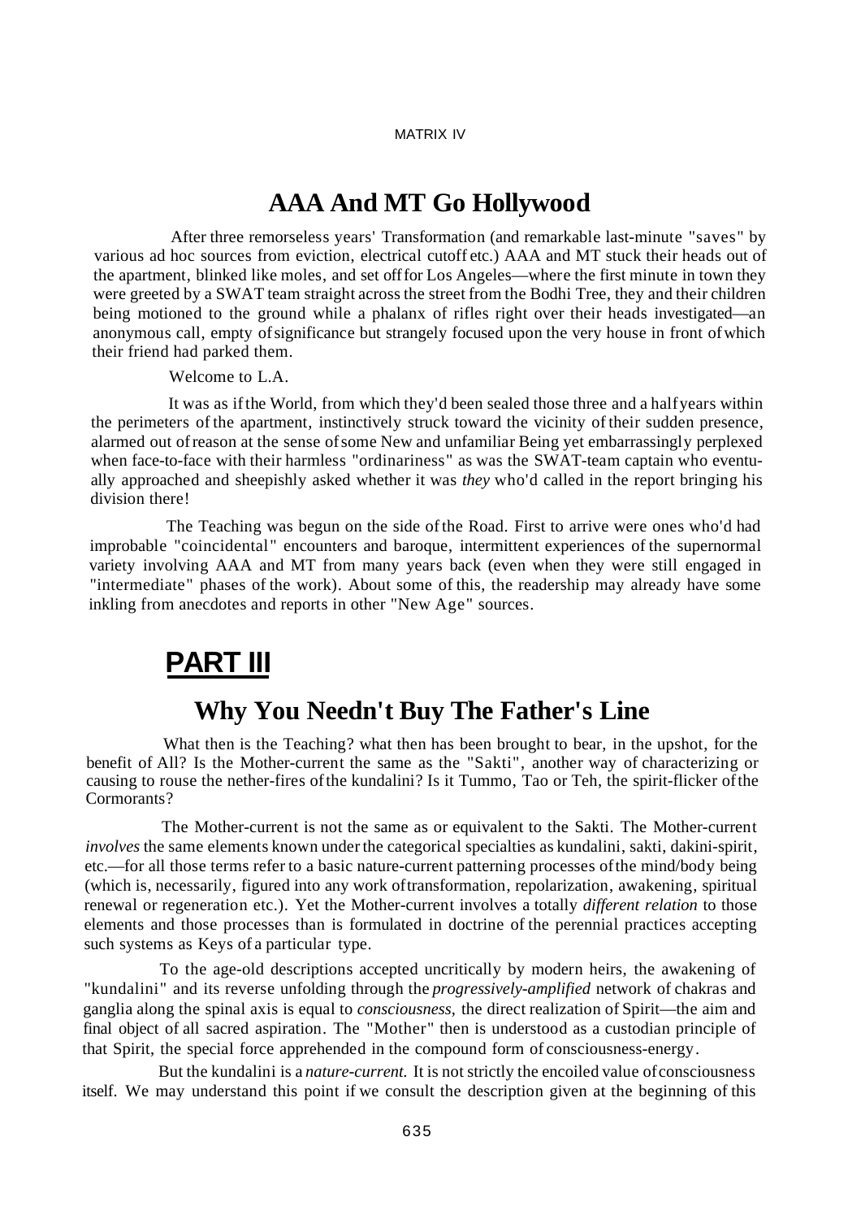## AAA And MT Go Hollywood

After three remorseless years' Transformation (and remarkable last-minute "saves" by various ad hoc sources from eviction, electrical cutoff etc.) AAA and MT stuck their heads out of the apartment, blinked like moles, and set off for Los Angeles—where the first minute in town they were greeted by a SWAT team straight across the street from the Bodhi Tree, they and their children being motioned to the ground while a phalanx of rifles right over their heads investigated—an anonymous call, empty of significance but strangely focused upon the very house in front of which their friend had parked them.

Welcome to L.A.

It was as if the World, from which they'd been sealed those three and a half years within the perimeters of the apartment, instinctively struck toward the vicinity of their sudden presence, alarmed out of reason at the sense of some New and unfamiliar Being yet embarrassingly perplexed when face-to-face with their harmless "ordinariness" as was the SWAT-team captain who eventually approached and sheepishly asked whether it was *they* who'd called in the report bringing his division there!

The Teaching was begun on the side of the Road. First to arrive were ones who'd had improbable "coincidental" encounters and baroque, intermittent experiences of the supernormal variety involving AAA and MT from many years back (even when they were still engaged in "intermediate" phases of the work). About some of this, the readership may already have some inkling from anecdotes and reports in other "New Age" sources.

# PART III

## Why You Needn't Buy The Father's Line

What then is the Teaching? what then has been brought to bear, in the upshot, for the benefit of All? Is the Mother-current the same as the "Sakti", another way of characterizing or causing to rouse the nether-fires of the kundalini? Is it Tummo, Tao or Teh, the spirit-flicker of the Cormorants?

The Mother-current is not the same as or equivalent to the Sakti. The Mother-current *involves* the same elements known under the categorical specialties as kundalini, sakti, dakini-spirit, etc.—for all those terms refer to a basic nature-current patterning processes of the mind/body being (which is, necessarily, figured into any work of transformation, repolarization, awakening, spiritual renewal or regeneration etc.). Yet the Mother-current involves a totally *different relation* to those elements and those processes than is formulated in doctrine of the perennial practices accepting such systems as Keys of a particular type.

To the age-old descriptions accepted uncritically by modern heirs, the awakening of "kundalini" and its reverse unfolding through the *progressively-amplified* network of chakras and ganglia along the spinal axis is equal to *consciousness,* the direct realization of Spirit—the aim and final object of all sacred aspiration. The "Mother" then is understood as a custodian principle of that Spirit, the special force apprehended in the compound form of consciousness-energy.

But the kundalini is a *nature-current.* It is not strictly the encoiled value of consciousness itself. We may understand this point if we consult the description given at the beginning of this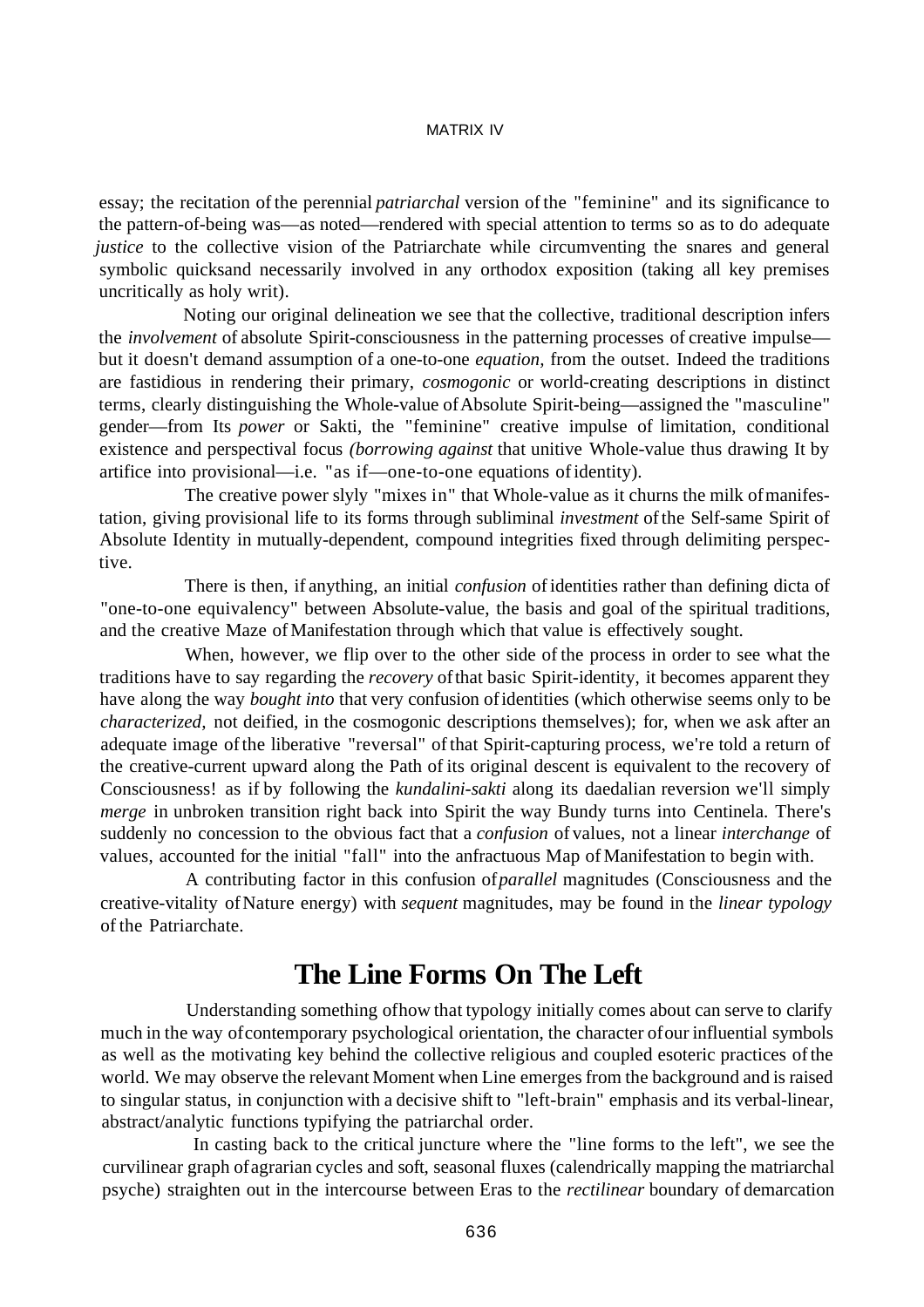essay; the recitation of the perennial *patriarchal* version of the "feminine" and its significance to the pattern-of-being was—as noted—rendered with special attention to terms so as to do adequate *justice* to the collective vision of the Patriarchate while circumventing the snares and general symbolic quicksand necessarily involved in any orthodox exposition (taking all key premises uncritically as holy writ).

Noting our original delineation we see that the collective, traditional description infers the *involvement* of absolute Spirit-consciousness in the patterning processes of creative impulse—but it doesn't demand assumption of a one-to-one *equation,* from the outset. Indeed the traditions are fastidious in rendering their primary, *cosmogonic* or world-creating descriptions in distinct terms, clearly distinguishing the Whole-value of Absolute Spirit-being—assigned the "masculine" gender—from Its *power* or Sakti, the "feminine" creative impulse of limitation, conditional existence and perspectival focus *(borrowing against* that unitive Whole-value thus drawing It by artifice into provisional—i.e. "as if—one-to-one equations of identity).

The creative power slyly "mixes in" that Whole-value as it churns the milk of manifestation, giving provisional life to its forms through subliminal *investment* of the Self-same Spirit of Absolute Identity in mutually-dependent, compound integrities fixed through delimiting perspective.

There is then, if anything, an initial *confusion* of identities rather than defining dicta of "one-to-one equivalency" between Absolute-value, the basis and goal of the spiritual traditions, and the creative Maze of Manifestation through which that value is effectively sought.

When, however, we flip over to the other side of the process in order to see what the traditions have to say regarding the *recovery* of that basic Spirit-identity, it becomes apparent they have along the way *bought into* that very confusion of identities (which otherwise seems only to be *characterized,* not deified, in the cosmogonic descriptions themselves); for, when we ask after an adequate image of the liberative "reversal" of that Spirit-capturing process, we're told a return of the creative-current upward along the Path of its original descent is equivalent to the recovery of Consciousness! as if by following the *kundalini-sakti* along its daedalian reversion we'll simply *merge* in unbroken transition right back into Spirit the way Bundy turns into Centinela. There's suddenly no concession to the obvious fact that a *confusion* of values, not a linear *interchange* of values, accounted for the initial "fall" into the anfractuous Map of Manifestation to begin with.

A contributing factor in this confusion of *parallel* magnitudes (Consciousness and the creative-vitality of Nature energy) with *sequent* magnitudes, may be found in the *linear typology* of the Patriarchate.

## The Line Forms On The Left

Understanding something of how that typology initially comes about can serve to clarify much in the way of contemporary psychological orientation, the character of our influential symbols as well as the motivating key behind the collective religious and coupled esoteric practices of the world. We may observe the relevant Moment when Line emerges from the background and is raised to singular status, in conjunction with a decisive shift to "left-brain" emphasis and its verbal-linear, abstract/analytic functions typifying the patriarchal order.

In casting back to the critical juncture where the "line forms to the left", we see the curvilinear graph of agrarian cycles and soft, seasonal fluxes (calendrically mapping the matriarchal psyche) straighten out in the intercourse between Eras to the *rectilinear* boundary of demarcation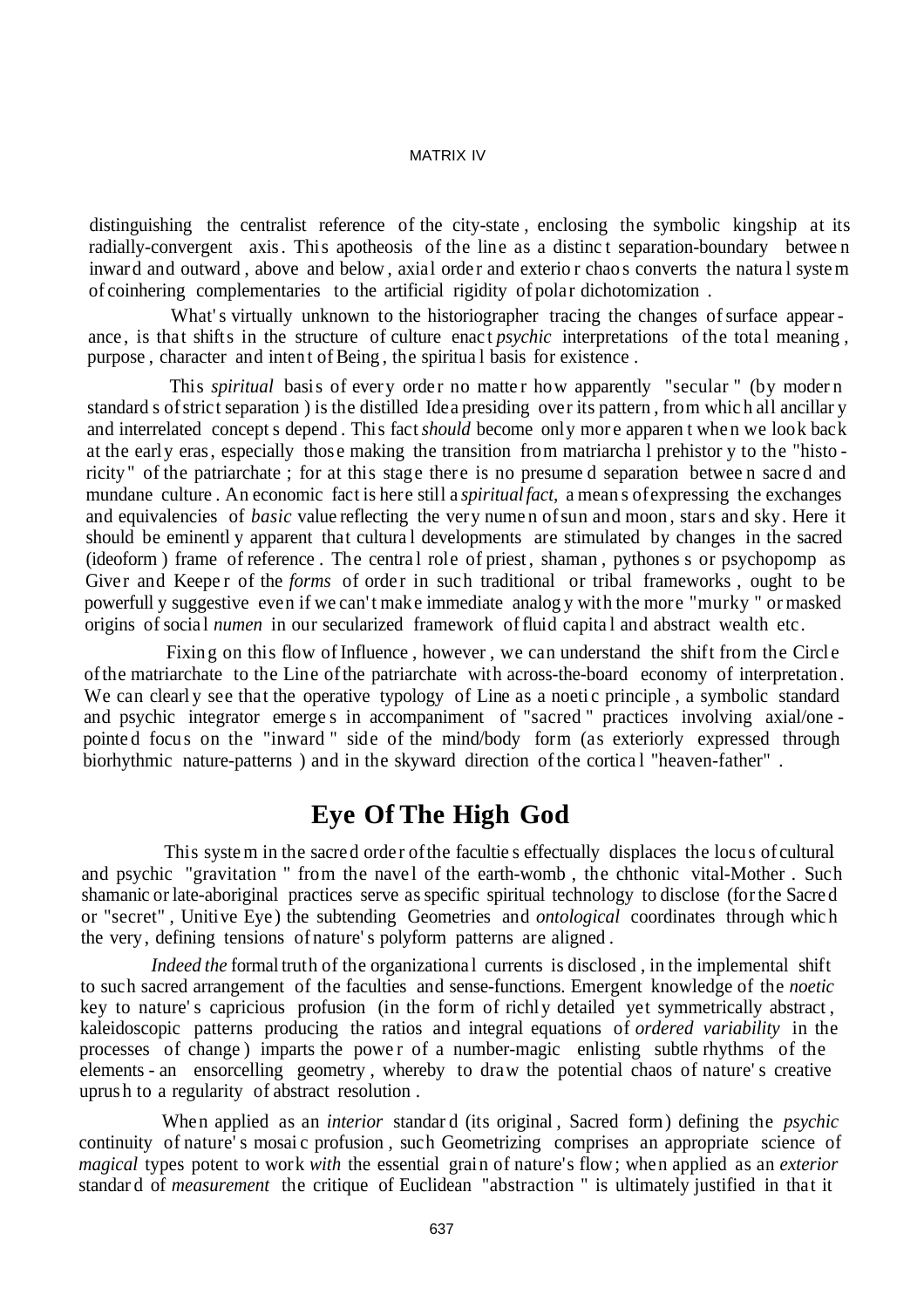distinguishing the centralist reference of the city-state, enclosing the symbolic kingship at its radially-convergent axis. This apotheosis of the line as a distinct separation-boundary between inward and outward, above and below, axial order and exterior chaos converts the natural system of coinhering complementaries to the artificial rigidity of polar dichotomization.

What's virtually unknown to the historiographer tracing the changes of surface appearance, is that shifts in the structure of culture enact *psychic* interpretations of the total meaning, purpose, character and intent of Being, the spiritual basis for existence.

This *spiritual* basis of every order no matter how apparently "secular" (by modern standards of strict separation) is the distilled Idea presiding over its pattern, from which all ancillary and interrelated concepts depend. This fact *should* become only more apparent when we look back at the early eras, especially those making the transition from matriarchal prehistory to the "historicity" of the patriarchate; for at this stage there is no presumed separation between sacred and mundane culture. An economic fact is here still a *spiritual fact*, a means of expressing the exchanges and equivalencies of *basic* value reflecting the very numen of sun and moon, stars and sky. Here it should be eminently apparent that cultural developments are stimulated by changes in the sacred (ideoform) frame of reference. The central role of priest, shaman, pythoness or psychopomp as Giver and Keeper of the *forms* of order in such traditional or tribal frameworks, ought to be powerfully suggestive even if we can't make immediate analogy with the more "murky" or masked origins of social *numen* in our secularized framework of fluid capital and abstract wealth etc.

Fixing on this flow of Influence, however, we can understand the shift from the Circle of the matriarchate to the Line of the patriarchate with across-the-board economy of interpretation. We can clearly see that the operative typology of Line as a noetic principle, a symbolic standard and psychic integrator emerges in accompaniment of "sacred" practices involving axial/one-pointed focus on the "inward" side of the mind/body form (as exteriorly expressed through biorhythmic nature-patterns) and in the skyward direction of the cortical "heaven-father".

## Eye Of The High God

This system in the sacred order of the faculties effectually displaces the locus of cultural and psychic "gravitation" from the navel of the earth-womb, the chthonic vital-Mother. Such shamanic or late-aboriginal practices serve as specific spiritual technology to disclose (for the Sacred or "secret", Unitive Eye) the subtending Geometries and *ontological* coordinates through which the very, defining tensions of nature's polyform patterns are aligned.

*Indeed the* formal truth of the organizational currents is disclosed, in the implemental shift to such sacred arrangement of the faculties and sense-functions. Emergent knowledge of the *noetic* key to nature's capricious profusion (in the form of richly detailed yet symmetrically abstract, kaleidoscopic patterns producing the ratios and integral equations of *ordered variability* in the processes of change) imparts the power of a number-magic enlisting subtle rhythms of the elements - an ensorcelling geometry, whereby to draw the potential chaos of nature's creative uprush to a regularity of abstract resolution.

When applied as an *interior* standard (its original, Sacred form) defining the *psychic* continuity of nature's mosaic profusion, such Geometrizing comprises an appropriate science of *magical* types potent to work *with* the essential grain of nature's flow; when applied as an *exterior* standard of *measurement* the critique of Euclidean "abstraction" is ultimately justified in that it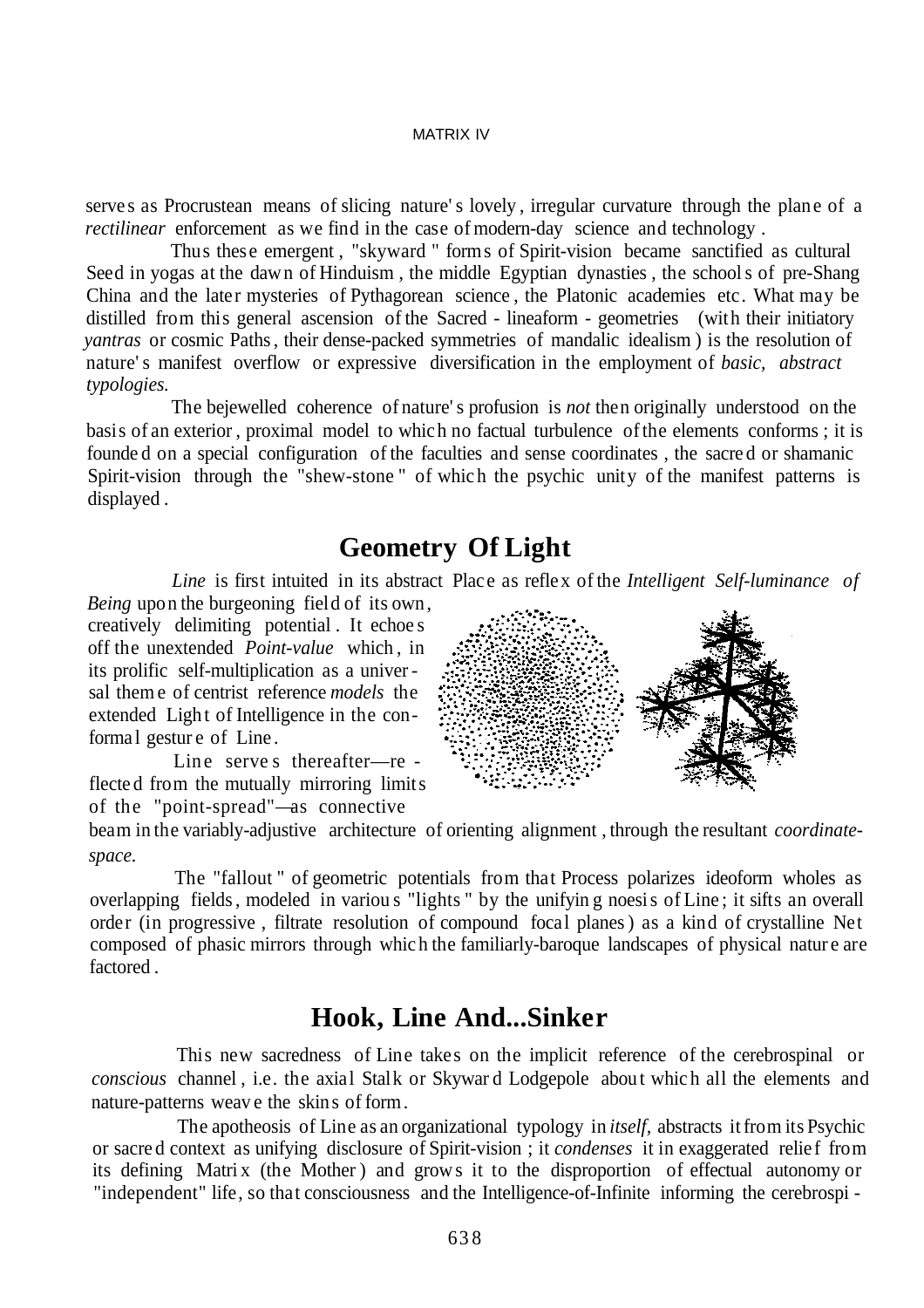serves as Procrustean means of slicing nature's lovely, irregular curvature through the plane of a *rectilinear* enforcement as we find in the case of modern-day science and technology.

Thus these emergent, "skyward" forms of Spirit-vision became sanctified as cultural Seed in yogas at the dawn of Hinduism, the middle Egyptian dynasties, the schools of pre-Shang China and the later mysteries of Pythagorean science, the Platonic academies etc. What may be distilled from this general ascension of the Sacred - lineaform - geometries (with their initiatory *yantras* or cosmic Paths, their dense-packed symmetries of mandalic idealism) is the resolution of nature's manifest overflow or expressive diversification in the employment of *basic, abstract typologies.*

The bejewelled coherence of nature's profusion is *not* then originally understood on the basis of an exterior, proximal model to which no factual turbulence of the elements conforms; it is founded on a special configuration of the faculties and sense coordinates, the sacred or shamanic Spirit-vision through the "shew-stone" of which the psychic unity of the manifest patterns is displayed.

## Geometry Of Light

*Line* is first intuited in its abstract Place as reflex of the *Intelligent Self-luminance of Being* upon the burgeoning field of its own, creatively delimiting potential. It echoes off the unextended *Point-value* which, in its prolific self-multiplication as a universal theme of centrist reference *models* the extended Light of Intelligence in the conformal gesture of Line.

Line serves thereafter—reflected from the mutually mirroring limits of the "point-spread"—as connective beam in the variably-adjustive architecture of orienting alignment, through the resultant *coordinate-space.*

The "fallout" of geometric potentials from that Process polarizes ideoform wholes as overlapping fields, modeled in various "lights" by the unifying noesis of Line; it sifts an overall order (in progressive, filtrate resolution of compound focal planes) as a kind of crystalline Net composed of phasic mirrors through which the familiarly-baroque landscapes of physical nature are factored.

## Hook, Line And...Sinker

This new sacredness of Line takes on the implicit reference of the cerebrospinal or *conscious* channel, i.e. the axial Stalk or Skyward Lodgepole about which all the elements and nature-patterns weave the skins of form.

The apotheosis of Line as an organizational typology in *itself,* abstracts it from its Psychic or sacred context as unifying disclosure of Spirit-vision; it *condenses* it in exaggerated relief from its defining Matrix (the Mother) and grows it to the disproportion of effectual autonomy or "independent" life, so that consciousness and the Intelligence-of-Infinite informing the cerebrospi-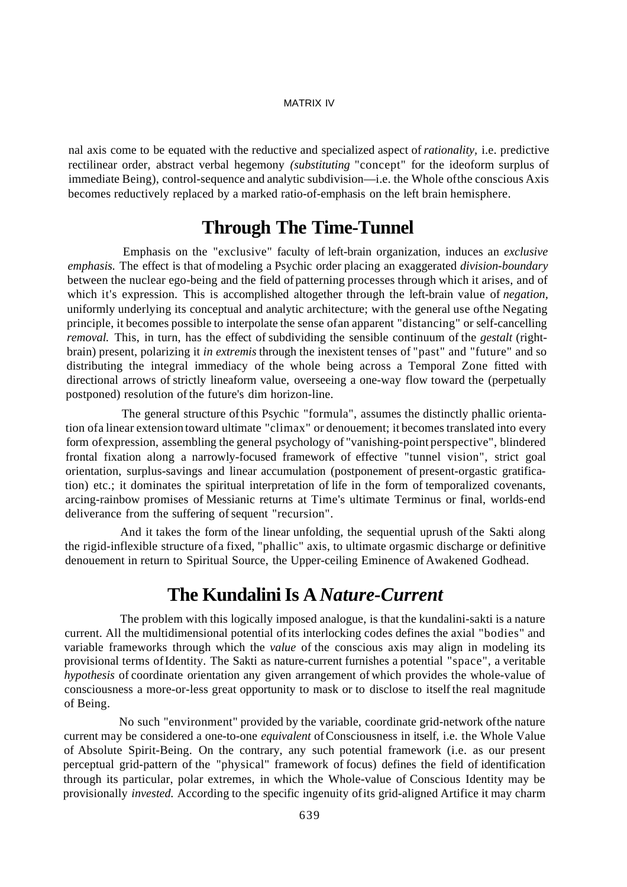nal axis come to be equated with the reductive and specialized aspect of *rationality,* i.e. predictive rectilinear order, abstract verbal hegemony *(substituting* "concept" for the ideoform surplus of immediate Being), control-sequence and analytic subdivision—i.e. the Whole ofthe conscious Axis becomes reductively replaced by a marked ratio-of-emphasis on the left brain hemisphere.

## Through The Time-Tunnel

Emphasis on the "exclusive" faculty of left-brain organization, induces an *exclusive emphasis.* The effect is that of modeling a Psychic order placing an exaggerated *division-boundary* between the nuclear ego-being and the field of patterning processes through which it arises, and of which it's expression. This is accomplished altogether through the left-brain value of *negation,* uniformly underlying its conceptual and analytic architecture; with the general use ofthe Negating principle, it becomes possible to interpolate the sense ofan apparent "distancing" or self-cancelling *removal.* This, in turn, has the effect of subdividing the sensible continuum of the *gestalt* (right-brain) present, polarizing it *in extremis* through the inexistent tenses of "past" and "future" and so distributing the integral immediacy of the whole being across a Temporal Zone fitted with directional arrows of strictly lineaform value, overseeing a one-way flow toward the (perpetually postponed) resolution of the future's dim horizon-line.

The general structure ofthis Psychic "formula", assumes the distinctly phallic orientation ofa linear extension toward ultimate "climax" or denouement; it becomes translated into every form ofexpression, assembling the general psychology of "vanishing-point perspective", blindered frontal fixation along a narrowly-focused framework of effective "tunnel vision", strict goal orientation, surplus-savings and linear accumulation (postponement of present-orgastic gratification) etc.; it dominates the spiritual interpretation of life in the form of temporalized covenants, arcing-rainbow promises of Messianic returns at Time's ultimate Terminus or final, worlds-end deliverance from the suffering of sequent "recursion".

And it takes the form of the linear unfolding, the sequential uprush of the Sakti along the rigid-inflexible structure ofa fixed, "phallic" axis, to ultimate orgasmic discharge or definitive denouement in return to Spiritual Source, the Upper-ceiling Eminence of Awakened Godhead.

## The Kundalini Is A *Nature-Current*

The problem with this logically imposed analogue, is that the kundalini-sakti is a nature current. All the multidimensional potential of its interlocking codes defines the axial "bodies" and variable frameworks through which the *value* of the conscious axis may align in modeling its provisional terms of Identity. The Sakti as nature-current furnishes a potential "space", a veritable *hypothesis* of coordinate orientation any given arrangement of which provides the whole-value of consciousness a more-or-less great opportunity to mask or to disclose to itself the real magnitude of Being.

No such "environment" provided by the variable, coordinate grid-network ofthe nature current may be considered a one-to-one *equivalent* of Consciousness in itself, i.e. the Whole Value of Absolute Spirit-Being. On the contrary, any such potential framework (i.e. as our present perceptual grid-pattern of the "physical" framework of focus) defines the field of identification through its particular, polar extremes, in which the Whole-value of Conscious Identity may be provisionally *invested.* According to the specific ingenuity of its grid-aligned Artifice it may charm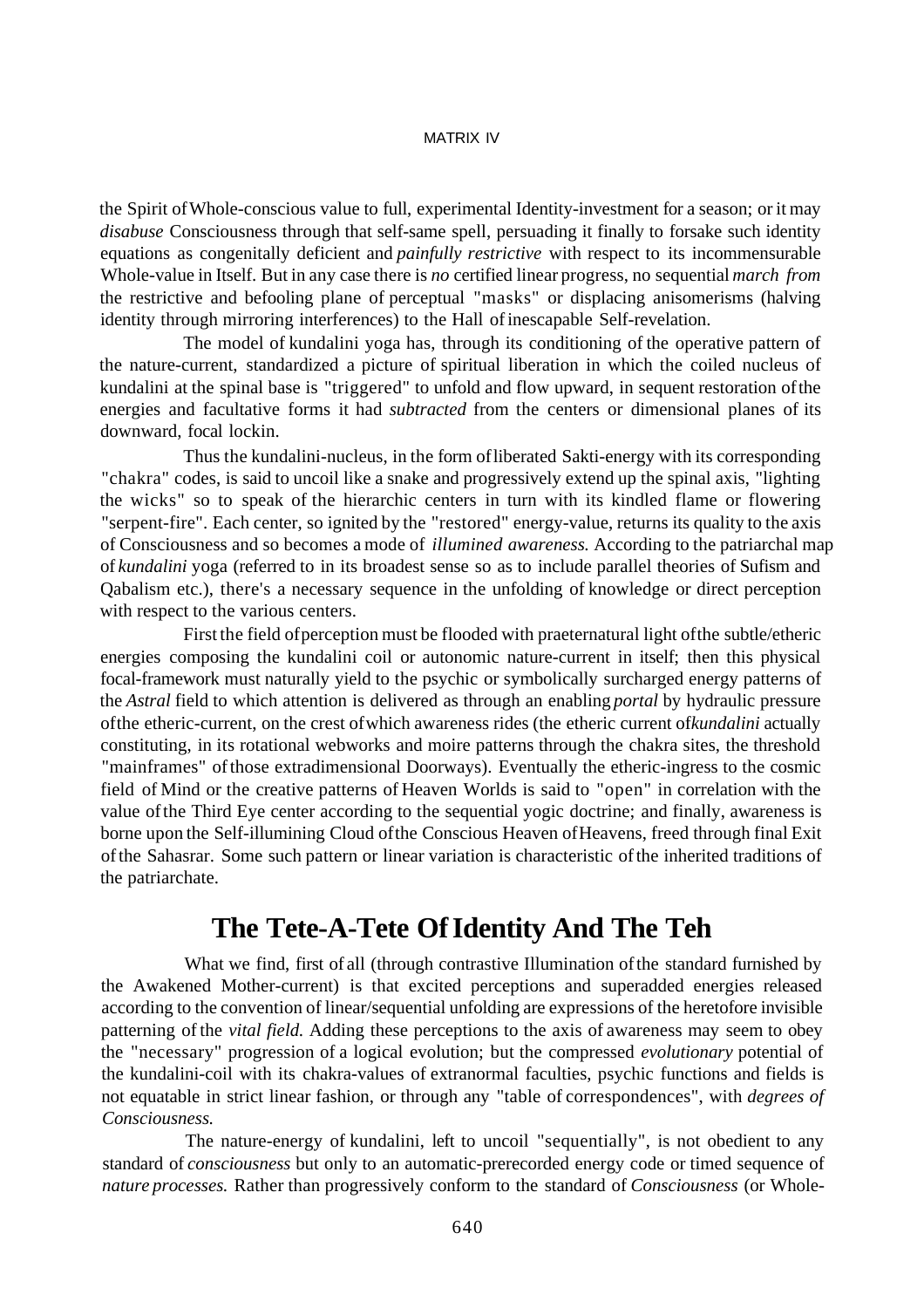the Spirit of Whole-conscious value to full, experimental Identity-investment for a season; or it may *disabuse* Consciousness through that self-same spell, persuading it finally to forsake such identity equations as congenitally deficient and *painfully restrictive* with respect to its incommensurable Whole-value in Itself. But in any case there is *no* certified linear progress, no sequential *march from* the restrictive and befooling plane of perceptual "masks" or displacing anisomerisms (halving identity through mirroring interferences) to the Hall of inescapable Self-revelation.

The model of kundalini yoga has, through its conditioning of the operative pattern of the nature-current, standardized a picture of spiritual liberation in which the coiled nucleus of kundalini at the spinal base is "triggered" to unfold and flow upward, in sequent restoration of the energies and facultative forms it had *subtracted* from the centers or dimensional planes of its downward, focal lockin.

Thus the kundalini-nucleus, in the form of liberated Sakti-energy with its corresponding "chakra" codes, is said to uncoil like a snake and progressively extend up the spinal axis, "lighting the wicks" so to speak of the hierarchic centers in turn with its kindled flame or flowering "serpent-fire". Each center, so ignited by the "restored" energy-value, returns its quality to the axis of Consciousness and so becomes a mode of *illumined awareness.* According to the patriarchal map of *kundalini* yoga (referred to in its broadest sense so as to include parallel theories of Sufism and Qabalism etc.), there's a necessary sequence in the unfolding of knowledge or direct perception with respect to the various centers.

First the field of perception must be flooded with praeternatural light of the subtle/etheric energies composing the kundalini coil or autonomic nature-current in itself; then this physical focal-framework must naturally yield to the psychic or symbolically surcharged energy patterns of the *Astral* field to which attention is delivered as through an enabling *portal* by hydraulic pressure of the etheric-current, on the crest of which awareness rides (the etheric current of *kundalini* actually constituting, in its rotational webworks and moire patterns through the chakra sites, the threshold "mainframes" of those extradimensional Doorways). Eventually the etheric-ingress to the cosmic field of Mind or the creative patterns of Heaven Worlds is said to "open" in correlation with the value of the Third Eye center according to the sequential yogic doctrine; and finally, awareness is borne upon the Self-illumining Cloud of the Conscious Heaven of Heavens, freed through final Exit of the Sahasrar. Some such pattern or linear variation is characteristic of the inherited traditions of the patriarchate.

## The Tete-A-Tete Of Identity And The Teh

What we find, first of all (through contrastive Illumination of the standard furnished by the Awakened Mother-current) is that excited perceptions and superadded energies released according to the convention of linear/sequential unfolding are expressions of the heretofore invisible patterning of the *vital field.* Adding these perceptions to the axis of awareness may seem to obey the "necessary" progression of a logical evolution; but the compressed *evolutionary* potential of the kundalini-coil with its chakra-values of extranormal faculties, psychic functions and fields is not equatable in strict linear fashion, or through any "table of correspondences", with *degrees of Consciousness.*

The nature-energy of kundalini, left to uncoil "sequentially", is not obedient to any standard of *consciousness* but only to an automatic-prerecorded energy code or timed sequence of *nature processes.* Rather than progressively conform to the standard of *Consciousness* (or Whole-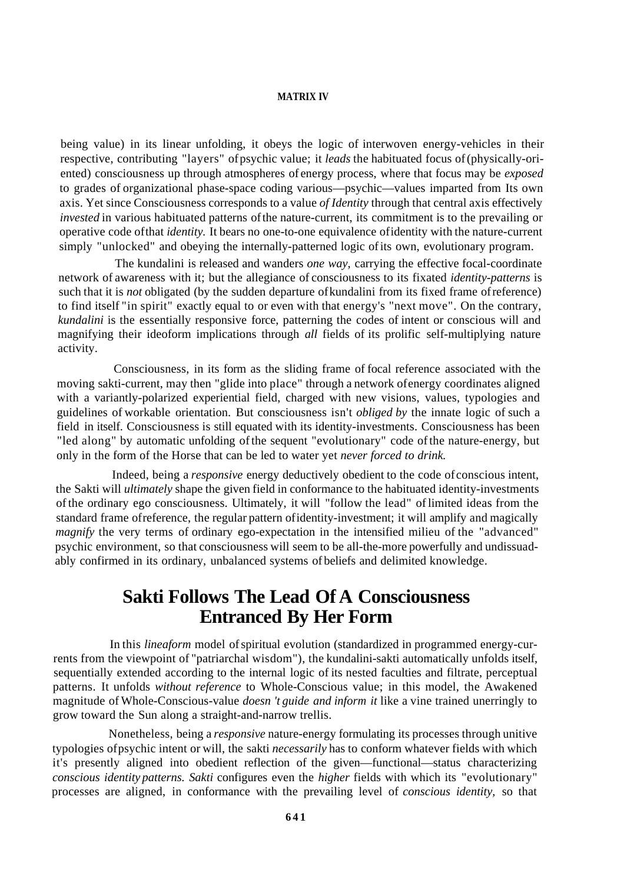being value) in its linear unfolding, it obeys the logic of interwoven energy-vehicles in their respective, contributing "layers" of psychic value; it *leads* the habituated focus of (physically-oriented) consciousness up through atmospheres of energy process, where that focus may be *exposed* to grades of organizational phase-space coding various—psychic—values imparted from Its own axis. Yet since Consciousness corresponds to a value *of Identity* through that central axis effectively *invested* in various habituated patterns of the nature-current, its commitment is to the prevailing or operative code of that *identity.* It bears no one-to-one equivalence of identity with the nature-current simply "unlocked" and obeying the internally-patterned logic of its own, evolutionary program.

The kundalini is released and wanders *one way,* carrying the effective focal-coordinate network of awareness with it; but the allegiance of consciousness to its fixated *identity-patterns* is such that it is *not* obligated (by the sudden departure of kundalini from its fixed frame of reference) to find itself "in spirit" exactly equal to or even with that energy's "next move". On the contrary, *kundalini* is the essentially responsive force, patterning the codes of intent or conscious will and magnifying their ideoform implications through *all* fields of its prolific self-multiplying nature activity.

Consciousness, in its form as the sliding frame of focal reference associated with the moving sakti-current, may then "glide into place" through a network of energy coordinates aligned with a variantly-polarized experiential field, charged with new visions, values, typologies and guidelines of workable orientation. But consciousness isn't *obliged by* the innate logic of such a field in itself. Consciousness is still equated with its identity-investments. Consciousness has been "led along" by automatic unfolding of the sequent "evolutionary" code of the nature-energy, but only in the form of the Horse that can be led to water yet *never forced to drink.*

Indeed, being a *responsive* energy deductively obedient to the code of conscious intent, the Sakti will *ultimately* shape the given field in conformance to the habituated identity-investments of the ordinary ego consciousness. Ultimately, it will "follow the lead" of limited ideas from the standard frame of reference, the regular pattern of identity-investment; it will amplify and magically *magnify* the very terms of ordinary ego-expectation in the intensified milieu of the "advanced" psychic environment, so that consciousness will seem to be all-the-more powerfully and undissuadably confirmed in its ordinary, unbalanced systems of beliefs and delimited knowledge.

## Sakti Follows The Lead Of A Consciousness Entranced By Her Form

In this *lineaform* model of spiritual evolution (standardized in programmed energy-currents from the viewpoint of "patriarchal wisdom"), the kundalini-sakti automatically unfolds itself, sequentially extended according to the internal logic of its nested faculties and filtrate, perceptual patterns. It unfolds *without reference* to Whole-Conscious value; in this model, the Awakened magnitude of Whole-Conscious-value *doesn't guide and inform it* like a vine trained unerringly to grow toward the Sun along a straight-and-narrow trellis.

Nonetheless, being a *responsive* nature-energy formulating its processes through unitive typologies of psychic intent or will, the sakti *necessarily* has to conform whatever fields with which it's presently aligned into obedient reflection of the given—functional—status characterizing *conscious identity patterns. Sakti* configures even the *higher* fields with which its "evolutionary" processes are aligned, in conformance with the prevailing level of *conscious identity,* so that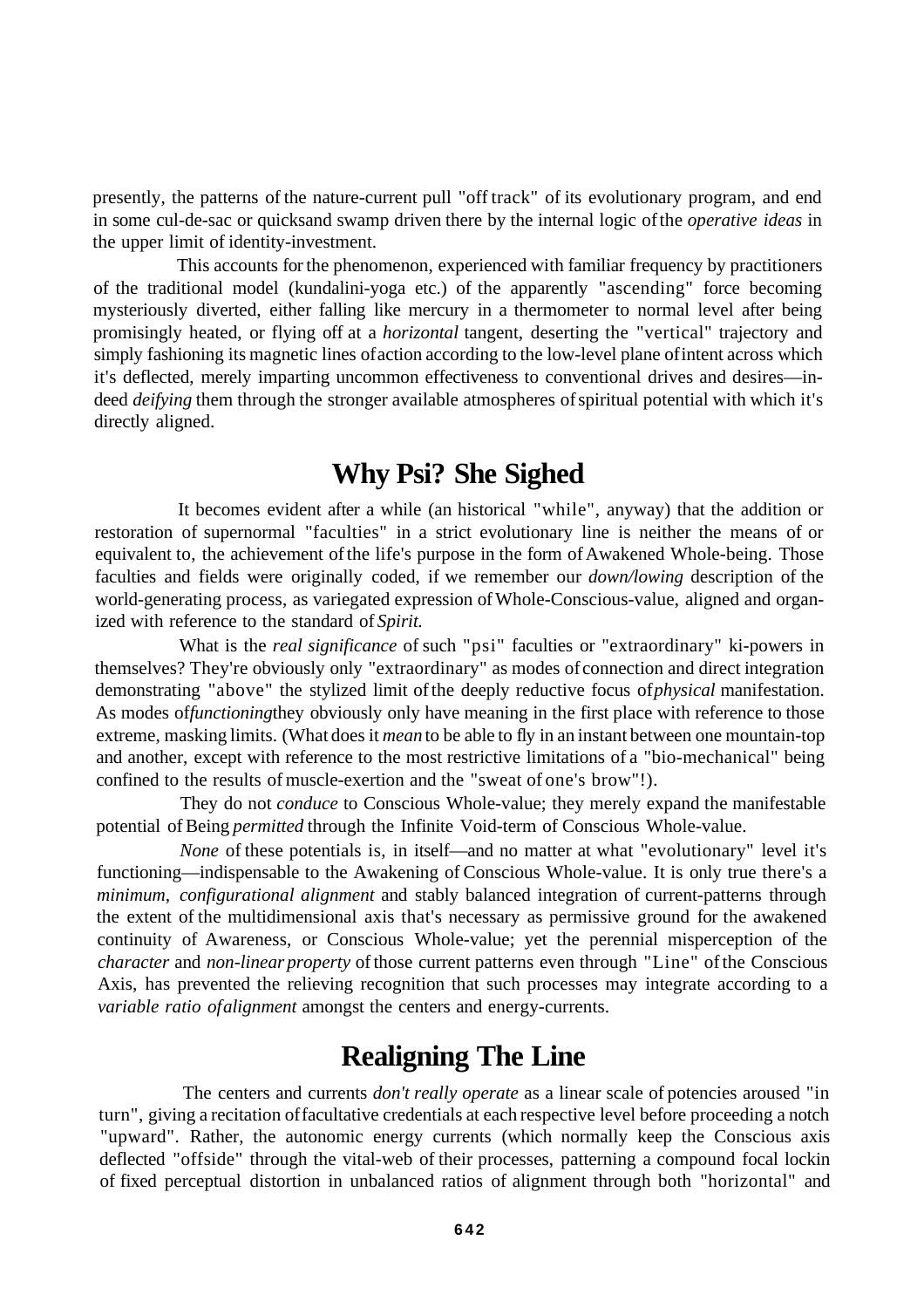presently, the patterns of the nature-current pull "off track" of its evolutionary program, and end in some cul-de-sac or quicksand swamp driven there by the internal logic of the *operative ideas* in the upper limit of identity-investment.

This accounts for the phenomenon, experienced with familiar frequency by practitioners of the traditional model (kundalini-yoga etc.) of the apparently "ascending" force becoming mysteriously diverted, either falling like mercury in a thermometer to normal level after being promisingly heated, or flying off at a *horizontal* tangent, deserting the "vertical" trajectory and simply fashioning its magnetic lines of action according to the low-level plane of intent across which it's deflected, merely imparting uncommon effectiveness to conventional drives and desires—indeed *deifying* them through the stronger available atmospheres of spiritual potential with which it's directly aligned.

## Why Psi? She Sighed

It becomes evident after a while (an historical "while", anyway) that the addition or restoration of supernormal "faculties" in a strict evolutionary line is neither the means of or equivalent to, the achievement of the life's purpose in the form of Awakened Whole-being. Those faculties and fields were originally coded, if we remember our *down/lowing* description of the world-generating process, as variegated expression of Whole-Conscious-value, aligned and organized with reference to the standard of *Spirit.*

What is the *real significance* of such "psi" faculties or "extraordinary" ki-powers in themselves? They're obviously only "extraordinary" as modes of connection and direct integration demonstrating "above" the stylized limit of the deeply reductive focus of *physical* manifestation. As modes of *functioning* they obviously only have meaning in the first place with reference to those extreme, masking limits. (What does it *mean* to be able to fly in an instant between one mountain-top and another, except with reference to the most restrictive limitations of a "bio-mechanical" being confined to the results of muscle-exertion and the "sweat of one's brow"!).

They do not *conduce* to Conscious Whole-value; they merely expand the manifestable potential of Being *permitted* through the Infinite Void-term of Conscious Whole-value.

*None* of these potentials is, in itself—and no matter at what "evolutionary" level it's functioning—indispensable to the Awakening of Conscious Whole-value. It is only true there's a *minimum, configurational alignment* and stably balanced integration of current-patterns through the extent of the multidimensional axis that's necessary as permissive ground for the awakened continuity of Awareness, or Conscious Whole-value; yet the perennial misperception of the *character* and *non-linear property* of those current patterns even through "Line" of the Conscious Axis, has prevented the relieving recognition that such processes may integrate according to a *variable ratio of alignment* amongst the centers and energy-currents.

## Realigning The Line

The centers and currents *don't really operate* as a linear scale of potencies aroused "in turn", giving a recitation of facultative credentials at each respective level before proceeding a notch "upward". Rather, the autonomic energy currents (which normally keep the Conscious axis deflected "offside" through the vital-web of their processes, patterning a compound focal lockin of fixed perceptual distortion in unbalanced ratios of alignment through both "horizontal" and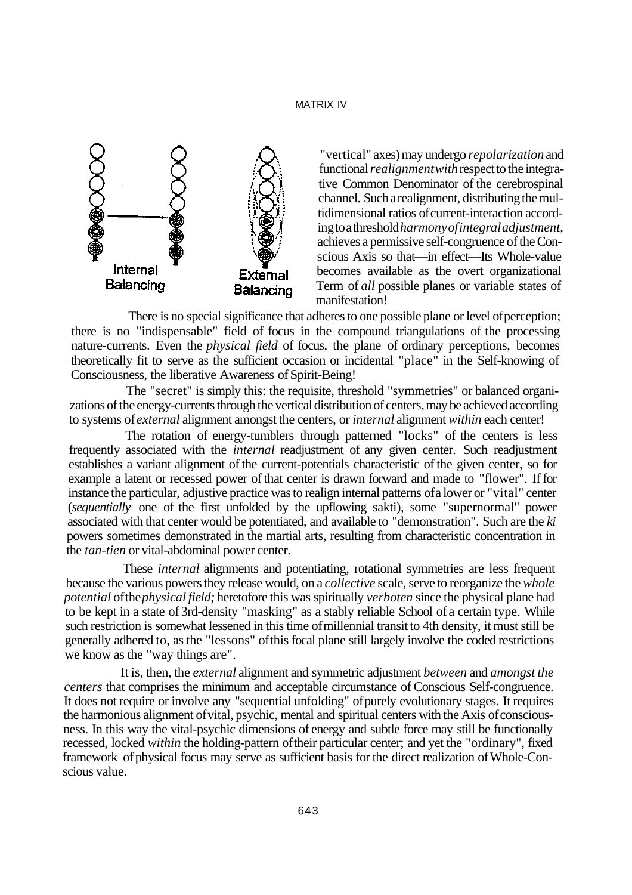Internal Balancing

External Balancing

"vertical" axes) may undergo *repolarization* and functional *realignment with* respect to the integrative Common Denominator of the cerebrospinal channel. Such a realignment, distributing the multidimensional ratios of current-interaction according to a threshold *harmony of integral adjustment*, achieves a permissive self-congruence of the Conscious Axis so that—in effect—Its Whole-value becomes available as the overt organizational Term of *all* possible planes or variable states of manifestation!

There is no special significance that adheres to one possible plane or level of perception; there is no "indispensable" field of focus in the compound triangulations of the processing nature-currents. Even the *physical field* of focus, the plane of ordinary perceptions, becomes theoretically fit to serve as the sufficient occasion or incidental "place" in the Self-knowing of Consciousness, the liberative Awareness of Spirit-Being!

The "secret" is simply this: the requisite, threshold "symmetries" or balanced organizations of the energy-currents through the vertical distribution of centers, may be achieved according to systems of *external* alignment amongst the centers, or *internal* alignment *within* each center!

The rotation of energy-tumblers through patterned "locks" of the centers is less frequently associated with the *internal* readjustment of any given center. Such readjustment establishes a variant alignment of the current-potentials characteristic of the given center, so for example a latent or recessed power of that center is drawn forward and made to "flower". If for instance the particular, adjustive practice was to realign internal patterns of a lower or "vital" center (*sequentially* one of the first unfolded by the upflowing sakti), some "supernormal" power associated with that center would be potentiated, and available to "demonstration". Such are the *ki* powers sometimes demonstrated in the martial arts, resulting from characteristic concentration in the *tan-tien* or vital-abdominal power center.

These *internal* alignments and potentiating, rotational symmetries are less frequent because the various powers they release would, on a *collective* scale, serve to reorganize the *whole potential* of the *physical field;* heretofore this was spiritually *verboten* since the physical plane had to be kept in a state of 3rd-density "masking" as a stably reliable School of a certain type. While such restriction is somewhat lessened in this time of millennial transit to 4th density, it must still be generally adhered to, as the "lessons" of this focal plane still largely involve the coded restrictions we know as the "way things are".

It is, then, the *external* alignment and symmetric adjustment *between* and *amongst the centers* that comprises the minimum and acceptable circumstance of Conscious Self-congruence. It does not require or involve any "sequential unfolding" of purely evolutionary stages. It requires the harmonious alignment of vital, psychic, mental and spiritual centers with the Axis of consciousness. In this way the vital-psychic dimensions of energy and subtle force may still be functionally recessed, locked *within* the holding-pattern of their particular center; and yet the "ordinary", fixed framework of physical focus may serve as sufficient basis for the direct realization of Whole-Conscious value.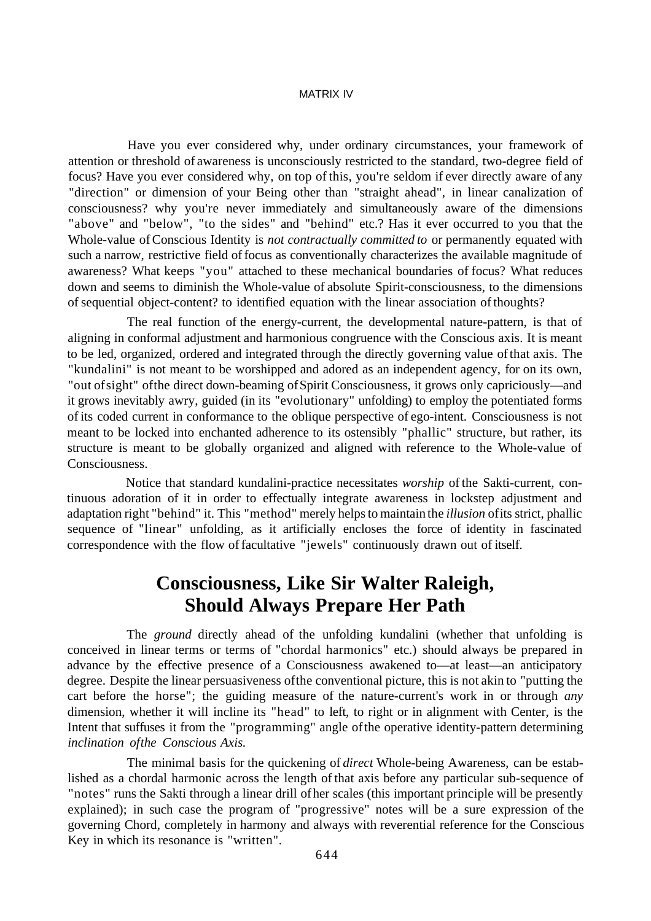Have you ever considered why, under ordinary circumstances, your framework of attention or threshold of awareness is unconsciously restricted to the standard, two-degree field of focus? Have you ever considered why, on top of this, you're seldom if ever directly aware of any "direction" or dimension of your Being other than "straight ahead", in linear canalization of consciousness? why you're never immediately and simultaneously aware of the dimensions "above" and "below", "to the sides" and "behind" etc.? Has it ever occurred to you that the Whole-value of Conscious Identity is *not contractually committed to* or permanently equated with such a narrow, restrictive field of focus as conventionally characterizes the available magnitude of awareness? What keeps "you" attached to these mechanical boundaries of focus? What reduces down and seems to diminish the Whole-value of absolute Spirit-consciousness, to the dimensions of sequential object-content? to identified equation with the linear association of thoughts?

The real function of the energy-current, the developmental nature-pattern, is that of aligning in conformal adjustment and harmonious congruence with the Conscious axis. It is meant to be led, organized, ordered and integrated through the directly governing value of that axis. The "kundalini" is not meant to be worshipped and adored as an independent agency, for on its own, "out of sight" of the direct down-beaming of Spirit Consciousness, it grows only capriciously—and it grows inevitably awry, guided (in its "evolutionary" unfolding) to employ the potentiated forms of its coded current in conformance to the oblique perspective of ego-intent. Consciousness is not meant to be locked into enchanted adherence to its ostensibly "phallic" structure, but rather, its structure is meant to be globally organized and aligned with reference to the Whole-value of Consciousness.

Notice that standard kundalini-practice necessitates *worship* of the Sakti-current, continuous adoration of it in order to effectually integrate awareness in lockstep adjustment and adaptation right "behind" it. This "method" merely helps to maintain the *illusion* of its strict, phallic sequence of "linear" unfolding, as it artificially encloses the force of identity in fascinated correspondence with the flow of facultative "jewels" continuously drawn out of itself.

## Consciousness, Like Sir Walter Raleigh, Should Always Prepare Her Path

The *ground* directly ahead of the unfolding kundalini (whether that unfolding is conceived in linear terms or terms of "chordal harmonics" etc.) should always be prepared in advance by the effective presence of a Consciousness awakened to—at least—an anticipatory degree. Despite the linear persuasiveness of the conventional picture, this is not akin to "putting the cart before the horse"; the guiding measure of the nature-current's work in or through *any* dimension, whether it will incline its "head" to left, to right or in alignment with Center, is the Intent that suffuses it from the "programming" angle of the operative identity-pattern determining *inclination of the Conscious Axis.*

The minimal basis for the quickening of *direct* Whole-being Awareness, can be established as a chordal harmonic across the length of that axis before any particular sub-sequence of "notes" runs the Sakti through a linear drill of her scales (this important principle will be presently explained); in such case the program of "progressive" notes will be a sure expression of the governing Chord, completely in harmony and always with reverential reference for the Conscious Key in which its resonance is "written".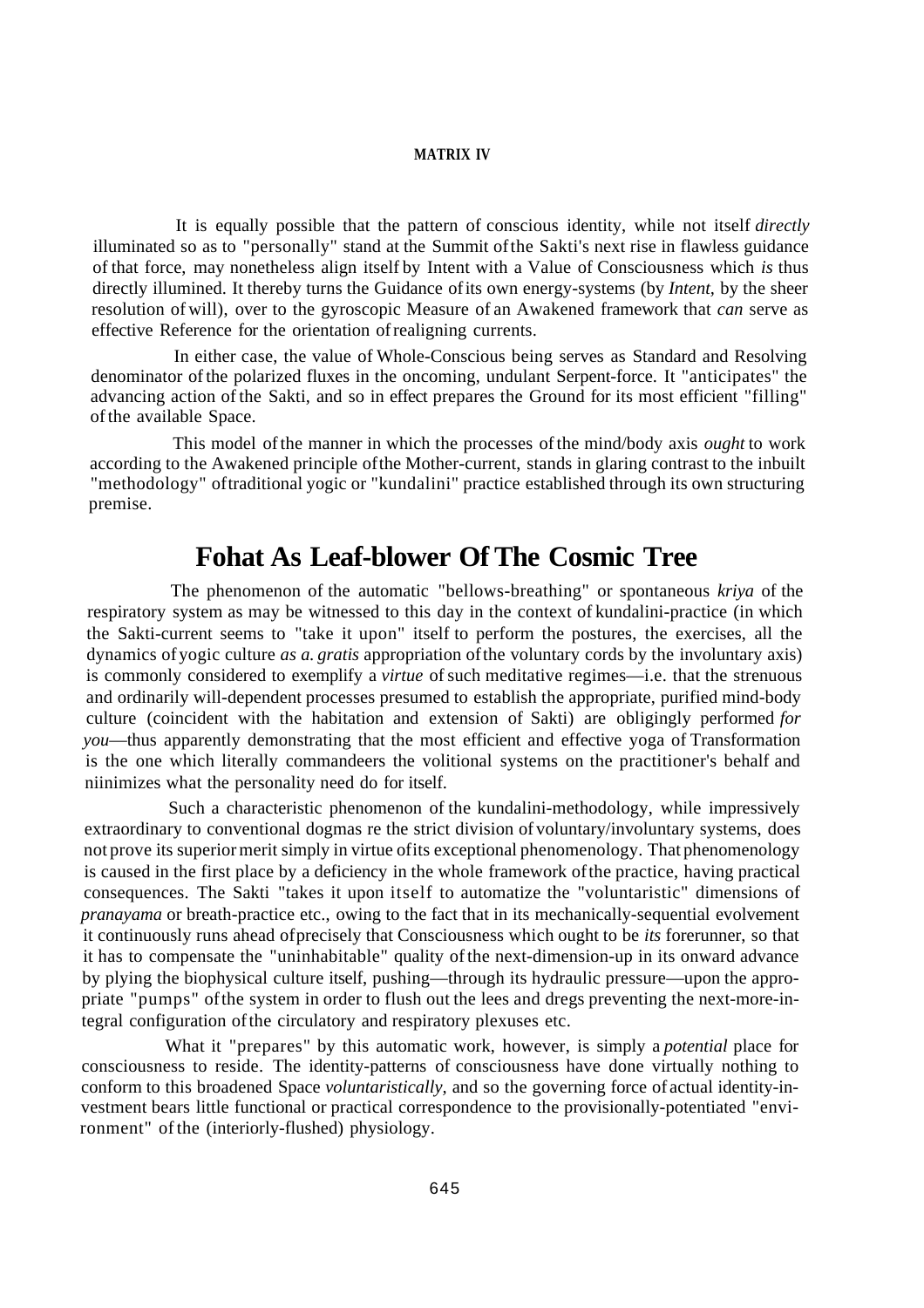It is equally possible that the pattern of conscious identity, while not itself *directly* illuminated so as to "personally" stand at the Summit of the Sakti's next rise in flawless guidance of that force, may nonetheless align itself by Intent with a Value of Consciousness which *is* thus directly illumined. It thereby turns the Guidance of its own energy-systems (by *Intent*, by the sheer resolution of will), over to the gyroscopic Measure of an Awakened framework that *can* serve as effective Reference for the orientation of realigning currents.

In either case, the value of Whole-Conscious being serves as Standard and Resolving denominator of the polarized fluxes in the oncoming, undulant Serpent-force. It "anticipates" the advancing action of the Sakti, and so in effect prepares the Ground for its most efficient "filling" of the available Space.

This model of the manner in which the processes of the mind/body axis *ought* to work according to the Awakened principle of the Mother-current, stands in glaring contrast to the inbuilt "methodology" of traditional yogic or "kundalini" practice established through its own structuring premise.

## Fohat As Leaf-blower Of The Cosmic Tree

The phenomenon of the automatic "bellows-breathing" or spontaneous *kriya* of the respiratory system as may be witnessed to this day in the context of kundalini-practice (in which the Sakti-current seems to "take it upon" itself to perform the postures, the exercises, all the dynamics of yogic culture *as a. gratis* appropriation of the voluntary cords by the involuntary axis) is commonly considered to exemplify a *virtue* of such meditative regimes—i.e. that the strenuous and ordinarily will-dependent processes presumed to establish the appropriate, purified mind-body culture (coincident with the habitation and extension of Sakti) are obligingly performed *for you*—thus apparently demonstrating that the most efficient and effective yoga of Transformation is the one which literally commandeers the volitional systems on the practitioner's behalf and niinimizes what the personality need do for itself.

Such a characteristic phenomenon of the kundalini-methodology, while impressively extraordinary to conventional dogmas re the strict division of voluntary/involuntary systems, does not prove its superior merit simply in virtue of its exceptional phenomenology. That phenomenology is caused in the first place by a deficiency in the whole framework of the practice, having practical consequences. The Sakti "takes it upon itself to automatize the "voluntaristic" dimensions of *pranayama* or breath-practice etc., owing to the fact that in its mechanically-sequential evolvement it continuously runs ahead of precisely that Consciousness which ought to be *its* forerunner, so that it has to compensate the "uninhabitable" quality of the next-dimension-up in its onward advance by plying the biophysical culture itself, pushing—through its hydraulic pressure—upon the appropriate "pumps" of the system in order to flush out the lees and dregs preventing the next-more-integral configuration of the circulatory and respiratory plexuses etc.

What it "prepares" by this automatic work, however, is simply a *potential* place for consciousness to reside. The identity-patterns of consciousness have done virtually nothing to conform to this broadened Space *voluntaristically,* and so the governing force of actual identity-investment bears little functional or practical correspondence to the provisionally-potentiated "environment" of the (interiorly-flushed) physiology.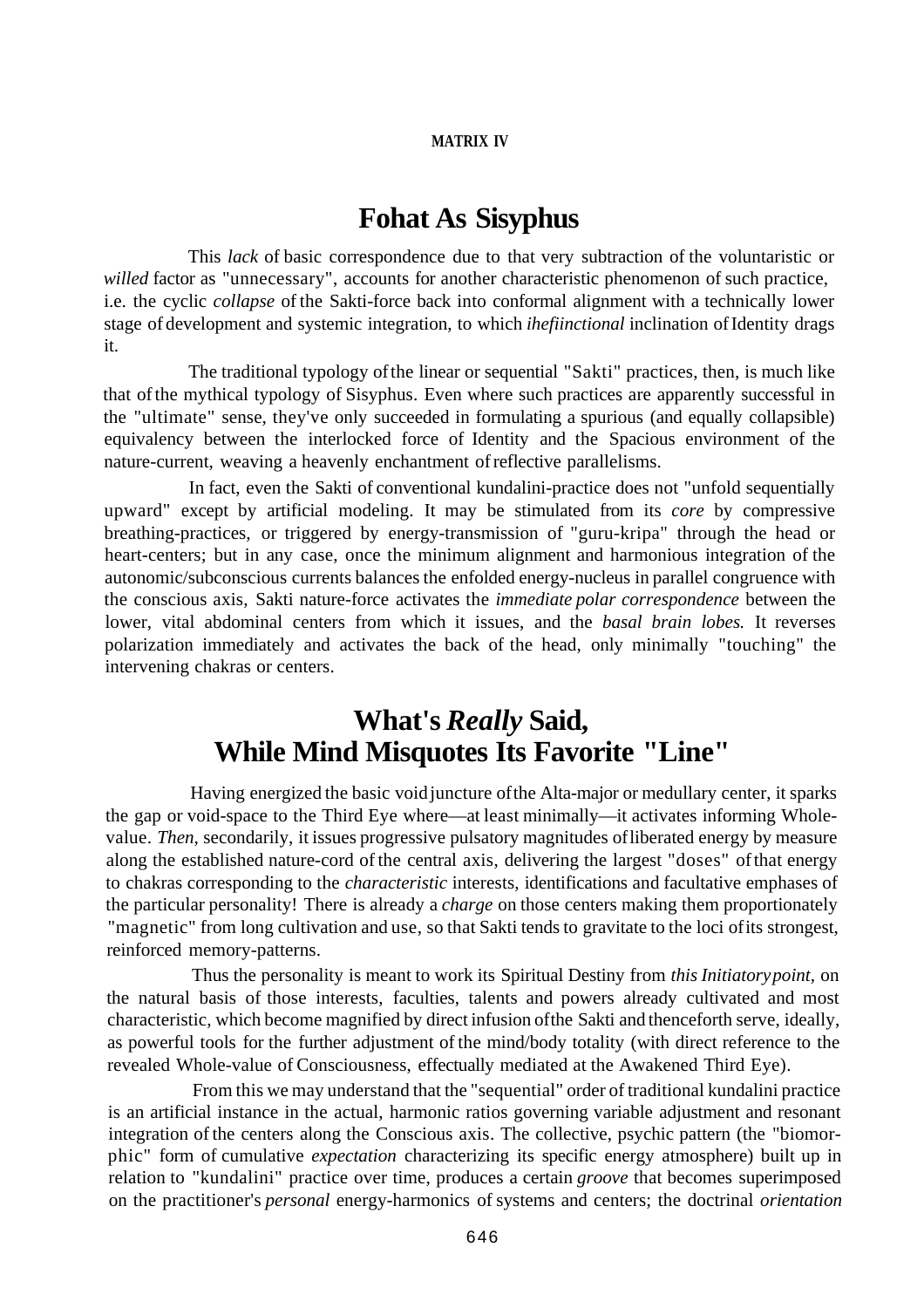MATRIX IV

## Fohat As Sisyphus

This *lack* of basic correspondence due to that very subtraction of the voluntaristic or *willed* factor as "unnecessary", accounts for another characteristic phenomenon of such practice, i.e. the cyclic *collapse* of the Sakti-force back into conformal alignment with a technically lower stage of development and systemic integration, to which *ihefiinctional* inclination of Identity drags it.

The traditional typology of the linear or sequential "Sakti" practices, then, is much like that of the mythical typology of Sisyphus. Even where such practices are apparently successful in the "ultimate" sense, they've only succeeded in formulating a spurious (and equally collapsible) equivalency between the interlocked force of Identity and the Spacious environment of the nature-current, weaving a heavenly enchantment of reflective parallelisms.

In fact, even the Sakti of conventional kundalini-practice does not "unfold sequentially upward" except by artificial modeling. It may be stimulated from its *core* by compressive breathing-practices, or triggered by energy-transmission of "guru-kripa" through the head or heart-centers; but in any case, once the minimum alignment and harmonious integration of the autonomic/subconscious currents balances the enfolded energy-nucleus in parallel congruence with the conscious axis, Sakti nature-force activates the *immediate polar correspondence* between the lower, vital abdominal centers from which it issues, and the *basal brain lobes.* It reverses polarization immediately and activates the back of the head, only minimally "touching" the intervening chakras or centers.

## What's *Really* Said, While Mind Misquotes Its Favorite "Line"

Having energized the basic void juncture of the Alta-major or medullary center, it sparks the gap or void-space to the Third Eye where—at least minimally—it activates informing Whole-value. *Then,* secondarily, it issues progressive pulsatory magnitudes of liberated energy by measure along the established nature-cord of the central axis, delivering the largest "doses" of that energy to chakras corresponding to the *characteristic* interests, identifications and facultative emphases of the particular personality! There is already a *charge* on those centers making them proportionately "magnetic" from long cultivation and use, so that Sakti tends to gravitate to the loci of its strongest, reinforced memory-patterns.

Thus the personality is meant to work its Spiritual Destiny from *this Initiatory point,* on the natural basis of those interests, faculties, talents and powers already cultivated and most characteristic, which become magnified by direct infusion of the Sakti and thenceforth serve, ideally, as powerful tools for the further adjustment of the mind/body totality (with direct reference to the revealed Whole-value of Consciousness, effectually mediated at the Awakened Third Eye).

From this we may understand that the "sequential" order of traditional kundalini practice is an artificial instance in the actual, harmonic ratios governing variable adjustment and resonant integration of the centers along the Conscious axis. The collective, psychic pattern (the "biomorphic" form of cumulative *expectation* characterizing its specific energy atmosphere) built up in relation to "kundalini" practice over time, produces a certain *groove* that becomes superimposed on the practitioner's *personal* energy-harmonics of systems and centers; the doctrinal *orientation*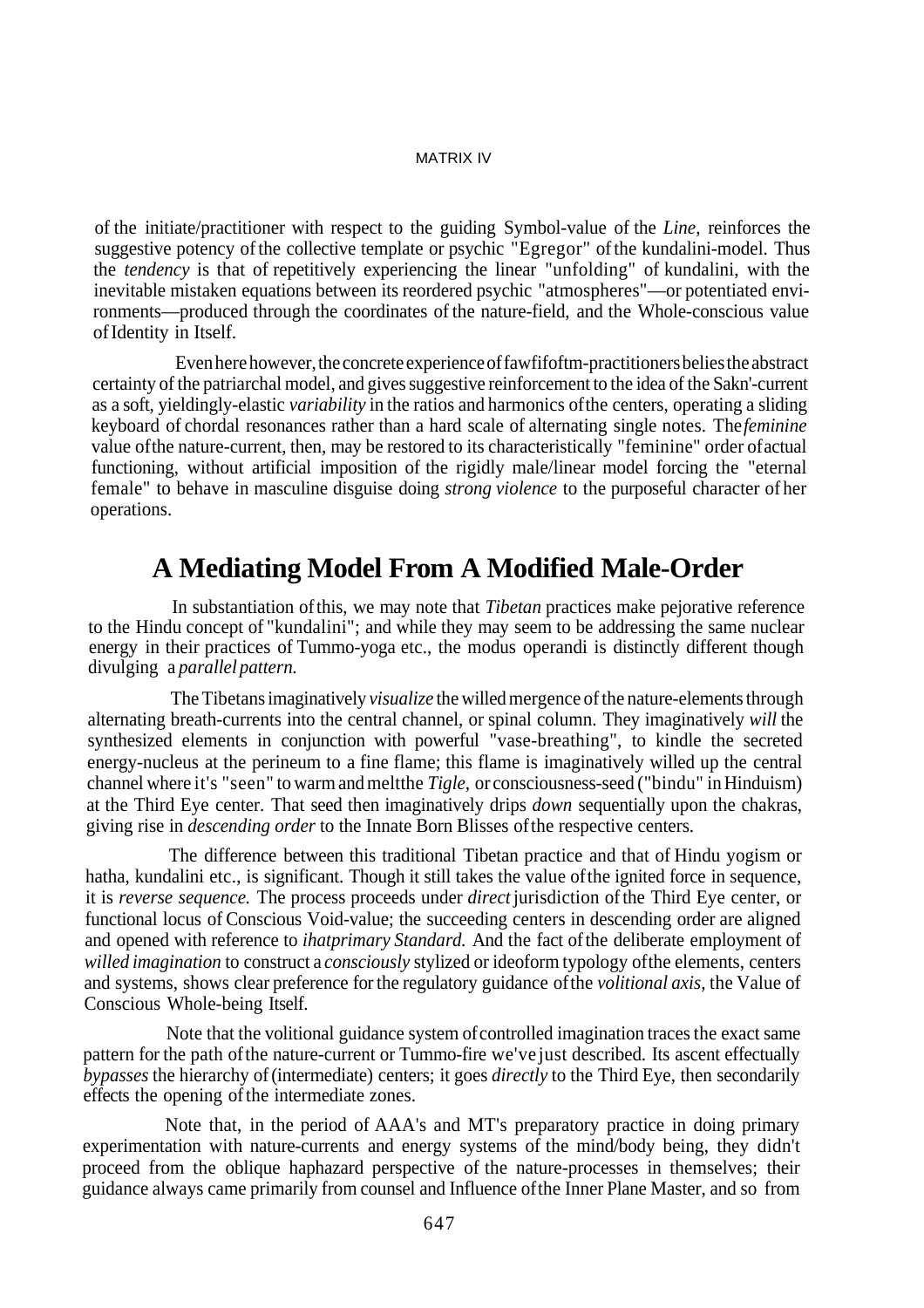of the initiate/practitioner with respect to the guiding Symbol-value of the *Line*, reinforces the suggestive potency of the collective template or psychic "Egregor" of the kundalini-model. Thus the *tendency* is that of repetitively experiencing the linear "unfolding" of kundalini, with the inevitable mistaken equations between its reordered psychic "atmospheres"—or potentiated environments—produced through the coordinates of the nature-field, and the Whole-conscious value of Identity in Itself.

Even here however, the concrete experience of fawfifoftm-practitioners belies the abstract certainty of the patriarchal model, and gives suggestive reinforcement to the idea of the Sakn'-current as a soft, yieldingly-elastic *variability* in the ratios and harmonics of the centers, operating a sliding keyboard of chordal resonances rather than a hard scale of alternating single notes. The *feminine* value of the nature-current, then, may be restored to its characteristically "feminine" order of actual functioning, without artificial imposition of the rigidly male/linear model forcing the "eternal female" to behave in masculine disguise doing *strong violence* to the purposeful character of her operations.

## A Mediating Model From A Modified Male-Order

In substantiation of this, we may note that *Tibetan* practices make pejorative reference to the Hindu concept of "kundalini"; and while they may seem to be addressing the same nuclear energy in their practices of Tummo-yoga etc., the modus operandi is distinctly different though divulging a *parallel pattern.*

The Tibetans imaginatively *visualize* the willed mergence of the nature-elements through alternating breath-currents into the central channel, or spinal column. They imaginatively *will* the synthesized elements in conjunction with powerful "vase-breathing", to kindle the secreted energy-nucleus at the perineum to a fine flame; this flame is imaginatively willed up the central channel where it's "seen" to warm and melt the *Tigle,* or consciousness-seed ("bindu" in Hinduism) at the Third Eye center. That seed then imaginatively drips *down* sequentially upon the chakras, giving rise in *descending order* to the Innate Born Blisses of the respective centers.

The difference between this traditional Tibetan practice and that of Hindu yogism or hatha, kundalini etc., is significant. Though it still takes the value of the ignited force in sequence, it is *reverse sequence.* The process proceeds under *direct* jurisdiction of the Third Eye center, or functional locus of Conscious Void-value; the succeeding centers in descending order are aligned and opened with reference to *ihat primary Standard.* And the fact of the deliberate employment of *willed imagination* to construct a *consciously* stylized or ideoform typology of the elements, centers and systems, shows clear preference for the regulatory guidance of the *volitional axis,* the Value of Conscious Whole-being Itself.

Note that the volitional guidance system of controlled imagination traces the exact same pattern for the path of the nature-current or Tummo-fire we've just described. Its ascent effectually *bypasses* the hierarchy of (intermediate) centers; it goes *directly* to the Third Eye, then secondarily effects the opening of the intermediate zones.

Note that, in the period of AAA's and MT's preparatory practice in doing primary experimentation with nature-currents and energy systems of the mind/body being, they didn't proceed from the oblique haphazard perspective of the nature-processes in themselves; their guidance always came primarily from counsel and Influence of the Inner Plane Master, and so from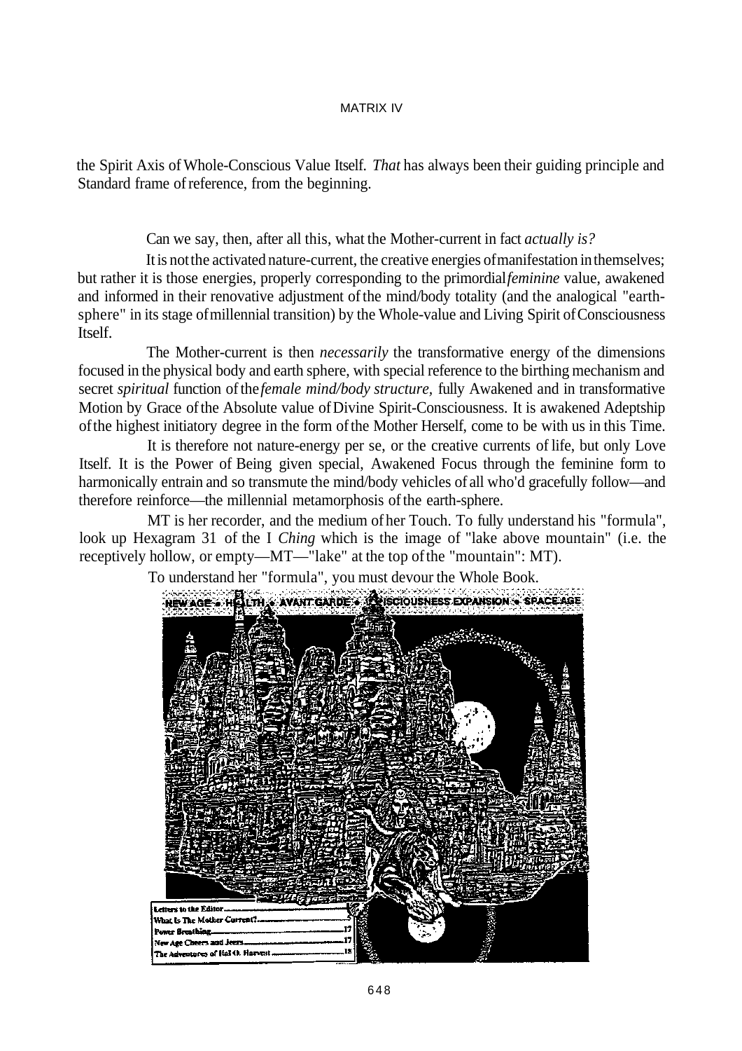the Spirit Axis of Whole-Conscious Value Itself. *That* has always been their guiding principle and Standard frame of reference, from the beginning.

Can we say, then, after all this, what the Mother-current in fact *actually is?*

It is not the activated nature-current, the creative energies of manifestation in themselves; but rather it is those energies, properly corresponding to the primordial *feminine* value, awakened and informed in their renovative adjustment of the mind/body totality (and the analogical "earth-sphere" in its stage of millennial transition) by the Whole-value and Living Spirit of Consciousness Itself.

The Mother-current is then *necessarily* the transformative energy of the dimensions focused in the physical body and earth sphere, with special reference to the birthing mechanism and secret *spiritual* function of the *female mind/body structure,* fully Awakened and in transformative Motion by Grace of the Absolute value of Divine Spirit-Consciousness. It is awakened Adeptship of the highest initiatory degree in the form of the Mother Herself, come to be with us in this Time.

It is therefore not nature-energy per se, or the creative currents of life, but only Love Itself. It is the Power of Being given special, Awakened Focus through the feminine form to harmonically entrain and so transmute the mind/body vehicles of all who'd gracefully follow—and therefore reinforce—the millennial metamorphosis of the earth-sphere.

MT is her recorder, and the medium of her Touch. To fully understand his "formula", look up Hexagram 31 of the I *Ching* which is the image of "lake above mountain" (i.e. the receptively hollow, or empty—MT—"lake" at the top of the "mountain": MT).

To understand her "formula", you must devour the Whole Book.

NEW AGE • HEALTH • AVANT GARDE • CONSCIOUSNESS EXPANSION • SPACE AGE

| | |
|---|---|
| Letters to the Editor | |
| What Is The Mother Current? | 5 |
| Power Breathing | 17 |
| New Age Cheers and Jeers | 17 |
| The Adventures of Hal O. Harvest | 18 |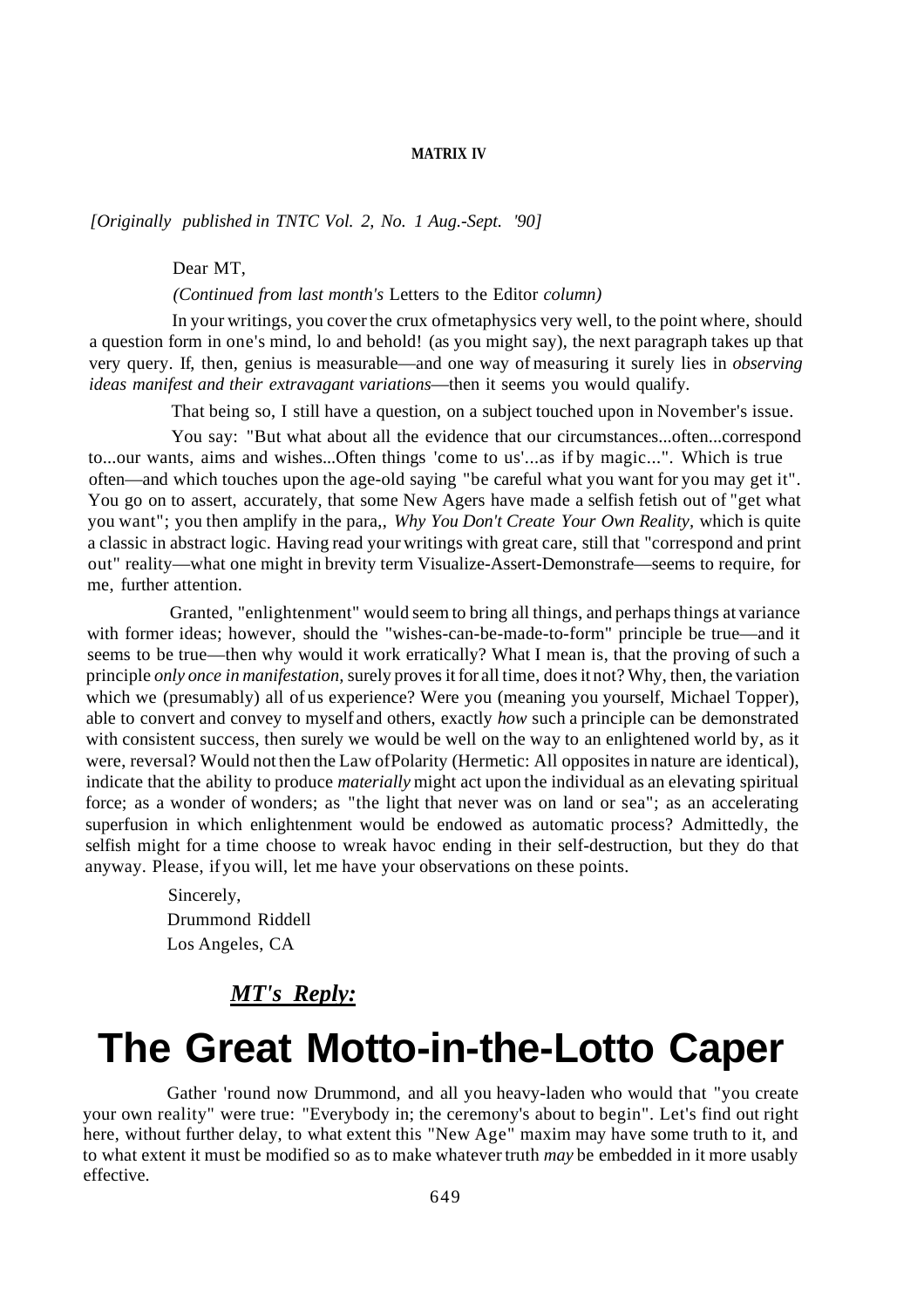**MATRIX IV**

*[Originally published in TNTC Vol. 2, No. 1 Aug.-Sept. '90]*

Dear MT,

*(Continued from last month's* Letters to the Editor *column)*

In your writings, you cover the crux ofmetaphysics very well, to the point where, should a question form in one's mind, lo and behold! (as you might say), the next paragraph takes up that very query. If, then, genius is measurable—and one way of measuring it surely lies in *observing ideas manifest and their extravagant variations*—then it seems you would qualify.

That being so, I still have a question, on a subject touched upon in November's issue.

You say: "But what about all the evidence that our circumstances...often...correspond to...our wants, aims and wishes...Often things 'come to us'...as if by magic...". Which is true often—and which touches upon the age-old saying "be careful what you want for you may get it". You go on to assert, accurately, that some New Agers have made a selfish fetish out of "get what you want"; you then amplify in the para,, *Why You Don't Create Your Own Reality,* which is quite a classic in abstract logic. Having read your writings with great care, still that "correspond and print out" reality—what one might in brevity term Visualize-Assert-Demonstrafe—seems to require, for me, further attention.

Granted, "enlightenment" would seem to bring all things, and perhaps things at variance with former ideas; however, should the "wishes-can-be-made-to-form" principle be true—and it seems to be true—then why would it work erratically? What I mean is, that the proving of such a principle *only once in manifestation,* surely proves it for all time, does it not? Why, then, the variation which we (presumably) all of us experience? Were you (meaning you yourself, Michael Topper), able to convert and convey to myself and others, exactly *how* such a principle can be demonstrated with consistent success, then surely we would be well on the way to an enlightened world by, as it were, reversal? Would not then the Law ofPolarity (Hermetic: All opposites in nature are identical), indicate that the ability to produce *materially* might act upon the individual as an elevating spiritual force; as a wonder of wonders; as "the light that never was on land or sea"; as an accelerating superfusion in which enlightenment would be endowed as automatic process? Admittedly, the selfish might for a time choose to wreak havoc ending in their self-destruction, but they do that anyway. Please, if you will, let me have your observations on these points.

Sincerely,
Drummond Riddell
Los Angeles, CA

***MT's Reply:***

# The Great Motto-in-the-Lotto Caper

Gather 'round now Drummond, and all you heavy-laden who would that "you create your own reality" were true: "Everybody in; the ceremony's about to begin". Let's find out right here, without further delay, to what extent this "New Age" maxim may have some truth to it, and to what extent it must be modified so as to make whatever truth *may* be embedded in it more usably effective.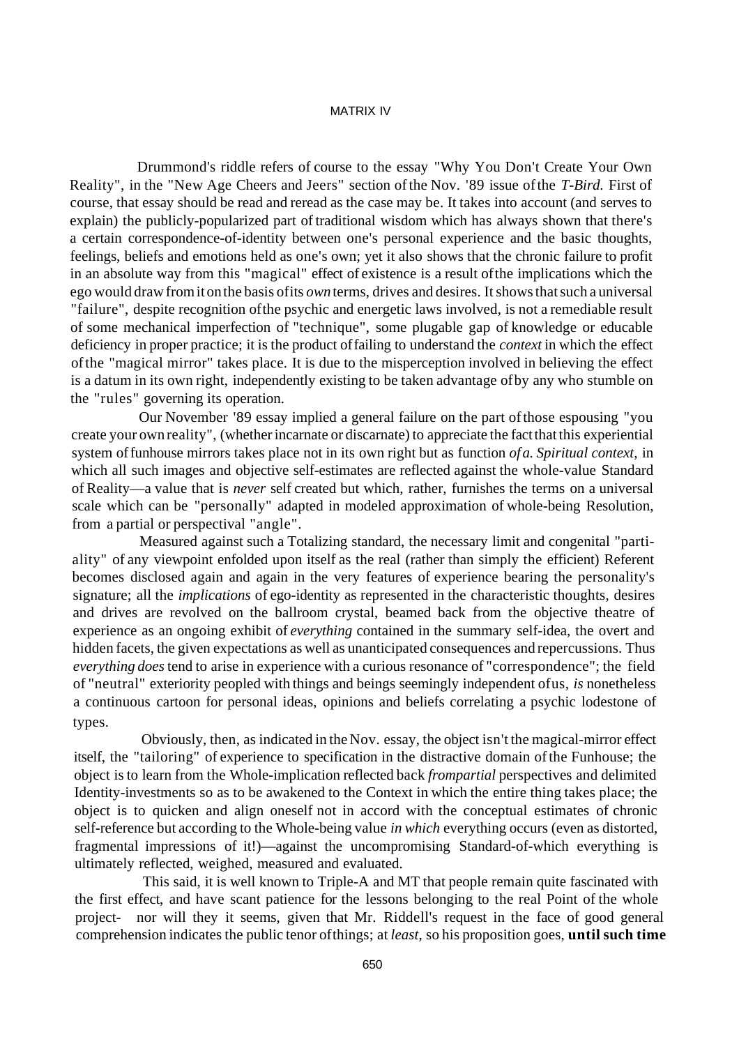Drummond's riddle refers of course to the essay "Why You Don't Create Your Own Reality", in the "New Age Cheers and Jeers" section of the Nov. '89 issue of the *T-Bird.* First of course, that essay should be read and reread as the case may be. It takes into account (and serves to explain) the publicly-popularized part of traditional wisdom which has always shown that there's a certain correspondence-of-identity between one's personal experience and the basic thoughts, feelings, beliefs and emotions held as one's own; yet it also shows that the chronic failure to profit in an absolute way from this "magical" effect of existence is a result of the implications which the ego would draw from it on the basis of its *own* terms, drives and desires. It shows that such a universal "failure", despite recognition of the psychic and energetic laws involved, is not a remediable result of some mechanical imperfection of "technique", some plugable gap of knowledge or educable deficiency in proper practice; it is the product of failing to understand the *context* in which the effect of the "magical mirror" takes place. It is due to the misperception involved in believing the effect is a datum in its own right, independently existing to be taken advantage of by any who stumble on the "rules" governing its operation.

Our November '89 essay implied a general failure on the part of those espousing "you create your own reality", (whether incarnate or discarnate) to appreciate the fact that this experiential system of funhouse mirrors takes place not in its own right but as function *of a. Spiritual context,* in which all such images and objective self-estimates are reflected against the whole-value Standard of Reality—a value that is *never* self created but which, rather, furnishes the terms on a universal scale which can be "personally" adapted in modeled approximation of whole-being Resolution, from a partial or perspectival "angle".

Measured against such a Totalizing standard, the necessary limit and congenital "partiality" of any viewpoint enfolded upon itself as the real (rather than simply the efficient) Referent becomes disclosed again and again in the very features of experience bearing the personality's signature; all the *implications* of ego-identity as represented in the characteristic thoughts, desires and drives are revolved on the ballroom crystal, beamed back from the objective theatre of experience as an ongoing exhibit of *everything* contained in the summary self-idea, the overt and hidden facets, the given expectations as well as unanticipated consequences and repercussions. Thus *everything does* tend to arise in experience with a curious resonance of "correspondence"; the field of "neutral" exteriority peopled with things and beings seemingly independent of us, *is* nonetheless a continuous cartoon for personal ideas, opinions and beliefs correlating a psychic lodestone of types.

Obviously, then, as indicated in the Nov. essay, the object isn't the magical-mirror effect itself, the "tailoring" of experience to specification in the distractive domain of the Funhouse; the object is to learn from the Whole-implication reflected back *from partial* perspectives and delimited Identity-investments so as to be awakened to the Context in which the entire thing takes place; the object is to quicken and align oneself not in accord with the conceptual estimates of chronic self-reference but according to the Whole-being value *in which* everything occurs (even as distorted, fragmental impressions of it!)—against the uncompromising Standard-of-which everything is ultimately reflected, weighed, measured and evaluated.

This said, it is well known to Triple-A and MT that people remain quite fascinated with the first effect, and have scant patience for the lessons belonging to the real Point of the whole project- nor will they it seems, given that Mr. Riddell's request in the face of good general comprehension indicates the public tenor of things; at *least,* so his proposition goes, **until such time**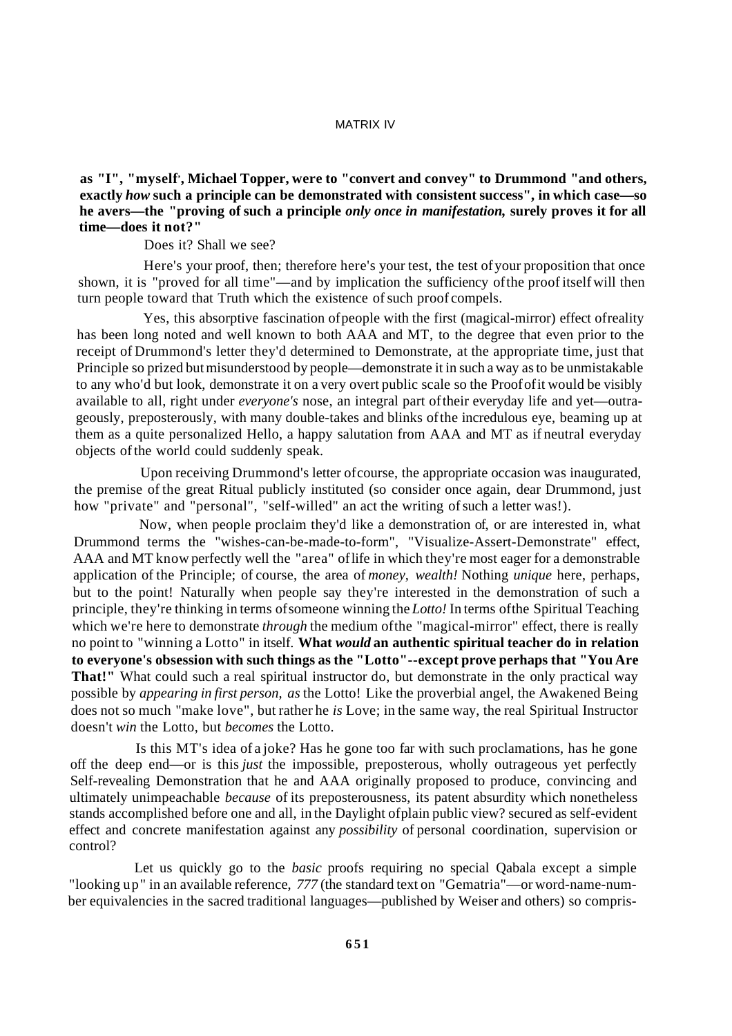**as "I", "myself', Michael Topper, were to "convert and convey" to Drummond "and others, exactly *how* such a principle can be demonstrated with consistent success", in which case—so he avers—the "proving of such a principle *only once in manifestation,* surely proves it for all time—does it not?"**

Does it? Shall we see?

Here's your proof, then; therefore here's your test, the test of your proposition that once shown, it is "proved for all time"—and by implication the sufficiency of the proof itself will then turn people toward that Truth which the existence of such proof compels.

Yes, this absorptive fascination of people with the first (magical-mirror) effect of reality has been long noted and well known to both AAA and MT, to the degree that even prior to the receipt of Drummond's letter they'd determined to Demonstrate, at the appropriate time, just that Principle so prized but misunderstood by people—demonstrate it in such a way as to be unmistakable to any who'd but look, demonstrate it on a very overt public scale so the Proof of it would be visibly available to all, right under *everyone's* nose, an integral part of their everyday life and yet—outrageously, preposterously, with many double-takes and blinks of the incredulous eye, beaming up at them as a quite personalized Hello, a happy salutation from AAA and MT as if neutral everyday objects of the world could suddenly speak.

Upon receiving Drummond's letter of course, the appropriate occasion was inaugurated, the premise of the great Ritual publicly instituted (so consider once again, dear Drummond, just how "private" and "personal", "self-willed" an act the writing of such a letter was!).

Now, when people proclaim they'd like a demonstration of, or are interested in, what Drummond terms the "wishes-can-be-made-to-form", "Visualize-Assert-Demonstrate" effect, AAA and MT know perfectly well the "area" of life in which they're most eager for a demonstrable application of the Principle; of course, the area of *money, wealth!* Nothing *unique* here, perhaps, but to the point! Naturally when people say they're interested in the demonstration of such a principle, they're thinking in terms of someone winning the *Lotto!* In terms of the Spiritual Teaching which we're here to demonstrate *through* the medium of the "magical-mirror" effect, there is really no point to "winning a Lotto" in itself. **What *would* an authentic spiritual teacher do in relation to everyone's obsession with such things as the "Lotto"--except prove perhaps that "You Are That!"** What could such a real spiritual instructor do, but demonstrate in the only practical way possible by *appearing in first person, as* the Lotto! Like the proverbial angel, the Awakened Being does not so much "make love", but rather he *is* Love; in the same way, the real Spiritual Instructor doesn't *win* the Lotto, but *becomes* the Lotto.

Is this MT's idea of a joke? Has he gone too far with such proclamations, has he gone off the deep end—or is this *just* the impossible, preposterous, wholly outrageous yet perfectly Self-revealing Demonstration that he and AAA originally proposed to produce, convincing and ultimately unimpeachable *because* of its preposterousness, its patent absurdity which nonetheless stands accomplished before one and all, in the Daylight of plain public view? secured as self-evident effect and concrete manifestation against any *possibility* of personal coordination, supervision or control?

Let us quickly go to the *basic* proofs requiring no special Qabala except a simple "looking up" in an available reference, *777* (the standard text on "Gematria"—or word-name-number equivalencies in the sacred traditional languages—published by Weiser and others) so compris-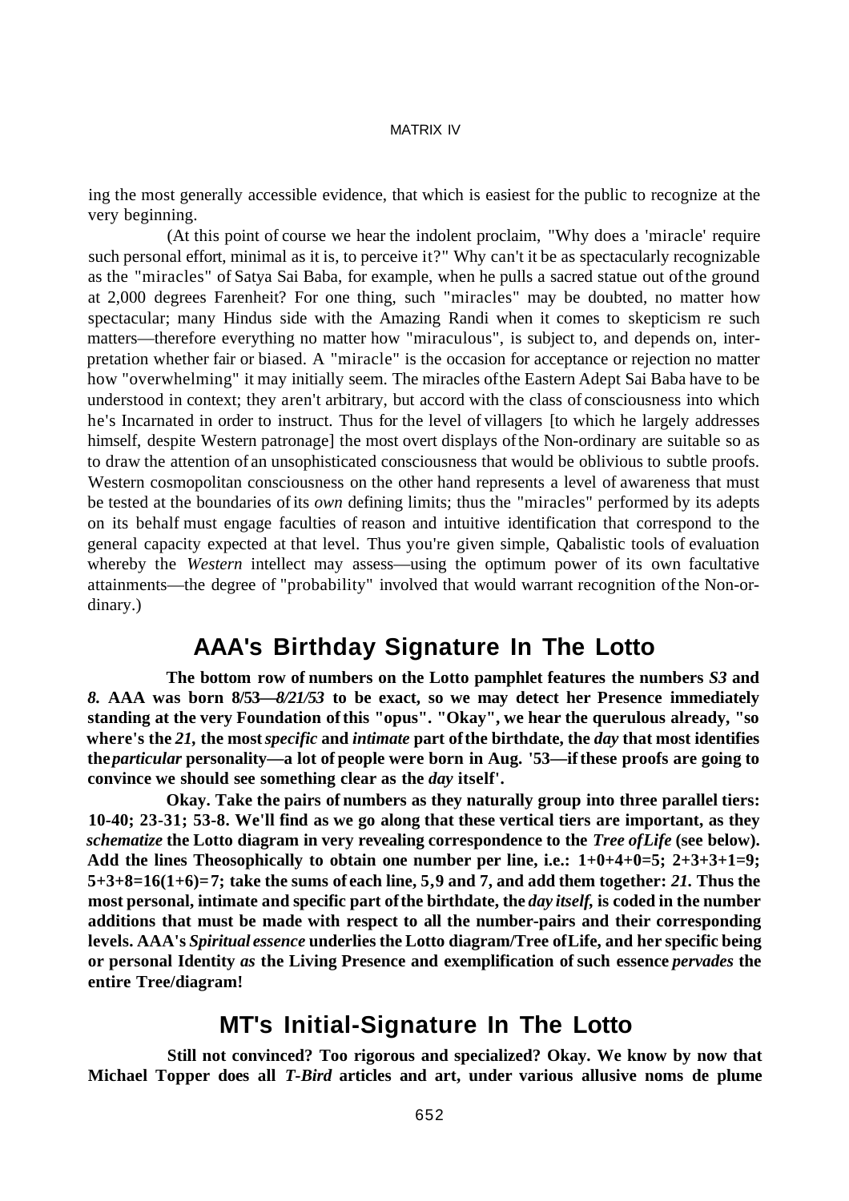ing the most generally accessible evidence, that which is easiest for the public to recognize at the very beginning.

(At this point of course we hear the indolent proclaim, "Why does a 'miracle' require such personal effort, minimal as it is, to perceive it?" Why can't it be as spectacularly recognizable as the "miracles" of Satya Sai Baba, for example, when he pulls a sacred statue out of the ground at 2,000 degrees Farenheit? For one thing, such "miracles" may be doubted, no matter how spectacular; many Hindus side with the Amazing Randi when it comes to skepticism re such matters—therefore everything no matter how "miraculous", is subject to, and depends on, interpretation whether fair or biased. A "miracle" is the occasion for acceptance or rejection no matter how "overwhelming" it may initially seem. The miracles of the Eastern Adept Sai Baba have to be understood in context; they aren't arbitrary, but accord with the class of consciousness into which he's Incarnated in order to instruct. Thus for the level of villagers [to which he largely addresses himself, despite Western patronage] the most overt displays of the Non-ordinary are suitable so as to draw the attention of an unsophisticated consciousness that would be oblivious to subtle proofs. Western cosmopolitan consciousness on the other hand represents a level of awareness that must be tested at the boundaries of its *own* defining limits; thus the "miracles" performed by its adepts on its behalf must engage faculties of reason and intuitive identification that correspond to the general capacity expected at that level. Thus you're given simple, Qabalistic tools of evaluation whereby the *Western* intellect may assess—using the optimum power of its own facultative attainments—the degree of "probability" involved that would warrant recognition of the Non-ordinary.)

## AAA's Birthday Signature In The Lotto

**The bottom row of numbers on the Lotto pamphlet features the numbers *53* and *8.* AAA was born 8/53—*8/21/53* to be exact, so we may detect her Presence immediately standing at the very Foundation of this "opus". "Okay", we hear the querulous already, "so where's the *21,* the most *specific* and *intimate* part of the birthdate, the *day* that most identifies the *particular* personality—a lot of people were born in Aug. '53—if these proofs are going to convince we should see something clear as the *day* itself'.**

**Okay. Take the pairs of numbers as they naturally group into three parallel tiers: 10-40; 23-31; 53-8. We'll find as we go along that these vertical tiers are important, as they *schematize* the Lotto diagram in very revealing correspondence to the *Tree of Life* (see below). Add the lines Theosophically to obtain one number per line, i.e.: 1+0+4+0=5; 2+3+3+1=9; 5+3+8=16(1+6)=7; take the sums of each line, 5,9 and 7, and add them together: *21.* Thus the most personal, intimate and specific part of the birthdate, the *day itself,* is coded in the number additions that must be made with respect to all the number-pairs and their corresponding levels. AAA's *Spiritual essence* underlies the Lotto diagram/Tree of Life, and her specific being or personal Identity *as* the Living Presence and exemplification of such essence *pervades* the entire Tree/diagram!**

## MT's Initial-Signature In The Lotto

**Still not convinced? Too rigorous and specialized? Okay. We know by now that Michael Topper does all *T-Bird* articles and art, under various allusive noms de plume**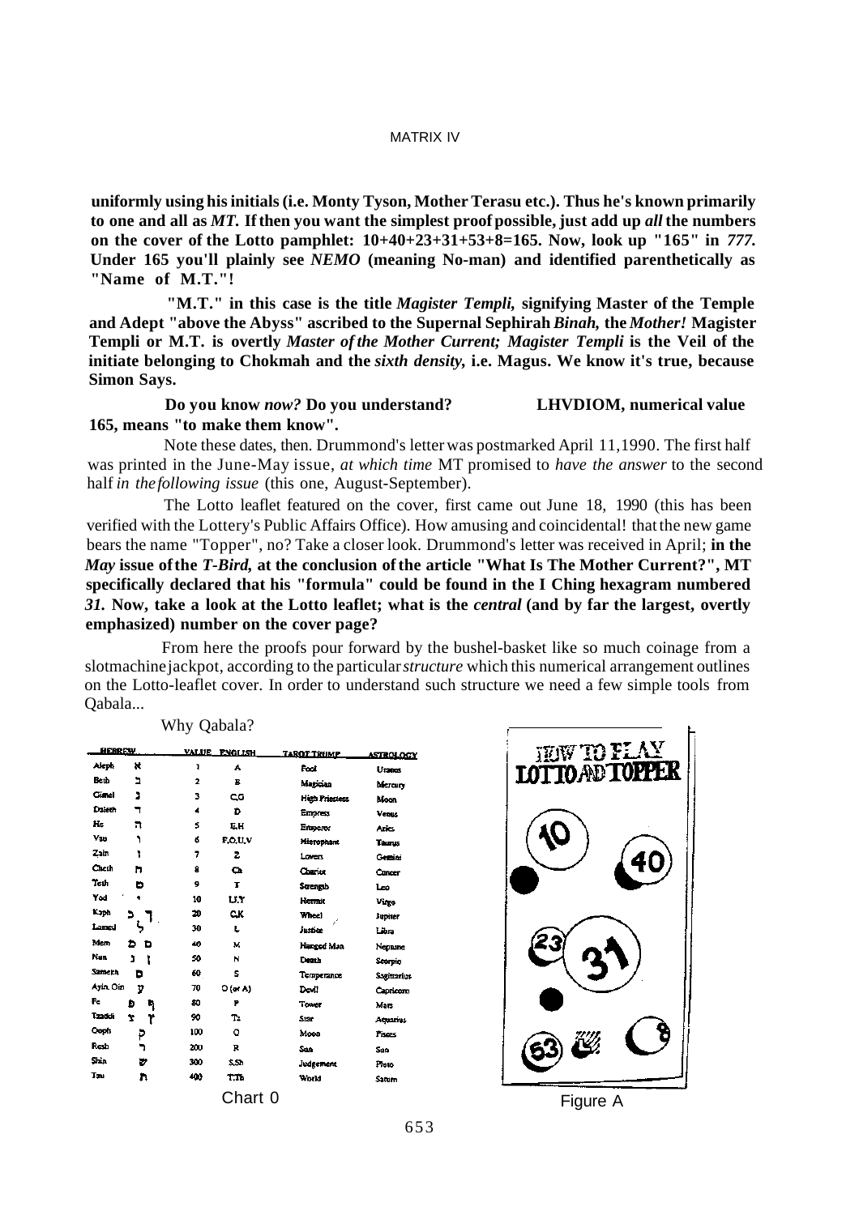**uniformly using his initials (i.e. Monty Tyson, Mother Terasu etc.). Thus he's known primarily to one and all as *MT.* If then you want the simplest proof possible, just add up *all* the numbers on the cover of the Lotto pamphlet: 10+40+23+31+53+8=165. Now, look up "165" in *777.* Under 165 you'll plainly see *NEMO* (meaning No-man) and identified parenthetically as "Name of M.T."!**

**"M.T." in this case is the title *Magister Templi,* signifying Master of the Temple and Adept "above the Abyss" ascribed to the Supernal Sephirah *Binah,* the *Mother!* Magister Templi or M.T. is overtly *Master of the Mother Current; Magister Templi* is the Veil of the initiate belonging to Chokmah and the *sixth density,* i.e. Magus. We know it's true, because Simon Says.**

**Do you know *now?* Do you understand? LHVDIOM, numerical value 165, means "to make them know".**

Note these dates, then. Drummond's letter was postmarked April 11,1990. The first half was printed in the June-May issue, *at which time* MT promised to *have the answer* to the second half *in the following issue* (this one, August-September).

The Lotto leaflet featured on the cover, first came out June 18, 1990 (this has been verified with the Lottery's Public Affairs Office). How amusing and coincidental! that the new game bears the name "Topper", no? Take a closer look. Drummond's letter was received in April; **in the *May* issue of the *T-Bird,* at the conclusion of the article "What Is The Mother Current?", MT specifically declared that his "formula" could be found in the I Ching hexagram numbered *31.* Now, take a look at the Lotto leaflet; what is the *central* (and by far the largest, overtly emphasized) number on the cover page?**

From here the proofs pour forward by the bushel-basket like so much coinage from a slotmachine jackpot, according to the particular *structure* which this numerical arrangement outlines on the Lotto-leaflet cover. In order to understand such structure we need a few simple tools from Qabala...

Why Qabala?

| HEBREW | | VALUE | ENGLISH | TAROT TRUMP | ASTROLOGY |
|---|---|---|---|---|---|
| Aleph | א | 1 | A | Fool | Uranus |
| Beth | ב | 2 | B | Magician | Mercury |
| Gimel | ג | 3 | C,G | High Priestess | Moon |
| Daleth | ד | 4 | D | Empress | Venus |
| He | ה | 5 | E,H | Emperor | Aries |
| Vau | ו | 6 | F,O,U,V | Hierophant | Taurus |
| Zain | ז | 7 | Z | Lovers | Gemini |
| Cheth | ח | 8 | Ch | Chariot | Cancer |
| Teth | ט | 9 | T | Strength | Leo |
| Yod | י | 10 | I,J,Y | Hermit | Virgo |
| Kaph | כ ך | 20 | C,K | Wheel | Jupiter |
| Lamed | ל | 30 | L | Justice | Libra |
| Mem | מ ם | 40 | M | Hanged Man | Neptune |
| Nun | נ ן | 50 | N | Death | Scorpio |
| Samekh | ס | 60 | S | Temperance | Sagittarius |
| Ayin, Oin | ע | 70 | O (or A) | Devil | Capricorn |
| Pe | פ ף | 80 | P | Tower | Mars |
| Tzaddi | צ ץ | 90 | Tz | Star | Aquarius |
| Qoph | ק | 100 | Q | Moon | Pisces |
| Resh | ר | 200 | R | Sun | Sun |
| Shin | ש | 300 | S,Sh | Judgement | Pluto |
| Tau | ת | 400 | T,Th | World | Saturn |

Chart 0

HOW TO PLAY LOTTO AND TOPPER

10 40 23 31 53 8

Figure A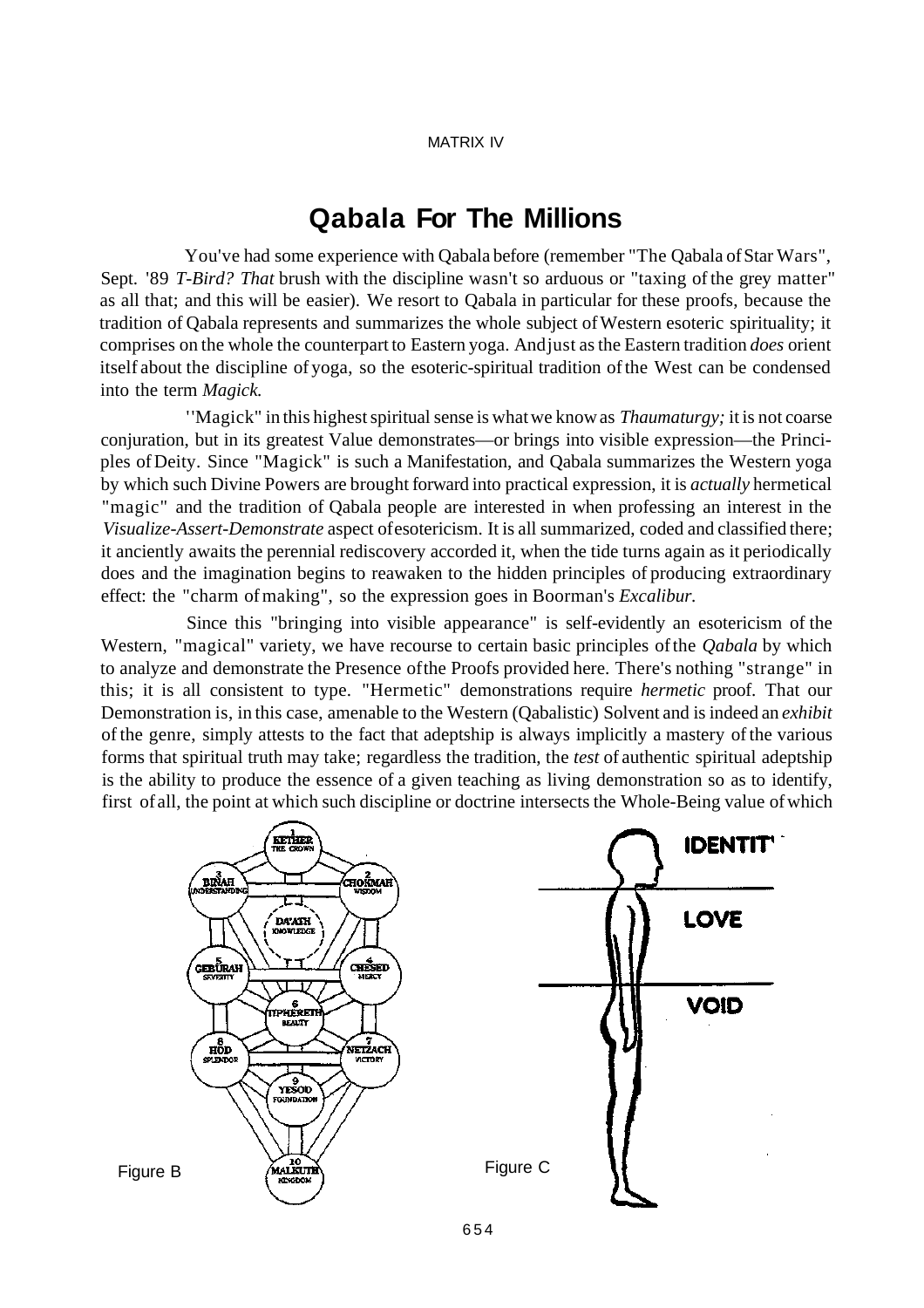# Qabala For The Millions

You've had some experience with Qabala before (remember "The Qabala of Star Wars", Sept. '89 *T-Bird? That* brush with the discipline wasn't so arduous or "taxing of the grey matter" as all that; and this will be easier). We resort to Qabala in particular for these proofs, because the tradition of Qabala represents and summarizes the whole subject of Western esoteric spirituality; it comprises on the whole the counterpart to Eastern yoga. And just as the Eastern tradition *does* orient itself about the discipline of yoga, so the esoteric-spiritual tradition of the West can be condensed into the term *Magick.*

"Magick" in this highest spiritual sense is what we know as *Thaumaturgy;* it is not coarse conjuration, but in its greatest Value demonstrates—or brings into visible expression—the Principles of Deity. Since "Magick" is such a Manifestation, and Qabala summarizes the Western yoga by which such Divine Powers are brought forward into practical expression, it is *actually* hermetical "magic" and the tradition of Qabala people are interested in when professing an interest in the *Visualize-Assert-Demonstrate* aspect of esotericism. It is all summarized, coded and classified there; it anciently awaits the perennial rediscovery accorded it, when the tide turns again as it periodically does and the imagination begins to reawaken to the hidden principles of producing extraordinary effect: the "charm of making", so the expression goes in Boorman's *Excalibur.*

Since this "bringing into visible appearance" is self-evidently an esotericism of the Western, "magical" variety, we have recourse to certain basic principles of the *Qabala* by which to analyze and demonstrate the Presence of the Proofs provided here. There's nothing "strange" in this; it is all consistent to type. "Hermetic" demonstrations require *hermetic* proof. That our Demonstration is, in this case, amenable to the Western (Qabalistic) Solvent and is indeed an *exhibit* of the genre, simply attests to the fact that adeptship is always implicitly a mastery of the various forms that spiritual truth may take; regardless the tradition, the *test* of authentic spiritual adeptship is the ability to produce the essence of a given teaching as living demonstration so as to identify, first of all, the point at which such discipline or doctrine intersects the Whole-Being value of which

Figure B

Figure C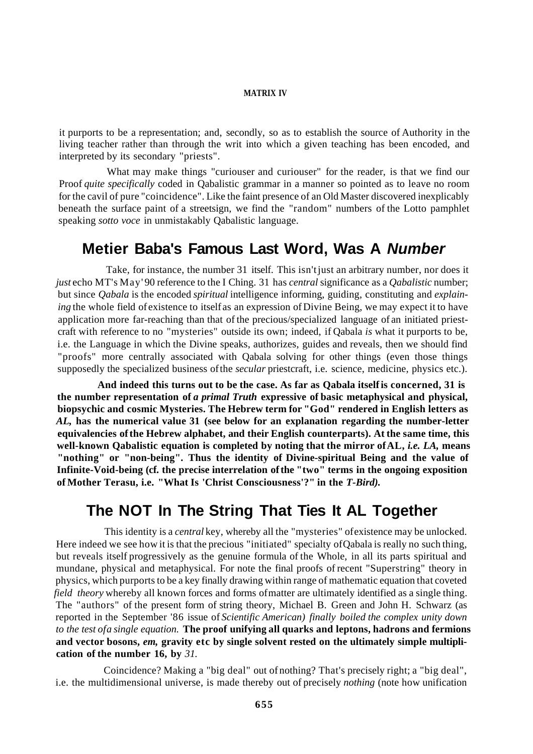it purports to be a representation; and, secondly, so as to establish the source of Authority in the living teacher rather than through the writ into which a given teaching has been encoded, and interpreted by its secondary "priests".

What may make things "curiouser and curiouser" for the reader, is that we find our Proof *quite specifically* coded in Qabalistic grammar in a manner so pointed as to leave no room for the cavil of pure "coincidence". Like the faint presence of an Old Master discovered inexplicably beneath the surface paint of a streetsign, we find the "random" numbers of the Lotto pamphlet speaking *sotto voce* in unmistakably Qabalistic language.

## Metier Baba's Famous Last Word, Was A *Number*

Take, for instance, the number 31 itself. This isn't just an arbitrary number, nor does it *just* echo MT's May'90 reference to the I Ching. 31 has *central* significance as a *Qabalistic* number; but since *Qabala* is the encoded *spiritual* intelligence informing, guiding, constituting and *explaining* the whole field of existence to itself as an expression of Divine Being, we may expect it to have application more far-reaching than that of the precious/specialized language of an initiated priestcraft with reference to no "mysteries" outside its own; indeed, if Qabala *is* what it purports to be, i.e. the Language in which the Divine speaks, authorizes, guides and reveals, then we should find "proofs" more centrally associated with Qabala solving for other things (even those things supposedly the specialized business of the *secular* priestcraft, i.e. science, medicine, physics etc.).

**And indeed this turns out to be the case. As far as Qabala itself is concerned, 31 is the number representation of *a primal Truth* expressive of basic metaphysical and physical, biopsychic and cosmic Mysteries. The Hebrew term for "God" rendered in English letters as *AL*, has the numerical value 31 (see below for an explanation regarding the number-letter equivalencies of the Hebrew alphabet, and their English counterparts). At the same time, this well-known Qabalistic equation is completed by noting that the mirror of AL, *i.e. LA*, means "nothing" or "non-being". Thus the identity of Divine-spiritual Being and the value of Infinite-Void-being (cf. the precise interrelation of the "two" terms in the ongoing exposition of Mother Terasu, i.e. "What Is 'Christ Consciousness'?" in the *T-Bird).***

## The NOT In The String That Ties It AL Together

This identity is a *central* key, whereby all the "mysteries" of existence may be unlocked. Here indeed we see how it is that the precious "initiated" specialty of Qabala is really no such thing, but reveals itself progressively as the genuine formula of the Whole, in all its parts spiritual and mundane, physical and metaphysical. For note the final proofs of recent "Superstring" theory in physics, which purports to be a key finally drawing within range of mathematic equation that coveted *field theory* whereby all known forces and forms of matter are ultimately identified as a single thing. The "authors" of the present form of string theory, Michael B. Green and John H. Schwarz (as reported in the September '86 issue of *Scientific American) finally boiled the complex unity down to the test of a single equation.* **The proof unifying all quarks and leptons, hadrons and fermions and vector bosons, *em,* gravity etc by single solvent rested on the ultimately simple multiplication of the number 16, by** *31.*

Coincidence? Making a "big deal" out of nothing? That's precisely right; a "big deal", i.e. the multidimensional universe, is made thereby out of precisely *nothing* (note how unification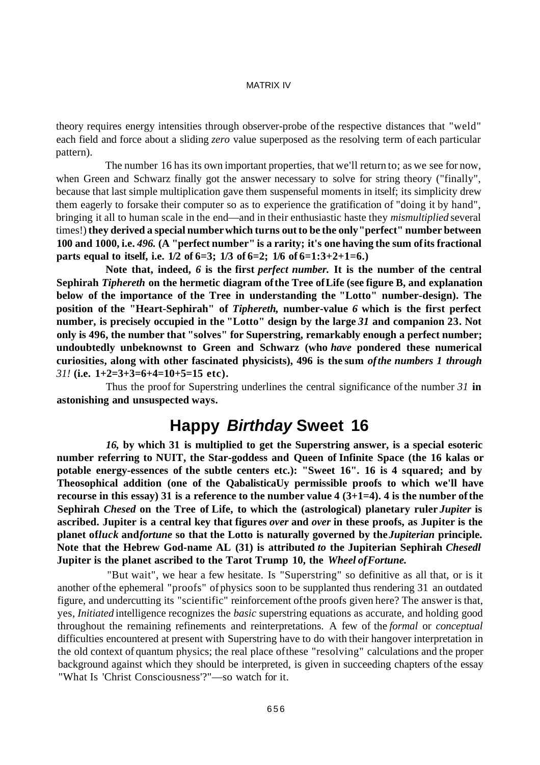theory requires energy intensities through observer-probe of the respective distances that "weld" each field and force about a sliding *zero* value superposed as the resolving term of each particular pattern).

The number 16 has its own important properties, that we'll return to; as we see for now, when Green and Schwarz finally got the answer necessary to solve for string theory ("finally", because that last simple multiplication gave them suspenseful moments in itself; its simplicity drew them eagerly to forsake their computer so as to experience the gratification of "doing it by hand", bringing it all to human scale in the end—and in their enthusiastic haste they *mismultiplied* several times!) **they derived a special number which turns out to be the only "perfect" number between 100 and 1000, i.e. *496.* (A "perfect number" is a rarity; it's one having the sum of its fractional parts equal to itself, i.e. 1/2 of 6=3; 1/3 of 6=2; 1/6 of 6=1:3+2+1=6.)**

**Note that, indeed, *6* is the first *perfect number.* It is the number of the central Sephirah *Tiphereth* on the hermetic diagram of the Tree of Life (see figure B, and explanation below of the importance of the Tree in understanding the "Lotto" number-design). The position of the "Heart-Sephirah" of *Tiphereth,* number-value *6* which is the first perfect number, is precisely occupied in the "Lotto" design by the large *31* and companion 23. Not only is 496, the number that "solves" for Superstring, remarkably enough a perfect number; undoubtedly unbeknownst to Green and Schwarz (who *have* pondered these numerical curiosities, along with other fascinated physicists), 496 is the sum *of the numbers 1 through 31!* (i.e. 1+2=3+3=6+4=10+5=15 etc).**

Thus the proof for Superstring underlines the central significance of the number *31* **in astonishing and unsuspected ways.**

## Happy *Birthday* Sweet 16

***16,* by which 31 is multiplied to get the Superstring answer, is a special esoteric number referring to NUIT, the Star-goddess and Queen of Infinite Space (the 16 kalas or potable energy-essences of the subtle centers etc.): "Sweet 16". 16 is 4 squared; and by Theosophical addition (one of the QabalisticaUy permissible proofs to which we'll have recourse in this essay) 31 is a reference to the number value 4 (3+1=4). 4 is the number of the Sephirah *Chesed* on the Tree of Life, to which the (astrological) planetary ruler *Jupiter* is ascribed. Jupiter is a central key that figures *over* and *over* in these proofs, as Jupiter is the planet of *luck* and *fortune* so that the Lotto is naturally governed by the *Jupiterian* principle. Note that the Hebrew God-name AL (31) is attributed *to* the Jupiterian Sephirah *Chesedl* Jupiter is the planet ascribed to the Tarot Trump 10, the *Wheel of Fortune.***

"But wait", we hear a few hesitate. Is "Superstring" so definitive as all that, or is it another of the ephemeral "proofs" of physics soon to be supplanted thus rendering 31 an outdated figure, and undercutting its "scientific" reinforcement of the proofs given here? The answer is that, yes, *Initiated* intelligence recognizes the *basic* superstring equations as accurate, and holding good throughout the remaining refinements and reinterpretations. A few of the *formal* or *conceptual* difficulties encountered at present with Superstring have to do with their hangover interpretation in the old context of quantum physics; the real place of these "resolving" calculations and the proper background against which they should be interpreted, is given in succeeding chapters of the essay "What Is 'Christ Consciousness'?"—so watch for it.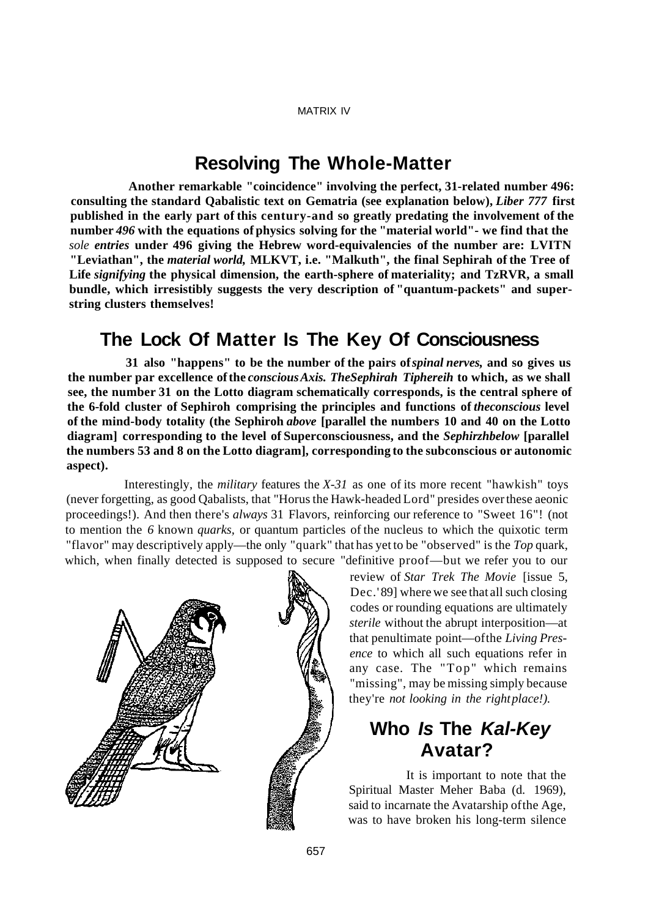## Resolving The Whole-Matter

**Another remarkable "coincidence" involving the perfect, 31-related number 496: consulting the standard Qabalistic text on Gematria (see explanation below), *Liber 777* first published in the early part of this century-and so greatly predating the involvement of the number *496* with the equations of physics solving for the "material world"- we find that the *sole entries* under 496 giving the Hebrew word-equivalencies of the number are: LVITN "Leviathan", the *material world,* MLKVT, i.e. "Malkuth", the final Sephirah of the Tree of Life *signifying* the physical dimension, the earth-sphere of materiality; and TzRVR, a small bundle, which irresistibly suggests the very description of "quantum-packets" and super-string clusters themselves!**

## The Lock Of Matter Is The Key Of Consciousness

**31 also "happens" to be the number of the pairs of *spinal nerves,* and so gives us the number par excellence of the *conscious Axis. TheSephirah Tiphereih* to which, as we shall see, the number 31 on the Lotto diagram schematically corresponds, is the central sphere of the 6-fold cluster of Sephiroh comprising the principles and functions of *theconscious* level of the mind-body totality (the Sephiroh *above* [parallel the numbers 10 and 40 on the Lotto diagram] corresponding to the level of Superconsciousness, and the *Sephirzhbelow* [parallel the numbers 53 and 8 on the Lotto diagram], corresponding to the subconscious or autonomic aspect).**

Interestingly, the *military* features the *X-31* as one of its more recent "hawkish" toys (never forgetting, as good Qabalists, that "Horus the Hawk-headed Lord" presides over these aeonic proceedings!). And then there's *always* 31 Flavors, reinforcing our reference to "Sweet 16"! (not to mention the *6* known *quarks,* or quantum particles of the nucleus to which the quixotic term "flavor" may descriptively apply—the only "quark" that has yet to be "observed" is the *Top* quark, which, when finally detected is supposed to secure "definitive proof—but we refer you to our review of *Star Trek The Movie* [issue 5, Dec.'89] where we see that all such closing codes or rounding equations are ultimately *sterile* without the abrupt interposition—at that penultimate point—of the *Living Presence* to which all such equations refer in any case. The "Top" which remains "missing", may be missing simply because they're *not looking in the right place!).*

## Who *Is* The *Kal-Key* Avatar?

It is important to note that the Spiritual Master Meher Baba (d. 1969), said to incarnate the Avatarship of the Age, was to have broken his long-term silence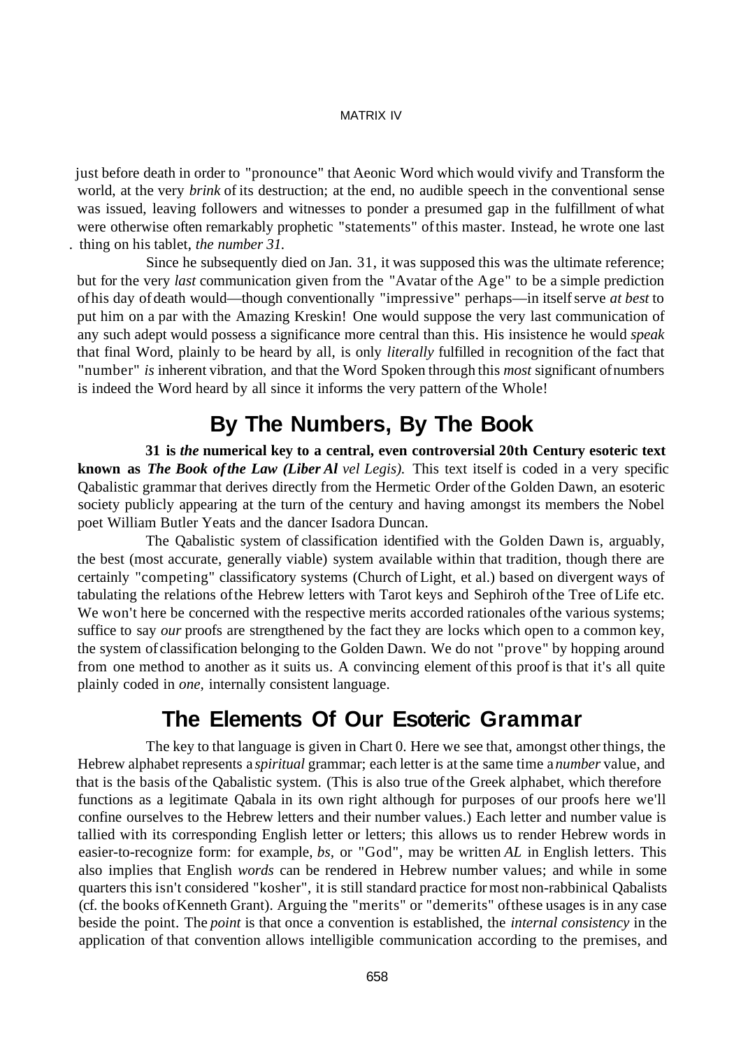just before death in order to "pronounce" that Aeonic Word which would vivify and Transform the world, at the very *brink* of its destruction; at the end, no audible speech in the conventional sense was issued, leaving followers and witnesses to ponder a presumed gap in the fulfillment of what were otherwise often remarkably prophetic "statements" of this master. Instead, he wrote one last thing on his tablet, *the number 31.*

Since he subsequently died on Jan. 31, it was supposed this was the ultimate reference; but for the very *last* communication given from the "Avatar of the Age" to be a simple prediction of his day of death would—though conventionally "impressive" perhaps—in itself serve *at best* to put him on a par with the Amazing Kreskin! One would suppose the very last communication of any such adept would possess a significance more central than this. His insistence he would *speak* that final Word, plainly to be heard by all, is only *literally* fulfilled in recognition of the fact that "number" *is* inherent vibration, and that the Word Spoken through this *most* significant of numbers is indeed the Word heard by all since it informs the very pattern of the Whole!

## By The Numbers, By The Book

**31 is *the* numerical key to a central, even controversial 20th Century esoteric text known as *The Book of the Law (Liber Al*** *vel Legis).* This text itself is coded in a very specific Qabalistic grammar that derives directly from the Hermetic Order of the Golden Dawn, an esoteric society publicly appearing at the turn of the century and having amongst its members the Nobel poet William Butler Yeats and the dancer Isadora Duncan.

The Qabalistic system of classification identified with the Golden Dawn is, arguably, the best (most accurate, generally viable) system available within that tradition, though there are certainly "competing" classificatory systems (Church of Light, et al.) based on divergent ways of tabulating the relations of the Hebrew letters with Tarot keys and Sephiroh of the Tree of Life etc. We won't here be concerned with the respective merits accorded rationales of the various systems; suffice to say *our* proofs are strengthened by the fact they are locks which open to a common key, the system of classification belonging to the Golden Dawn. We do not "prove" by hopping around from one method to another as it suits us. A convincing element of this proof is that it's all quite plainly coded in *one,* internally consistent language.

## The Elements Of Our Esoteric Grammar

The key to that language is given in Chart 0. Here we see that, amongst other things, the Hebrew alphabet represents a *spiritual* grammar; each letter is at the same time a *number* value, and that is the basis of the Qabalistic system. (This is also true of the Greek alphabet, which therefore functions as a legitimate Qabala in its own right although for purposes of our proofs here we'll confine ourselves to the Hebrew letters and their number values.) Each letter and number value is tallied with its corresponding English letter or letters; this allows us to render Hebrew words in easier-to-recognize form: for example, *bs,* or "God", may be written *AL* in English letters. This also implies that English *words* can be rendered in Hebrew number values; and while in some quarters this isn't considered "kosher", it is still standard practice for most non-rabbinical Qabalists (cf. the books of Kenneth Grant). Arguing the "merits" or "demerits" of these usages is in any case beside the point. The *point* is that once a convention is established, the *internal consistency* in the application of that convention allows intelligible communication according to the premises, and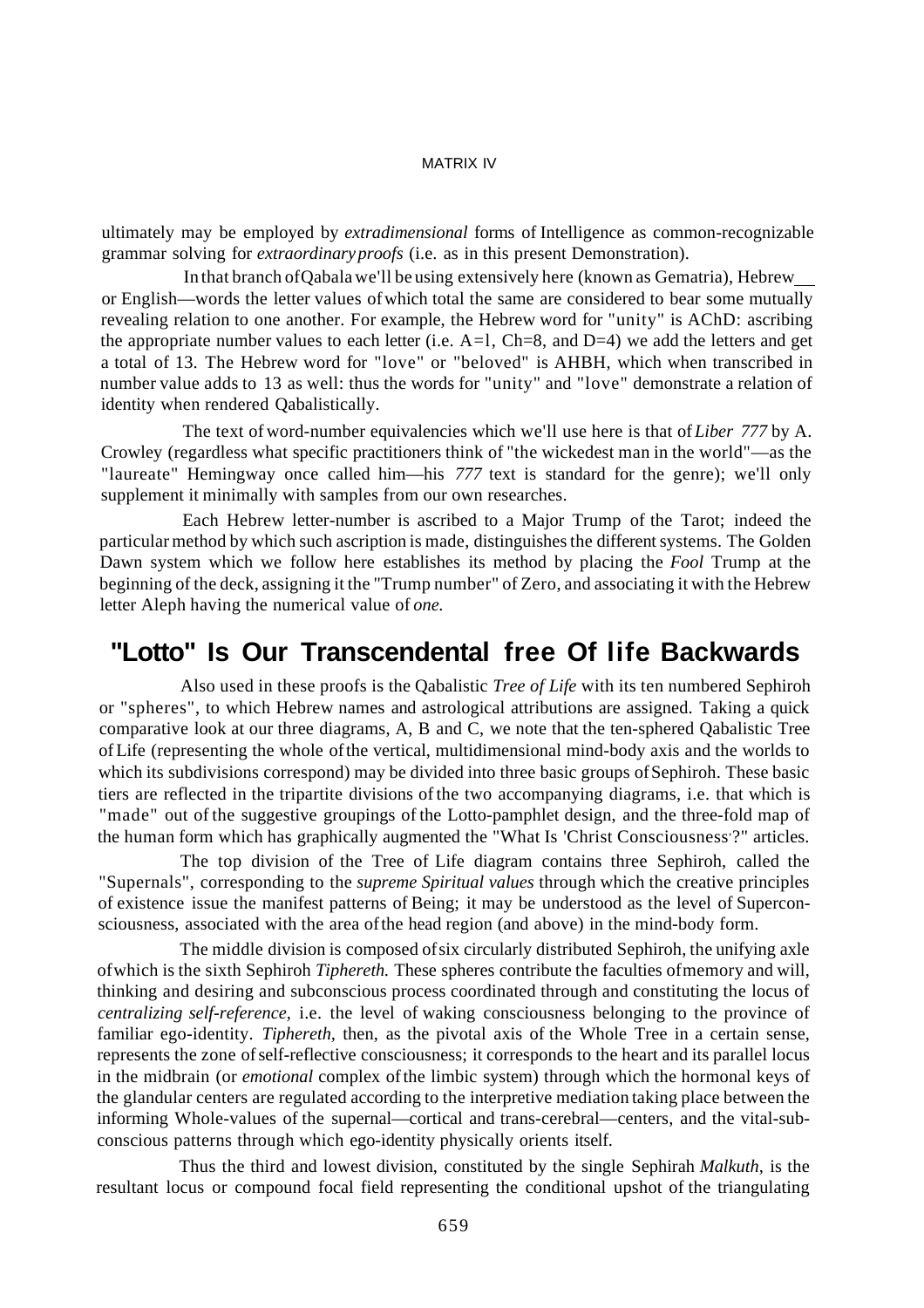ultimately may be employed by *extradimensional* forms of Intelligence as common-recognizable grammar solving for *extraordinary proofs* (i.e. as in this present Demonstration).

In that branch of Qabala we'll be using extensively here (known as Gematria), Hebrew or English—words the letter values of which total the same are considered to bear some mutually revealing relation to one another. For example, the Hebrew word for "unity" is AChD: ascribing the appropriate number values to each letter (i.e. A=1, Ch=8, and D=4) we add the letters and get a total of 13. The Hebrew word for "love" or "beloved" is AHBH, which when transcribed in number value adds to 13 as well: thus the words for "unity" and "love" demonstrate a relation of identity when rendered Qabalistically.

The text of word-number equivalencies which we'll use here is that of *Liber 777* by A. Crowley (regardless what specific practitioners think of "the wickedest man in the world"—as the "laureate" Hemingway once called him—his *777* text is standard for the genre); we'll only supplement it minimally with samples from our own researches.

Each Hebrew letter-number is ascribed to a Major Trump of the Tarot; indeed the particular method by which such ascription is made, distinguishes the different systems. The Golden Dawn system which we follow here establishes its method by placing the *Fool* Trump at the beginning of the deck, assigning it the "Trump number" of Zero, and associating it with the Hebrew letter Aleph having the numerical value of *one.*

## "Lotto" Is Our Transcendental free Of life Backwards

Also used in these proofs is the Qabalistic *Tree of Life* with its ten numbered Sephiroh or "spheres", to which Hebrew names and astrological attributions are assigned. Taking a quick comparative look at our three diagrams, A, B and C, we note that the ten-sphered Qabalistic Tree of Life (representing the whole of the vertical, multidimensional mind-body axis and the worlds to which its subdivisions correspond) may be divided into three basic groups of Sephiroh. These basic tiers are reflected in the tripartite divisions of the two accompanying diagrams, i.e. that which is "made" out of the suggestive groupings of the Lotto-pamphlet design, and the three-fold map of the human form which has graphically augmented the "What Is 'Christ Consciousness'?" articles.

The top division of the Tree of Life diagram contains three Sephiroh, called the "Supernals", corresponding to the *supreme Spiritual values* through which the creative principles of existence issue the manifest patterns of Being; it may be understood as the level of Superconsciousness, associated with the area of the head region (and above) in the mind-body form.

The middle division is composed of six circularly distributed Sephiroh, the unifying axle of which is the sixth Sephiroh *Tiphereth.* These spheres contribute the faculties of memory and will, thinking and desiring and subconscious process coordinated through and constituting the locus of *centralizing self-reference,* i.e. the level of waking consciousness belonging to the province of familiar ego-identity. *Tiphereth,* then, as the pivotal axis of the Whole Tree in a certain sense, represents the zone of self-reflective consciousness; it corresponds to the heart and its parallel locus in the midbrain (or *emotional* complex of the limbic system) through which the hormonal keys of the glandular centers are regulated according to the interpretive mediation taking place between the informing Whole-values of the supernal—cortical and trans-cerebral—centers, and the vital-subconscious patterns through which ego-identity physically orients itself.

Thus the third and lowest division, constituted by the single Sephirah *Malkuth,* is the resultant locus or compound focal field representing the conditional upshot of the triangulating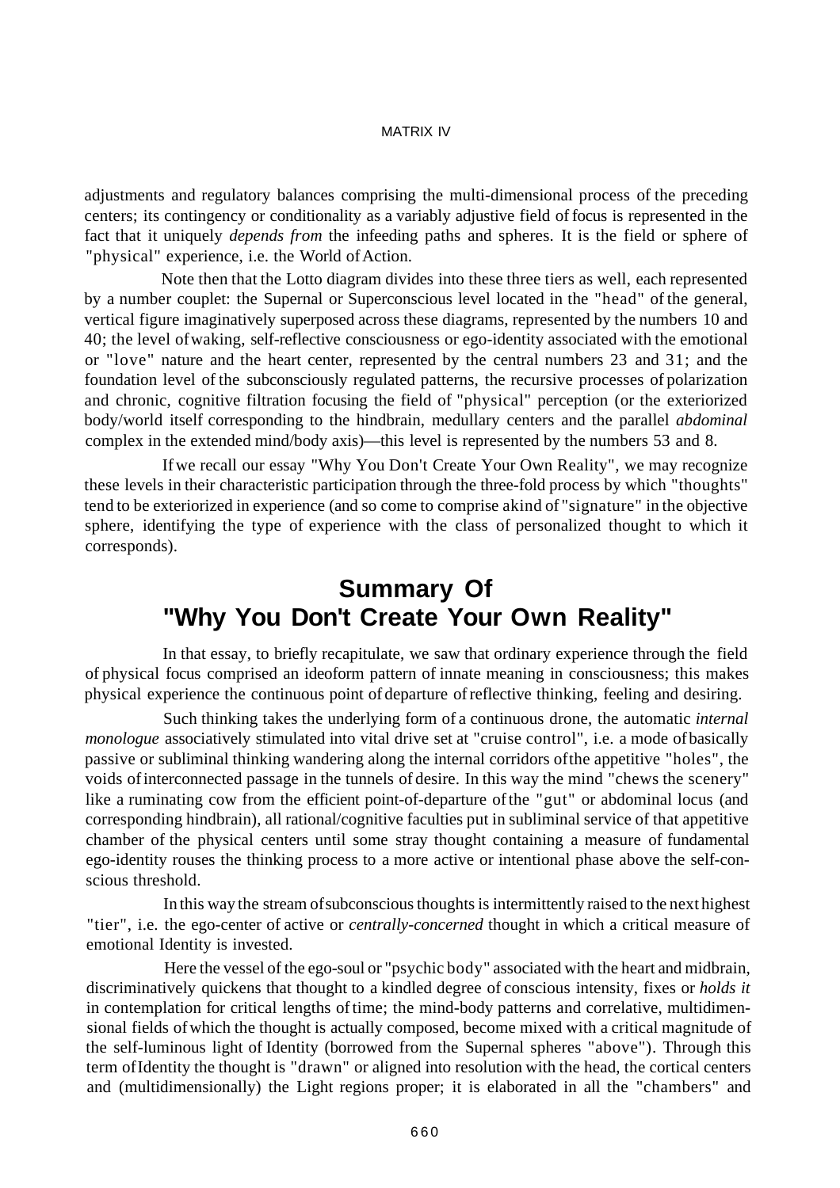adjustments and regulatory balances comprising the multi-dimensional process of the preceding centers; its contingency or conditionality as a variably adjustive field of focus is represented in the fact that it uniquely *depends from* the infeeding paths and spheres. It is the field or sphere of "physical" experience, i.e. the World of Action.

Note then that the Lotto diagram divides into these three tiers as well, each represented by a number couplet: the Supernal or Superconscious level located in the "head" of the general, vertical figure imaginatively superposed across these diagrams, represented by the numbers 10 and 40; the level of waking, self-reflective consciousness or ego-identity associated with the emotional or "love" nature and the heart center, represented by the central numbers 23 and 31; and the foundation level of the subconsciously regulated patterns, the recursive processes of polarization and chronic, cognitive filtration focusing the field of "physical" perception (or the exteriorized body/world itself corresponding to the hindbrain, medullary centers and the parallel *abdominal* complex in the extended mind/body axis)—this level is represented by the numbers 53 and 8.

If we recall our essay "Why You Don't Create Your Own Reality", we may recognize these levels in their characteristic participation through the three-fold process by which "thoughts" tend to be exteriorized in experience (and so come to comprise akind of "signature" in the objective sphere, identifying the type of experience with the class of personalized thought to which it corresponds).

## Summary Of "Why You Don't Create Your Own Reality"

In that essay, to briefly recapitulate, we saw that ordinary experience through the field of physical focus comprised an ideoform pattern of innate meaning in consciousness; this makes physical experience the continuous point of departure of reflective thinking, feeling and desiring.

Such thinking takes the underlying form of a continuous drone, the automatic *internal monologue* associatively stimulated into vital drive set at "cruise control", i.e. a mode of basically passive or subliminal thinking wandering along the internal corridors of the appetitive "holes", the voids of interconnected passage in the tunnels of desire. In this way the mind "chews the scenery" like a ruminating cow from the efficient point-of-departure of the "gut" or abdominal locus (and corresponding hindbrain), all rational/cognitive faculties put in subliminal service of that appetitive chamber of the physical centers until some stray thought containing a measure of fundamental ego-identity rouses the thinking process to a more active or intentional phase above the self-conscious threshold.

In this way the stream of subconscious thoughts is intermittently raised to the next highest "tier", i.e. the ego-center of active or *centrally-concerned* thought in which a critical measure of emotional Identity is invested.

Here the vessel of the ego-soul or "psychic body" associated with the heart and midbrain, discriminatively quickens that thought to a kindled degree of conscious intensity, fixes or *holds it* in contemplation for critical lengths of time; the mind-body patterns and correlative, multidimensional fields of which the thought is actually composed, become mixed with a critical magnitude of the self-luminous light of Identity (borrowed from the Supernal spheres "above"). Through this term of Identity the thought is "drawn" or aligned into resolution with the head, the cortical centers and (multidimensionally) the Light regions proper; it is elaborated in all the "chambers" and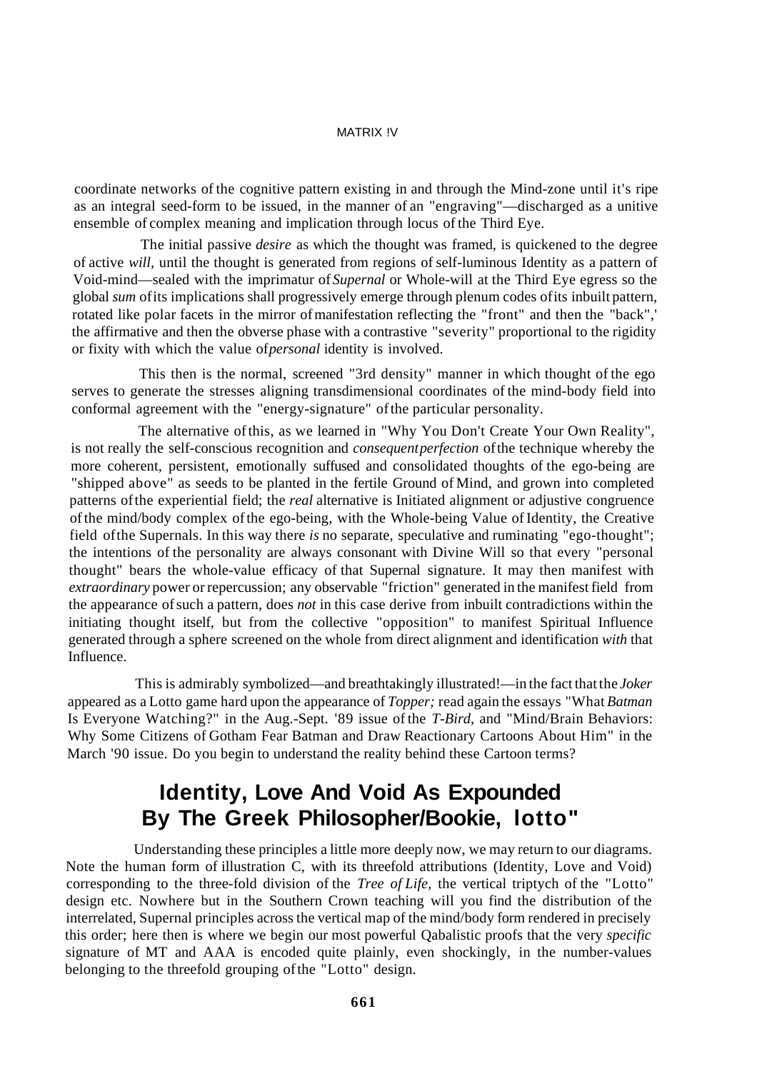coordinate networks of the cognitive pattern existing in and through the Mind-zone until it's ripe as an integral seed-form to be issued, in the manner of an "engraving"—discharged as a unitive ensemble of complex meaning and implication through locus of the Third Eye.

The initial passive *desire* as which the thought was framed, is quickened to the degree of active *will*, until the thought is generated from regions of self-luminous Identity as a pattern of Void-mind—sealed with the imprimatur of *Supernal* or Whole-will at the Third Eye egress so the global *sum* of its implications shall progressively emerge through plenum codes of its inbuilt pattern, rotated like polar facets in the mirror of manifestation reflecting the "front" and then the "back",' the affirmative and then the obverse phase with a contrastive "severity" proportional to the rigidity or fixity with which the value of *personal* identity is involved.

This then is the normal, screened "3rd density" manner in which thought of the ego serves to generate the stresses aligning transdimensional coordinates of the mind-body field into conformal agreement with the "energy-signature" of the particular personality.

The alternative of this, as we learned in "Why You Don't Create Your Own Reality", is not really the self-conscious recognition and *consequent perfection* of the technique whereby the more coherent, persistent, emotionally suffused and consolidated thoughts of the ego-being are "shipped above" as seeds to be planted in the fertile Ground of Mind, and grown into completed patterns of the experiential field; the *real* alternative is Initiated alignment or adjustive congruence of the mind/body complex of the ego-being, with the Whole-being Value of Identity, the Creative field of the Supernals. In this way there *is* no separate, speculative and ruminating "ego-thought"; the intentions of the personality are always consonant with Divine Will so that every "personal thought" bears the whole-value efficacy of that Supernal signature. It may then manifest with *extraordinary* power or repercussion; any observable "friction" generated in the manifest field from the appearance of such a pattern, does *not* in this case derive from inbuilt contradictions within the initiating thought itself, but from the collective "opposition" to manifest Spiritual Influence generated through a sphere screened on the whole from direct alignment and identification *with* that Influence.

This is admirably symbolized—and breathtakingly illustrated!—in the fact that the *Joker* appeared as a Lotto game hard upon the appearance of *Topper;* read again the essays "What *Batman* Is Everyone Watching?" in the Aug.-Sept. '89 issue of the *T-Bird*, and "Mind/Brain Behaviors: Why Some Citizens of Gotham Fear Batman and Draw Reactionary Cartoons About Him" in the March '90 issue. Do you begin to understand the reality behind these Cartoon terms?

## Identity, Love And Void As Expounded By The Greek Philosopher/Bookie, lotto"

Understanding these principles a little more deeply now, we may return to our diagrams. Note the human form of illustration C, with its threefold attributions (Identity, Love and Void) corresponding to the three-fold division of the *Tree of Life,* the vertical triptych of the "Lotto" design etc. Nowhere but in the Southern Crown teaching will you find the distribution of the interrelated, Supernal principles across the vertical map of the mind/body form rendered in precisely this order; here then is where we begin our most powerful Qabalistic proofs that the very *specific* signature of MT and AAA is encoded quite plainly, even shockingly, in the number-values belonging to the threefold grouping of the "Lotto" design.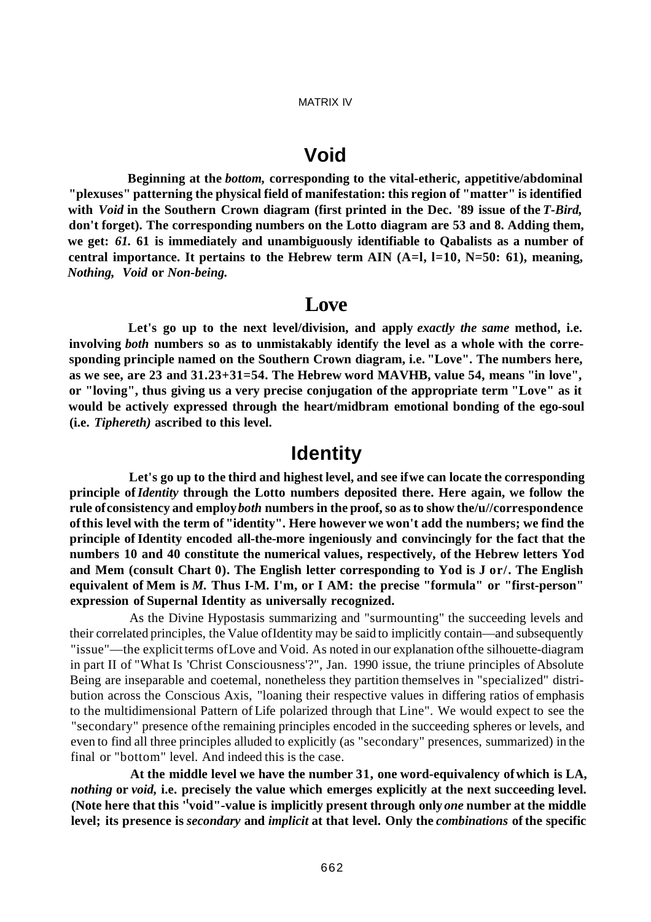## Void

**Beginning at the *bottom*, corresponding to the vital-etheric, appetitive/abdominal "plexuses" patterning the physical field of manifestation: this region of "matter" is identified with *Void* in the Southern Crown diagram (first printed in the Dec. '89 issue of the *T-Bird*, don't forget). The corresponding numbers on the Lotto diagram are 53 and 8. Adding them, we get: *61.* 61 is immediately and unambiguously identifiable to Qabalists as a number of central importance. It pertains to the Hebrew term AIN (A=l, I=10, N=50: 61), meaning, *Nothing*, *Void* or *Non-being.***

## Love

**Let's go up to the next level/division, and apply *exactly the same* method, i.e. involving *both* numbers so as to unmistakably identify the level as a whole with the corresponding principle named on the Southern Crown diagram, i.e. "Love". The numbers here, as we see, are 23 and 31.23+31=54. The Hebrew word MAVHB, value 54, means "in love", or "loving", thus giving us a very precise conjugation of the appropriate term "Love" as it would be actively expressed through the heart/midbram emotional bonding of the ego-soul (i.e. *Tiphereth)* ascribed to this level.**

## Identity

**Let's go up to the third and highest level, and see if we can locate the corresponding principle of *Identity* through the Lotto numbers deposited there. Here again, we follow the rule of consistency and employ *both* numbers in the proof, so as to show the/u//correspondence of this level with the term of "identity". Here however we won't add the numbers; we find the principle of Identity encoded all-the-more ingeniously and convincingly for the fact that the numbers 10 and 40 constitute the numerical values, respectively, of the Hebrew letters Yod and Mem (consult Chart 0). The English letter corresponding to Yod is J or/. The English equivalent of Mem is *M.* Thus I-M. I'm, or I AM: the precise "formula" or "first-person" expression of Supernal Identity as universally recognized.**

As the Divine Hypostasis summarizing and "surmounting" the succeeding levels and their correlated principles, the Value of Identity may be said to implicitly contain—and subsequently "issue"—the explicit terms of Love and Void. As noted in our explanation of the silhouette-diagram in part II of "What Is 'Christ Consciousness'?", Jan. 1990 issue, the triune principles of Absolute Being are inseparable and coetemal, nonetheless they partition themselves in "specialized" distribution across the Conscious Axis, "loaning their respective values in differing ratios of emphasis to the multidimensional Pattern of Life polarized through that Line". We would expect to see the "secondary" presence of the remaining principles encoded in the succeeding spheres or levels, and even to find all three principles alluded to explicitly (as "secondary" presences, summarized) in the final or "bottom" level. And indeed this is the case.

**At the middle level we have the number 31, one word-equivalency of which is LA, *nothing* or *void*, i.e. precisely the value which emerges explicitly at the next succeeding level. (Note here that this "void"-value is implicitly present through only *one* number at the middle level; its presence is *secondary* and *implicit* at that level. Only the *combinations* of the specific**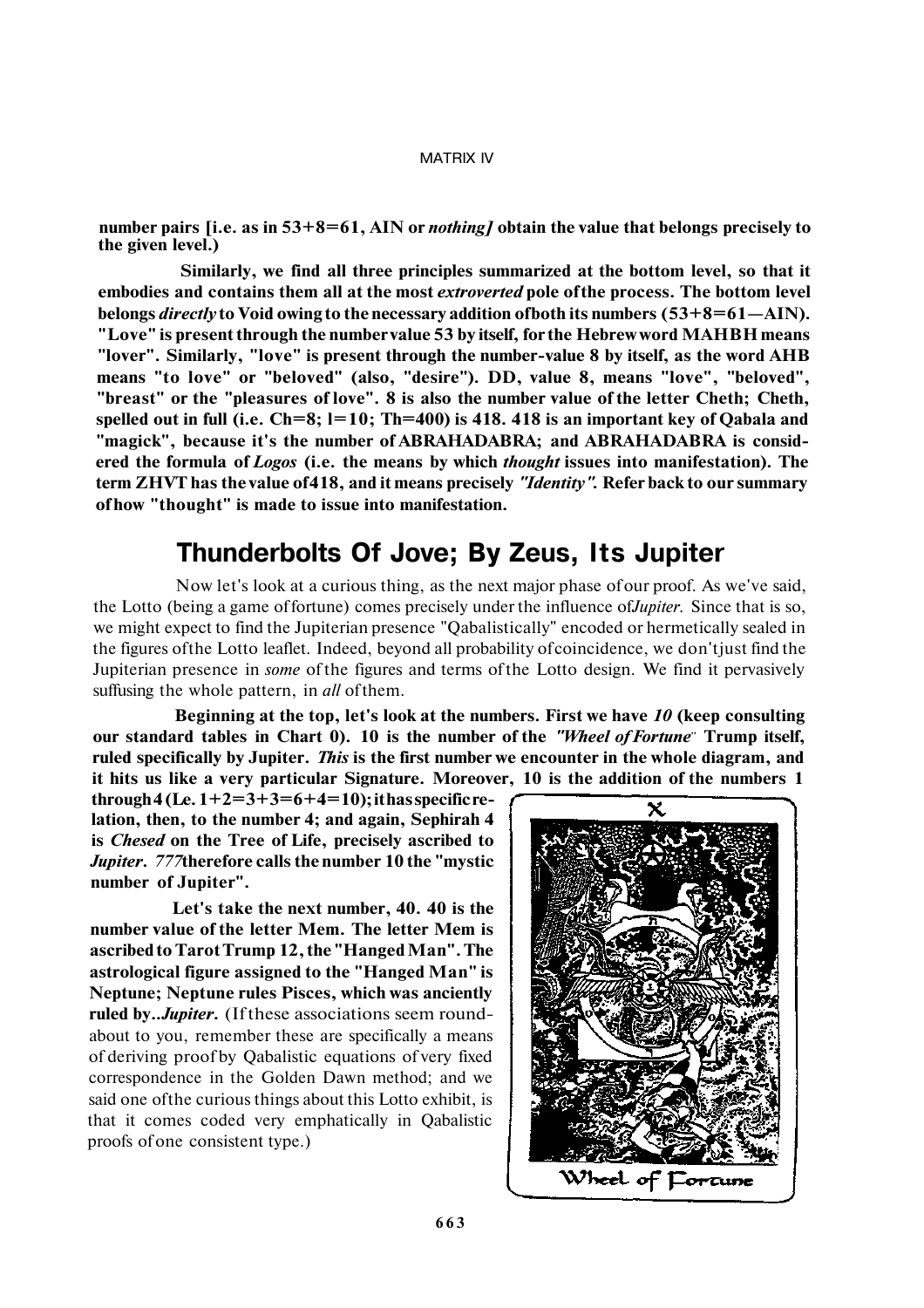**number pairs [i.e. as in 53+8=61, AIN or *nothing]* obtain the value that belongs precisely to the given level.)**

**Similarly, we find all three principles summarized at the bottom level, so that it embodies and contains them all at the most *extroverted* pole of the process. The bottom level belongs *directly* to Void owing to the necessary addition of both its numbers (53+8=61—AIN). "Love" is present through the number value 53 by itself, for the Hebrew word MAHBH means "lover". Similarly, "love" is present through the number-value 8 by itself, as the word AHB means "to love" or "beloved" (also, "desire"). DD, value 8, means "love", "beloved", "breast" or the "pleasures of love". 8 is also the number value of the letter Cheth; Cheth, spelled out in full (i.e. Ch=8; l=10; Th=400) is 418. 418 is an important key of Qabala and "magick", because it's the number of ABRAHADABRA; and ABRAHADABRA is considered the formula of *Logos* (i.e. the means by which *thought* issues into manifestation). The term ZHVT has the value of 418, and it means precisely *"Identity"*. Refer back to our summary of how "thought" is made to issue into manifestation.**

## Thunderbolts Of Jove; By Zeus, Its Jupiter

Now let's look at a curious thing, as the next major phase of our proof. As we've said, the Lotto (being a game of fortune) comes precisely under the influence of *Jupiter*. Since that is so, we might expect to find the Jupiterian presence "Qabalistically" encoded or hermetically sealed in the figures of the Lotto leaflet. Indeed, beyond all probability of coincidence, we don't just find the Jupiterian presence in *some* of the figures and terms of the Lotto design. We find it pervasively suffusing the whole pattern, in *all* of them.

**Beginning at the top, let's look at the numbers. First we have *10* (keep consulting our standard tables in Chart 0). 10 is the number of the *"Wheel of Fortune"* Trump itself, ruled specifically by Jupiter. *This* is the first number we encounter in the whole diagram, and it hits us like a very particular Signature. Moreover, 10 is the addition of the numbers 1 through 4 (I.e. 1+2=3+3=6+4=10); it has specific relation, then, to the number 4; and again, Sephirah 4 is *Chesed* on the Tree of Life, precisely ascribed to *Jupiter*. *777* therefore calls the number 10 the "mystic number of Jupiter".**

**Let's take the next number, 40. 40 is the number value of the letter Mem. The letter Mem is ascribed to Tarot Trump 12, the "Hanged Man". The astrological figure assigned to the "Hanged Man" is Neptune; Neptune rules Pisces, which was anciently ruled by..*Jupiter*.** (If these associations seem roundabout to you, remember these are specifically a means of deriving proof by Qabalistic equations of very fixed correspondence in the Golden Dawn method; and we said one of the curious things about this Lotto exhibit, is that it comes coded very emphatically in Qabalistic proofs of one consistent type.)

X

Wheel of Fortune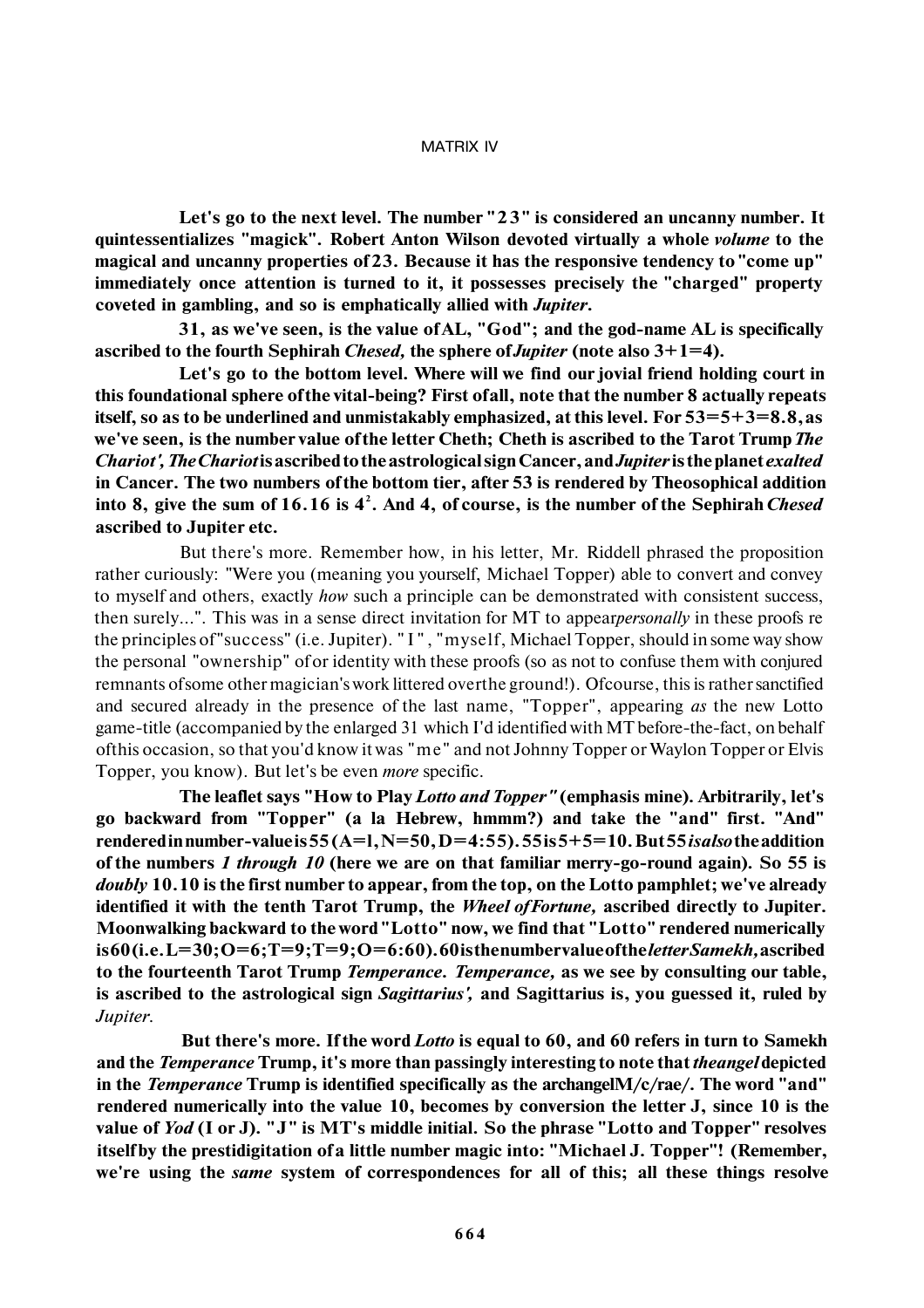**Let's go to the next level. The number "23" is considered an uncanny number. It quintessentializes "magick". Robert Anton Wilson devoted virtually a whole *volume* to the magical and uncanny properties of 23. Because it has the responsive tendency to "come up" immediately once attention is turned to it, it possesses precisely the "charged" property coveted in gambling, and so is emphatically allied with *Jupiter*.**

**31, as we've seen, is the value of AL, "God"; and the god-name AL is specifically ascribed to the fourth Sephirah *Chesed*, the sphere of *Jupiter* (note also 3+1=4).**

**Let's go to the bottom level. Where will we find our jovial friend holding court in this foundational sphere of the vital-being? First of all, note that the number 8 actually repeats itself, so as to be underlined and unmistakably emphasized, at this level. For 53=5+3=8.8, as we've seen, is the number value of the letter Cheth; Cheth is ascribed to the Tarot Trump *The Chariot'*, *The Chariot* is ascribed to the astrological sign Cancer, and *Jupiter* is the planet *exalted* in Cancer. The two numbers of the bottom tier, after 53 is rendered by Theosophical addition into 8, give the sum of 16.16 is $4^2$. And 4, of course, is the number of the Sephirah *Chesed* ascribed to Jupiter etc.**

But there's more. Remember how, in his letter, Mr. Riddell phrased the proposition rather curiously: "Were you (meaning you yourself, Michael Topper) able to convert and convey to myself and others, exactly *how* such a principle can be demonstrated with consistent success, then surely...". This was in a sense direct invitation for MT to appear *personally* in these proofs re the principles of "success" (i.e. Jupiter). "I", "myself, Michael Topper, should in some way show the personal "ownership" of or identity with these proofs (so as not to confuse them with conjured remnants of some other magician's work littered over the ground!). Of course, this is rather sanctified and secured already in the presence of the last name, "Topper", appearing *as* the new Lotto game-title (accompanied by the enlarged 31 which I'd identified with MT before-the-fact, on behalf of this occasion, so that you'd know it was "me" and not Johnny Topper or Waylon Topper or Elvis Topper, you know). But let's be even *more* specific.

**The leaflet says "How to Play *Lotto and Topper*" (emphasis mine). Arbitrarily, let's go backward from "Topper" (a la Hebrew, hmmm?) and take the "and" first. "And" rendered in number-value is 55 (A=1, N=50, D=4:55). 55 is 5+5=10. But 55 *is also* the addition of the numbers *1 through 10* (here we are on that familiar merry-go-round again). So 55 is *doubly* 10.10 is the first number to appear, from the top, on the Lotto pamphlet; we've already identified it with the tenth Tarot Trump, the *Wheel of Fortune*, ascribed directly to Jupiter. Moonwalking backward to the word "Lotto" now, we find that "Lotto" rendered numerically is 60 (i.e. L=30; O=6; T=9; T=9; O=6:60). 60 is the number value of the *letter Samekh*, ascribed to the fourteenth Tarot Trump *Temperance*. *Temperance*, as we see by consulting our table, is ascribed to the astrological sign *Sagittarius'*, and Sagittarius is, you guessed it, ruled by *Jupiter*.**

**But there's more. If the word *Lotto* is equal to 60, and 60 refers in turn to Samekh and the *Temperance* Trump, it's more than passingly interesting to note that *the angel* depicted in the *Temperance* Trump is identified specifically as the archangel *Michael*. The word "and" rendered numerically into the value 10, becomes by conversion the letter J, since 10 is the value of *Yod* (I or J). "J" is MT's middle initial. So the phrase "Lotto and Topper" resolves itself by the prestidigitation of a little number magic into: "Michael J. Topper"! (Remember, we're using the *same* system of correspondences for all of this; all these things resolve**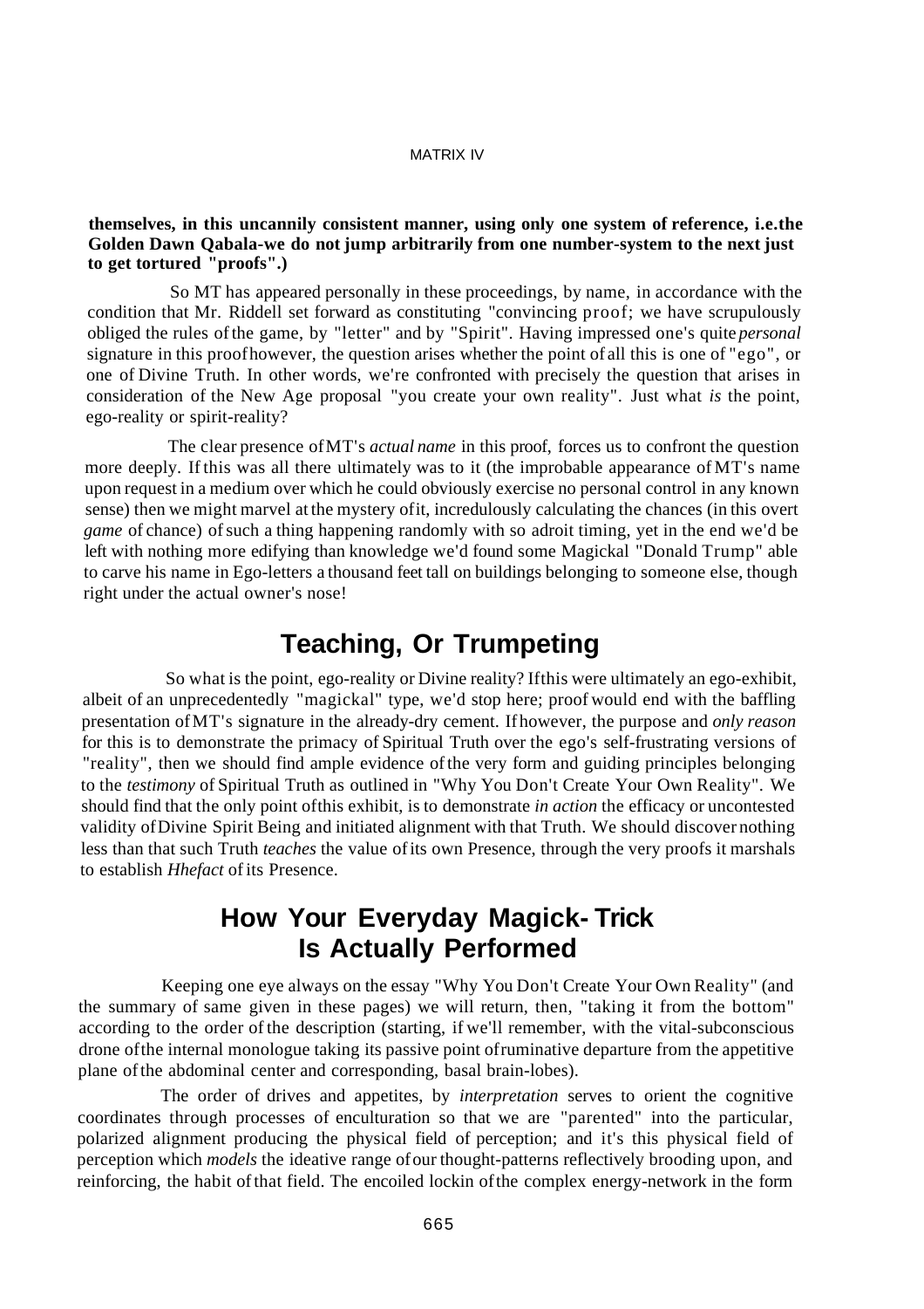**themselves, in this uncannily consistent manner, using only one system of reference, i.e.the Golden Dawn Qabala-we do not jump arbitrarily from one number-system to the next just to get tortured "proofs".)**

So MT has appeared personally in these proceedings, by name, in accordance with the condition that Mr. Riddell set forward as constituting "convincing proof; we have scrupulously obliged the rules of the game, by "letter" and by "Spirit". Having impressed one's quite *personal* signature in this proof however, the question arises whether the point of all this is one of "ego", or one of Divine Truth. In other words, we're confronted with precisely the question that arises in consideration of the New Age proposal "you create your own reality". Just what *is* the point, ego-reality or spirit-reality?

The clear presence of MT's *actual name* in this proof, forces us to confront the question more deeply. If this was all there ultimately was to it (the improbable appearance of MT's name upon request in a medium over which he could obviously exercise no personal control in any known sense) then we might marvel at the mystery of it, incredulously calculating the chances (in this overt *game* of chance) of such a thing happening randomly with so adroit timing, yet in the end we'd be left with nothing more edifying than knowledge we'd found some Magickal "Donald Trump" able to carve his name in Ego-letters a thousand feet tall on buildings belonging to someone else, though right under the actual owner's nose!

## Teaching, Or Trumpeting

So what is the point, ego-reality or Divine reality? If this were ultimately an ego-exhibit, albeit of an unprecedentedly "magickal" type, we'd stop here; proof would end with the baffling presentation of MT's signature in the already-dry cement. If however, the purpose and *only reason* for this is to demonstrate the primacy of Spiritual Truth over the ego's self-frustrating versions of "reality", then we should find ample evidence of the very form and guiding principles belonging to the *testimony* of Spiritual Truth as outlined in "Why You Don't Create Your Own Reality". We should find that the only point of this exhibit, is to demonstrate *in action* the efficacy or uncontested validity of Divine Spirit Being and initiated alignment with that Truth. We should discover nothing less than that such Truth *teaches* the value of its own Presence, through the very proofs it marshals to establish *Hhefact* of its Presence.

## How Your Everyday Magick- Trick Is Actually Performed

Keeping one eye always on the essay "Why You Don't Create Your Own Reality" (and the summary of same given in these pages) we will return, then, "taking it from the bottom" according to the order of the description (starting, if we'll remember, with the vital-subconscious drone of the internal monologue taking its passive point of ruminative departure from the appetitive plane of the abdominal center and corresponding, basal brain-lobes).

The order of drives and appetites, by *interpretation* serves to orient the cognitive coordinates through processes of enculturation so that we are "parented" into the particular, polarized alignment producing the physical field of perception; and it's this physical field of perception which *models* the ideative range of our thought-patterns reflectively brooding upon, and reinforcing, the habit of that field. The encoiled lockin of the complex energy-network in the form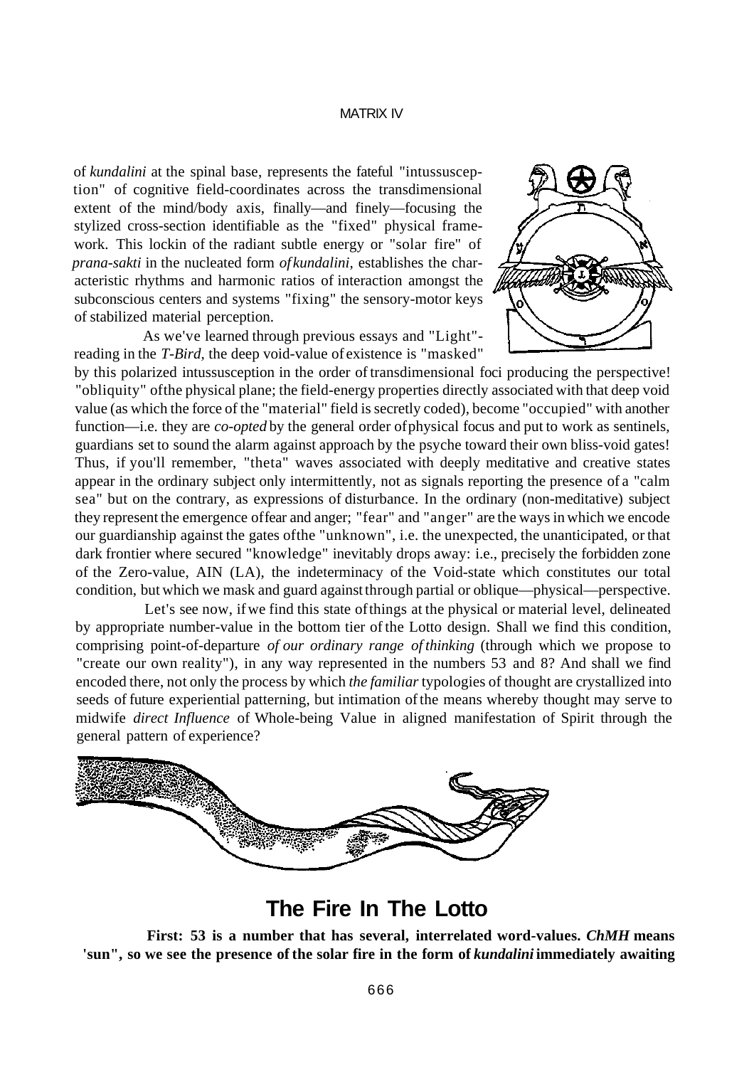of *kundalini* at the spinal base, represents the fateful "intussusception" of cognitive field-coordinates across the transdimensional extent of the mind/body axis, finally—and finely—focusing the stylized cross-section identifiable as the "fixed" physical framework. This lockin of the radiant subtle energy or "solar fire" of *prana-sakti* in the nucleated form *of kundalini*, establishes the characteristic rhythms and harmonic ratios of interaction amongst the subconscious centers and systems "fixing" the sensory-motor keys of stabilized material perception.

As we've learned through previous essays and "Light"-reading in the *T-Bird*, the deep void-value of existence is "masked" by this polarized intussusception in the order of transdimensional foci producing the perspective! "obliquity" of the physical plane; the field-energy properties directly associated with that deep void value (as which the force of the "material" field is secretly coded), become "occupied" with another function—i.e. they are *co-opted* by the general order of physical focus and put to work as sentinels, guardians set to sound the alarm against approach by the psyche toward their own bliss-void gates! Thus, if you'll remember, "theta" waves associated with deeply meditative and creative states appear in the ordinary subject only intermittently, not as signals reporting the presence of a "calm sea" but on the contrary, as expressions of disturbance. In the ordinary (non-meditative) subject they represent the emergence of fear and anger; "fear" and "anger" are the ways in which we encode our guardianship against the gates of the "unknown", i.e. the unexpected, the unanticipated, or that dark frontier where secured "knowledge" inevitably drops away: i.e., precisely the forbidden zone of the Zero-value, AIN (LA), the indeterminacy of the Void-state which constitutes our total condition, but which we mask and guard against through partial or oblique—physical—perspective.

Let's see now, if we find this state of things at the physical or material level, delineated by appropriate number-value in the bottom tier of the Lotto design. Shall we find this condition, comprising point-of-departure *of our ordinary range of thinking* (through which we propose to "create our own reality"), in any way represented in the numbers 53 and 8? And shall we find encoded there, not only the process by which *the familiar* typologies of thought are crystallized into seeds of future experiential patterning, but intimation of the means whereby thought may serve to midwife *direct Influence* of Whole-being Value in aligned manifestation of Spirit through the general pattern of experience?

## The Fire In The Lotto

**First: 53 is a number that has several, interrelated word-values. *ChMH* means 'sun", so we see the presence of the solar fire in the form of *kundalini* immediately awaiting**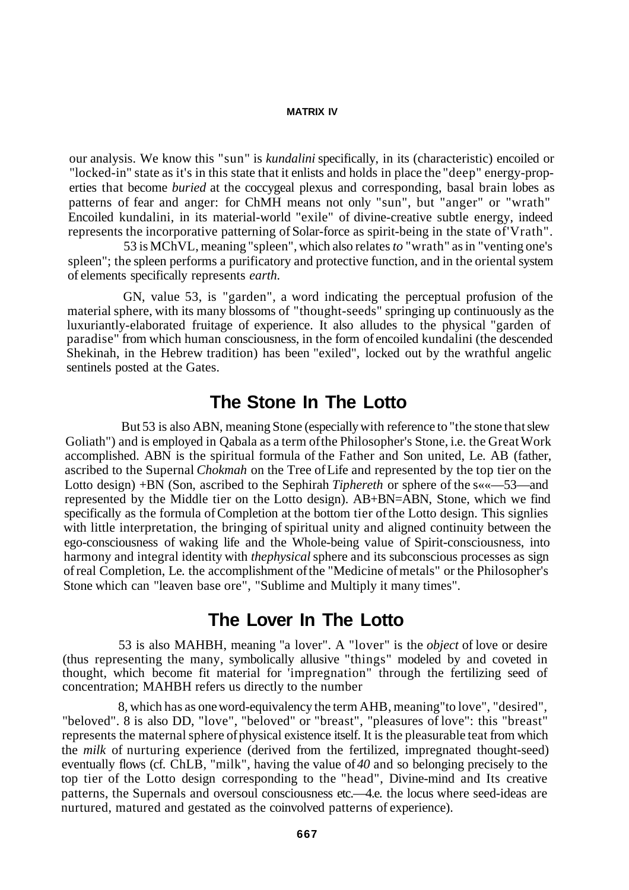our analysis. We know this "sun" is *kundalini* specifically, in its (characteristic) encoiled or "locked-in" state as it's in this state that it enlists and holds in place the "deep" energy-properties that become *buried* at the coccygeal plexus and corresponding, basal brain lobes as patterns of fear and anger: for ChMH means not only "sun", but "anger" or "wrath" Encoiled kundalini, in its material-world "exile" of divine-creative subtle energy, indeed represents the incorporative patterning of Solar-force as spirit-being in the state of'Vrath".

53 is MChVL, meaning "spleen", which also relates *to* "wrath" as in "venting one's spleen"; the spleen performs a purificatory and protective function, and in the oriental system of elements specifically represents *earth.*

GN, value 53, is "garden", a word indicating the perceptual profusion of the material sphere, with its many blossoms of "thought-seeds" springing up continuously as the luxuriantly-elaborated fruitage of experience. It also alludes to the physical "garden of paradise" from which human consciousness, in the form of encoiled kundalini (the descended Shekinah, in the Hebrew tradition) has been "exiled", locked out by the wrathful angelic sentinels posted at the Gates.

## The Stone In The Lotto

But 53 is also ABN, meaning Stone (especially with reference to "the stone that slew Goliath") and is employed in Qabala as a term of the Philosopher's Stone, i.e. the Great Work accomplished. ABN is the spiritual formula of the Father and Son united, Le. AB (father, ascribed to the Supernal *Chokmah* on the Tree of Life and represented by the top tier on the Lotto design) +BN (Son, ascribed to the Sephirah *Tiphereth* or sphere of the s««—53—and represented by the Middle tier on the Lotto design). AB+BN=ABN, Stone, which we find specifically as the formula of Completion at the bottom tier of the Lotto design. This signlies with little interpretation, the bringing of spiritual unity and aligned continuity between the ego-consciousness of waking life and the Whole-being value of Spirit-consciousness, into harmony and integral identity with *thephysical* sphere and its subconscious processes as sign of real Completion, Le. the accomplishment of the "Medicine of metals" or the Philosopher's Stone which can "leaven base ore", "Sublime and Multiply it many times".

## The Lover In The Lotto

53 is also MAHBH, meaning "a lover". A "lover" is the *object* of love or desire (thus representing the many, symbolically allusive "things" modeled by and coveted in thought, which become fit material for 'impregnation" through the fertilizing seed of concentration; MAHBH refers us directly to the number

8, which has as one word-equivalency the term AHB, meaning"to love", "desired", "beloved". 8 is also DD, "love", "beloved" or "breast", "pleasures of love": this "breast" represents the maternal sphere of physical existence itself. It is the pleasurable teat from which the *milk* of nurturing experience (derived from the fertilized, impregnated thought-seed) eventually flows (cf. ChLB, "milk", having the value of *40* and so belonging precisely to the top tier of the Lotto design corresponding to the "head", Divine-mind and Its creative patterns, the Supernals and oversoul consciousness etc.—4.e. the locus where seed-ideas are nurtured, matured and gestated as the coinvolved patterns of experience).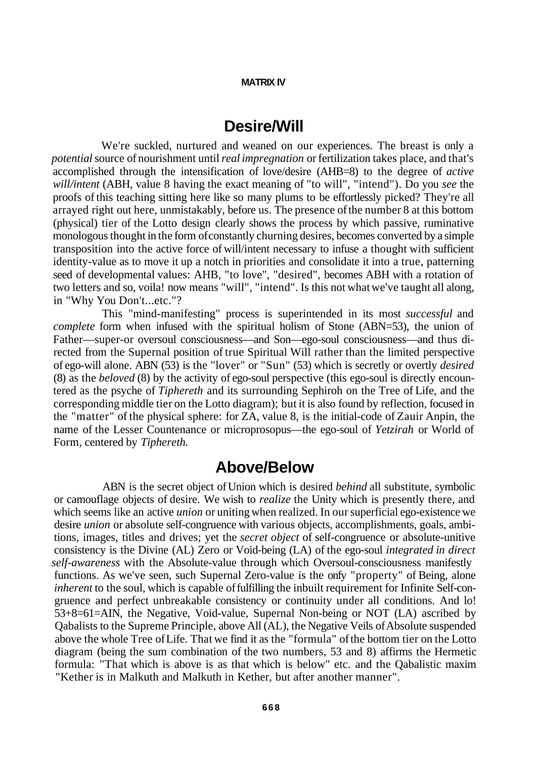## Desire/Will

We're suckled, nurtured and weaned on our experiences. The breast is only a *potential* source of nourishment until *real impregnation* or fertilization takes place, and that's accomplished through the intensification of love/desire (AHB=8) to the degree of *active will/intent* (ABH, value 8 having the exact meaning of "to will", "intend"). Do you *see* the proofs of this teaching sitting here like so many plums to be effortlessly picked? They're all arrayed right out here, unmistakably, before us. The presence of the number 8 at this bottom (physical) tier of the Lotto design clearly shows the process by which passive, ruminative monologous thought in the form of constantly churning desires, becomes converted by a simple transposition into the active force of will/intent necessary to infuse a thought with sufficient identity-value as to move it up a notch in priorities and consolidate it into a true, patterning seed of developmental values: AHB, "to love", "desired", becomes ABH with a rotation of two letters and so, voila! now means "will", "intend". Is this not what we've taught all along, in "Why You Don't...etc."?

This "mind-manifesting" process is superintended in its most *successful* and *complete* form when infused with the spiritual holism of Stone (ABN=53), the union of Father—super-or oversoul consciousness—and Son—ego-soul consciousness—and thus directed from the Supernal position of true Spiritual Will rather than the limited perspective of ego-will alone. ABN (53) is the "lover" or "Sun" (53) which is secretly or overtly *desired* (8) as the *beloved* (8) by the activity of ego-soul perspective (this ego-soul is directly encountered as the psyche of *Tiphereth* and its surrounding Sephiroh on the Tree of Life, and the corresponding middle tier on the Lotto diagram); but it is also found by reflection, focused in the "matter" of the physical sphere: for ZA, value 8, is the initial-code of Zauir Anpin, the name of the Lesser Countenance or microprosopus—the ego-soul of *Yetzirah* or World of Form, centered by *Tiphereth.*

## Above/Below

ABN is the secret object of Union which is desired *behind* all substitute, symbolic or camouflage objects of desire. We wish to *realize* the Unity which is presently there, and which seems like an active *union* or uniting when realized. In our superficial ego-existence we desire *union* or absolute self-congruence with various objects, accomplishments, goals, ambitions, images, titles and drives; yet the *secret object* of self-congruence or absolute-unitive consistency is the Divine (AL) Zero or Void-being (LA) of the ego-soul *integrated in direct self-awareness* with the Absolute-value through which Oversoul-consciousness manifestly functions. As we've seen, such Supernal Zero-value is the only "property" of Being, alone *inherent* to the soul, which is capable of fulfilling the inbuilt requirement for Infinite Self-congruence and perfect unbreakable consistency or continuity under all conditions. And lo! 53+8=61=AIN, the Negative, Void-value, Supernal Non-being or NOT (LA) ascribed by Qabalists to the Supreme Principle, above All (AL), the Negative Veils of Absolute suspended above the whole Tree of Life. That we find it as the "formula" of the bottom tier on the Lotto diagram (being the sum combination of the two numbers, 53 and 8) affirms the Hermetic formula: "That which is above is as that which is below" etc. and the Qabalistic maxim "Kether is in Malkuth and Malkuth in Kether, but after another manner".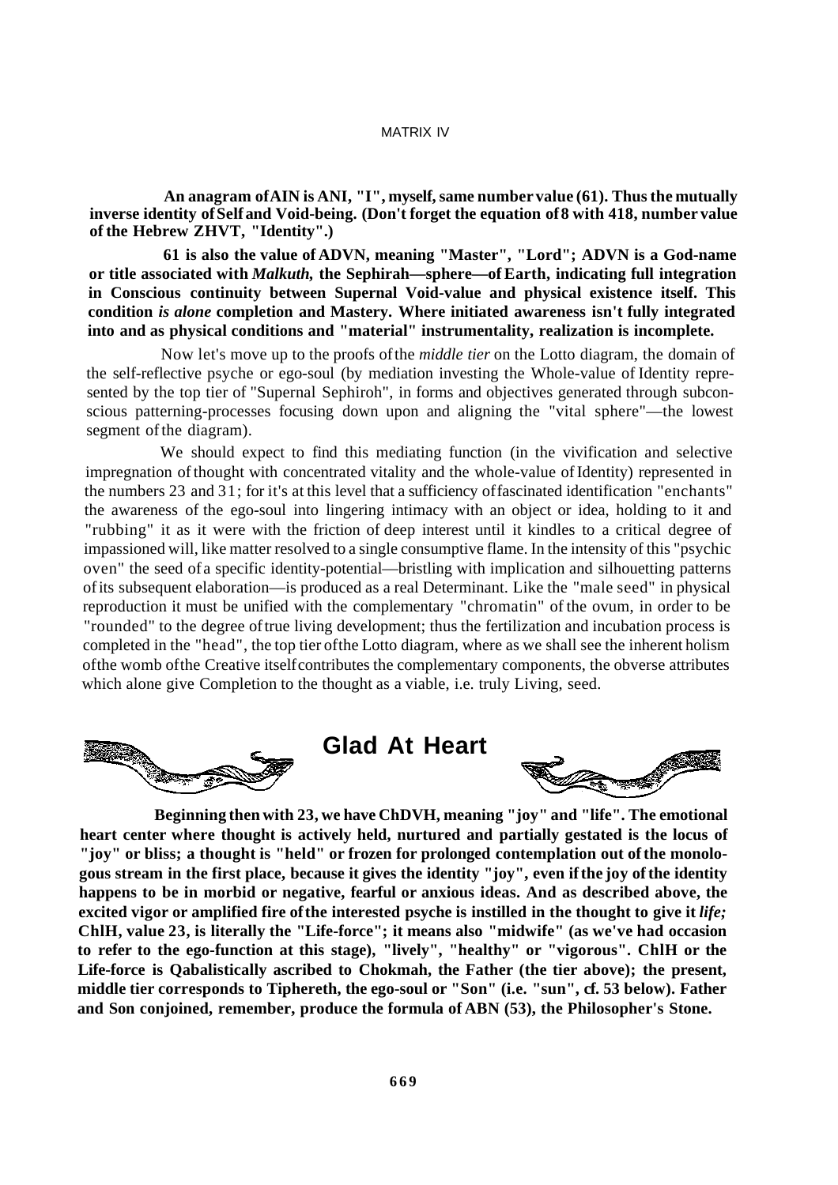**An anagram of AIN is ANI, "I", myself, same number value (61). Thus the mutually inverse identity of Self and Void-being. (Don't forget the equation of 8 with 418, number value of the Hebrew ZHVT, "Identity".)**

**61 is also the value of ADVN, meaning "Master", "Lord"; ADVN is a God-name or title associated with *Malkuth,* the Sephirah—sphere—of Earth, indicating full integration in Conscious continuity between Supernal Void-value and physical existence itself. This condition *is alone* completion and Mastery. Where initiated awareness isn't fully integrated into and as physical conditions and "material" instrumentality, realization is incomplete.**

Now let's move up to the proofs of the *middle tier* on the Lotto diagram, the domain of the self-reflective psyche or ego-soul (by mediation investing the Whole-value of Identity represented by the top tier of "Supernal Sephiroh", in forms and objectives generated through subconscious patterning-processes focusing down upon and aligning the "vital sphere"—the lowest segment of the diagram).

We should expect to find this mediating function (in the vivification and selective impregnation of thought with concentrated vitality and the whole-value of Identity) represented in the numbers 23 and 31; for it's at this level that a sufficiency of fascinated identification "enchants" the awareness of the ego-soul into lingering intimacy with an object or idea, holding to it and "rubbing" it as it were with the friction of deep interest until it kindles to a critical degree of impassioned will, like matter resolved to a single consumptive flame. In the intensity of this "psychic oven" the seed of a specific identity-potential—bristling with implication and silhouetting patterns of its subsequent elaboration—is produced as a real Determinant. Like the "male seed" in physical reproduction it must be unified with the complementary "chromatin" of the ovum, in order to be "rounded" to the degree of true living development; thus the fertilization and incubation process is completed in the "head", the top tier of the Lotto diagram, where as we shall see the inherent holism of the womb of the Creative itself contributes the complementary components, the obverse attributes which alone give Completion to the thought as a viable, i.e. truly Living, seed.

## Glad At Heart

**Beginning then with 23, we have ChDVH, meaning "joy" and "life". The emotional heart center where thought is actively held, nurtured and partially gestated is the locus of "joy" or bliss; a thought is "held" or frozen for prolonged contemplation out of the monologous stream in the first place, because it gives the identity "joy", even if the joy of the identity happens to be in morbid or negative, fearful or anxious ideas. And as described above, the excited vigor or amplified fire of the interested psyche is instilled in the thought to give it *life;* ChlH, value 23, is literally the "Life-force"; it means also "midwife" (as we've had occasion to refer to the ego-function at this stage), "lively", "healthy" or "vigorous". ChlH or the Life-force is Qabalistically ascribed to Chokmah, the Father (the tier above); the present, middle tier corresponds to Tiphereth, the ego-soul or "Son" (i.e. "sun", cf. 53 below). Father and Son conjoined, remember, produce the formula of ABN (53), the Philosopher's Stone.**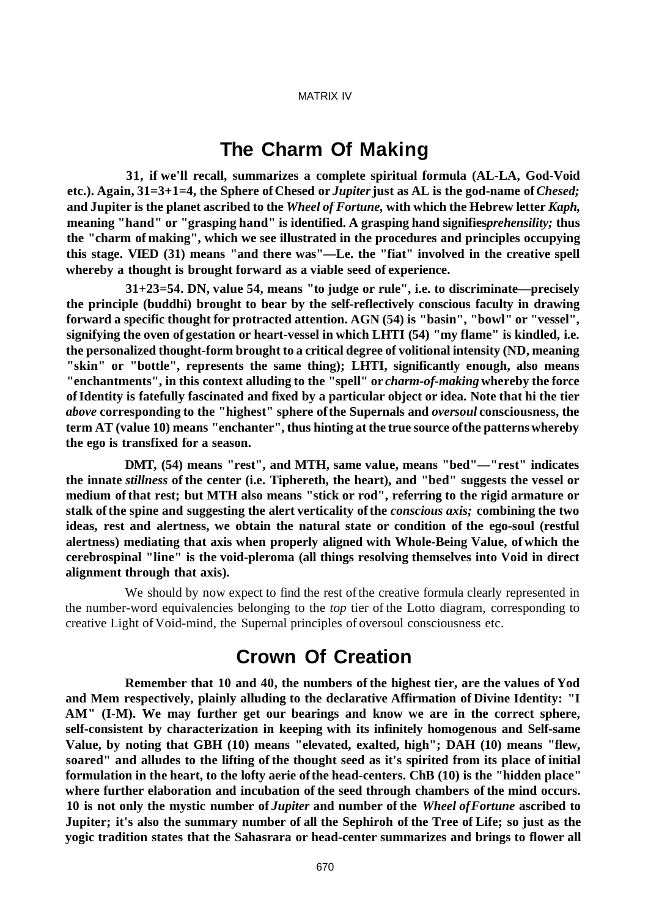## The Charm Of Making

**31, if we'll recall, summarizes a complete spiritual formula (AL-LA, God-Void etc.). Again, 31=3+1=4, the Sphere of Chesed or *Jupiter* just as AL is the god-name of *Chesed;* and Jupiter is the planet ascribed to the *Wheel of Fortune,* with which the Hebrew letter *Kaph,* meaning "hand" or "grasping hand" is identified. A grasping hand signifies *prehensility;* thus the "charm of making", which we see illustrated in the procedures and principles occupying this stage. VIED (31) means "and there was"—Le. the "fiat" involved in the creative spell whereby a thought is brought forward as a viable seed of experience.**

**31+23=54. DN, value 54, means "to judge or rule", i.e. to discriminate—precisely the principle (buddhi) brought to bear by the self-reflectively conscious faculty in drawing forward a specific thought for protracted attention. AGN (54) is "basin", "bowl" or "vessel", signifying the oven of gestation or heart-vessel in which LHTI (54) "my flame" is kindled, i.e. the personalized thought-form brought to a critical degree of volitional intensity (ND, meaning "skin" or "bottle", represents the same thing); LHTI, significantly enough, also means "enchantments", in this context alluding to the "spell" or *charm-of-making* whereby the force of Identity is fatefully fascinated and fixed by a particular object or idea. Note that hi the tier *above* corresponding to the "highest" sphere of the Supernals and *oversoul* consciousness, the term AT (value 10) means "enchanter", thus hinting at the true source of the patterns whereby the ego is transfixed for a season.**

**DMT, (54) means "rest", and MTH, same value, means "bed"—"rest" indicates the innate *stillness* of the center (i.e. Tiphereth, the heart), and "bed" suggests the vessel or medium of that rest; but MTH also means "stick or rod", referring to the rigid armature or stalk of the spine and suggesting the alert verticality of the *conscious axis;* combining the two ideas, rest and alertness, we obtain the natural state or condition of the ego-soul (restful alertness) mediating that axis when properly aligned with Whole-Being Value, of which the cerebrospinal "line" is the void-pleroma (all things resolving themselves into Void in direct alignment through that axis).**

We should by now expect to find the rest of the creative formula clearly represented in the number-word equivalencies belonging to the *top* tier of the Lotto diagram, corresponding to creative Light of Void-mind, the Supernal principles of oversoul consciousness etc.

## Crown Of Creation

**Remember that 10 and 40, the numbers of the highest tier, are the values of Yod and Mem respectively, plainly alluding to the declarative Affirmation of Divine Identity: "I AM" (I-M). We may further get our bearings and know we are in the correct sphere, self-consistent by characterization in keeping with its infinitely homogenous and Self-same Value, by noting that GBH (10) means "elevated, exalted, high"; DAH (10) means "flew, soared" and alludes to the lifting of the thought seed as it's spirited from its place of initial formulation in the heart, to the lofty aerie of the head-centers. ChB (10) is the "hidden place" where further elaboration and incubation of the seed through chambers of the mind occurs. 10 is not only the mystic number of *Jupiter* and number of the *Wheel of Fortune* ascribed to Jupiter; it's also the summary number of all the Sephiroh of the Tree of Life; so just as the yogic tradition states that the Sahasrara or head-center summarizes and brings to flower all**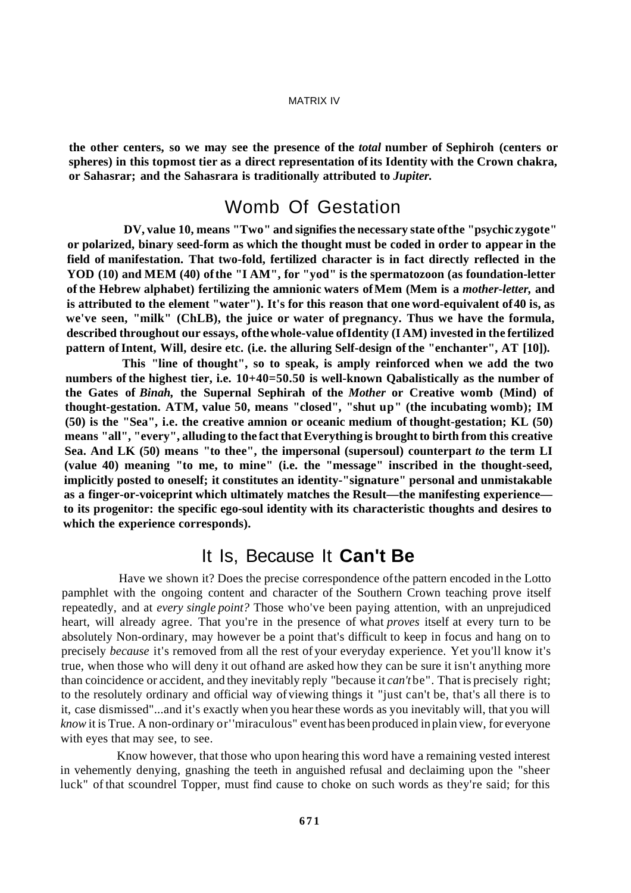**the other centers, so we may see the presence of the *total* number of Sephiroh (centers or spheres) in this topmost tier as a direct representation of its Identity with the Crown chakra, or Sahasrar; and the Sahasrara is traditionally attributed to *Jupiter.***

## Womb Of Gestation

**DV, value 10, means "Two" and signifies the necessary state of the "psychic zygote" or polarized, binary seed-form as which the thought must be coded in order to appear in the field of manifestation. That two-fold, fertilized character is in fact directly reflected in the YOD (10) and MEM (40) of the "I AM", for "yod" is the spermatozoon (as foundation-letter of the Hebrew alphabet) fertilizing the amnionic waters of Mem (Mem is a *mother-letter,* and is attributed to the element "water"). It's for this reason that one word-equivalent of 40 is, as we've seen, "milk" (ChLB), the juice or water of pregnancy. Thus we have the formula, described throughout our essays, of the whole-value of Identity (I AM) invested in the fertilized pattern of Intent, Will, desire etc. (i.e. the alluring Self-design of the "enchanter", AT [10]).**

**This "line of thought", so to speak, is amply reinforced when we add the two numbers of the highest tier, i.e. 10+40=50. 50 is well-known Qabalistically as the number of the Gates of *Binah,* the Supernal Sephirah of the *Mother* or Creative womb (Mind) of thought-gestation. ATM, value 50, means "closed", "shut up" (the incubating womb); IM (50) is the "Sea", i.e. the creative amnion or oceanic medium of thought-gestation; KL (50) means "all", "every", alluding to the fact that Everything is brought to birth from this creative Sea. And LK (50) means "to thee", the impersonal (supersoul) counterpart *to* the term LI (value 40) meaning "to me, to mine" (i.e. the "message" inscribed in the thought-seed, implicitly posted to oneself; it constitutes an identity-"signature" personal and unmistakable as a finger-or-voiceprint which ultimately matches the Result—the manifesting experience—to its progenitor: the specific ego-soul identity with its characteristic thoughts and desires to which the experience corresponds).**

## It Is, Because It **Can't Be**

Have we shown it? Does the precise correspondence of the pattern encoded in the Lotto pamphlet with the ongoing content and character of the Southern Crown teaching prove itself repeatedly, and at *every single point?* Those who've been paying attention, with an unprejudiced heart, will already agree. That you're in the presence of what *proves* itself at every turn to be absolutely Non-ordinary, may however be a point that's difficult to keep in focus and hang on to precisely *because* it's removed from all the rest of your everyday experience. Yet you'll know it's true, when those who will deny it out of hand are asked how they can be sure it isn't anything more than coincidence or accident, and they inevitably reply "because it *can't* be". That is precisely right; to the resolutely ordinary and official way of viewing things it "just can't be, that's all there is to it, case dismissed"...and it's exactly when you hear these words as you inevitably will, that you will *know* it is True. A non-ordinary or "miraculous" event has been produced in plain view, for everyone with eyes that may see, to see.

Know however, that those who upon hearing this word have a remaining vested interest in vehemently denying, gnashing the teeth in anguished refusal and declaiming upon the "sheer luck" of that scoundrel Topper, must find cause to choke on such words as they're said; for this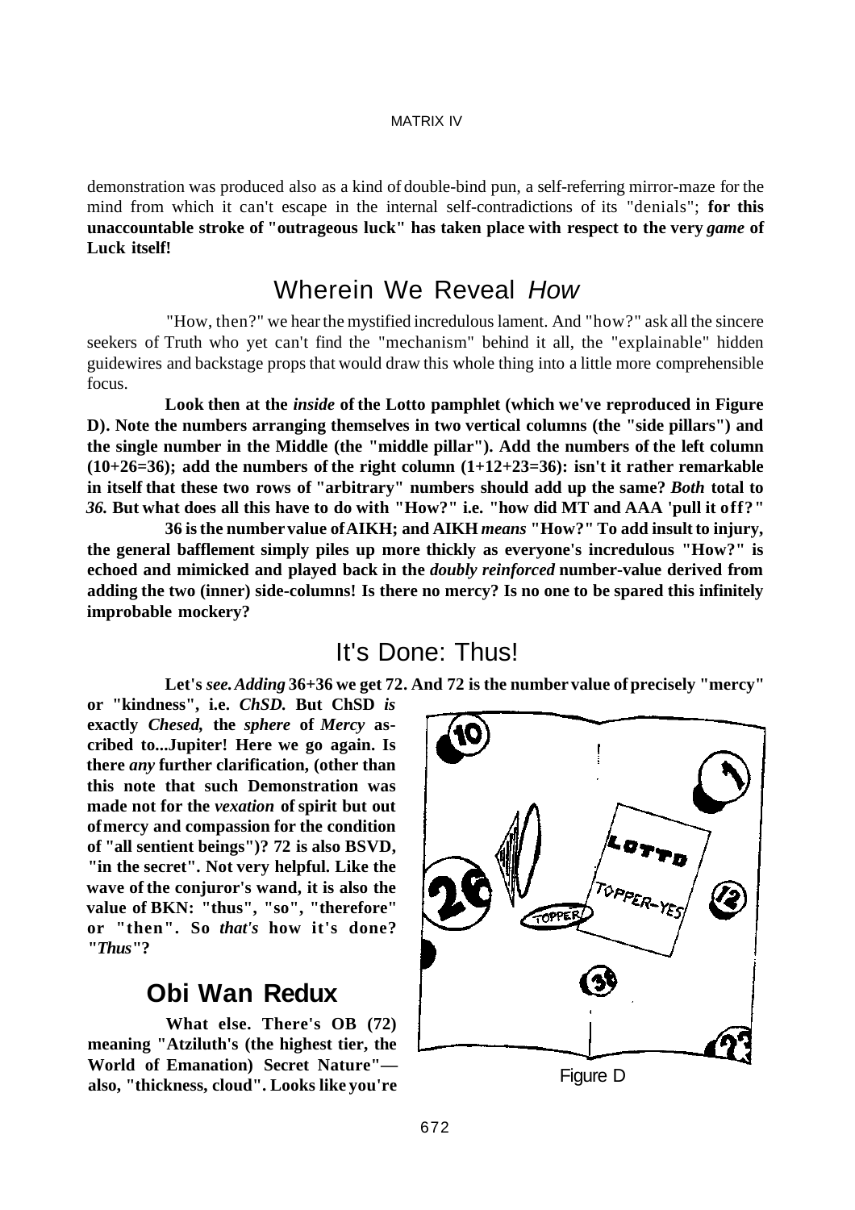demonstration was produced also as a kind of double-bind pun, a self-referring mirror-maze for the mind from which it can't escape in the internal self-contradictions of its "denials"; **for this unaccountable stroke of "outrageous luck" has taken place with respect to the very *game* of Luck itself!**

## Wherein We Reveal *How*

"How, then?" we hear the mystified incredulous lament. And "how?" ask all the sincere seekers of Truth who yet can't find the "mechanism" behind it all, the "explainable" hidden guidewires and backstage props that would draw this whole thing into a little more comprehensible focus.

**Look then at the *inside* of the Lotto pamphlet (which we've reproduced in Figure D). Note the numbers arranging themselves in two vertical columns (the "side pillars") and the single number in the Middle (the "middle pillar"). Add the numbers of the left column (10+26=36); add the numbers of the right column (1+12+23=36): isn't it rather remarkable in itself that these two rows of "arbitrary" numbers should add up the same? *Both* total to *36.* But what does all this have to do with "How?" i.e. "how did MT and AAA 'pull it off?"**

**36 is the number value of AIKH; and AIKH *means* "How?" To add insult to injury, the general bafflement simply piles up more thickly as everyone's incredulous "How?" is echoed and mimicked and played back in the *doubly reinforced* number-value derived from adding the two (inner) side-columns! Is there no mercy? Is no one to be spared this infinitely improbable mockery?**

## It's Done: Thus!

**Let's *see. Adding* 36+36 we get 72. And 72 is the number value of precisely "mercy" or "kindness", i.e. *ChSD.* But ChSD *is* exactly *Chesed,* the *sphere* of *Mercy* ascribed to...Jupiter! Here we go again. Is there *any* further clarification, (other than this note that such Demonstration was made not for the *vexation* of spirit but out of mercy and compassion for the condition of "all sentient beings")? 72 is also BSVD, "in the secret". Not very helpful. Like the wave of the conjuror's wand, it is also the value of BKN: "thus", "so", "therefore" or "then". So *that's* how it's done? "*Thus*"?**

Figure D

## Obi Wan Redux

**What else. There's OB (72) meaning "Atziluth's (the highest tier, the World of Emanation) Secret Nature"— also, "thickness, cloud". Looks like you're**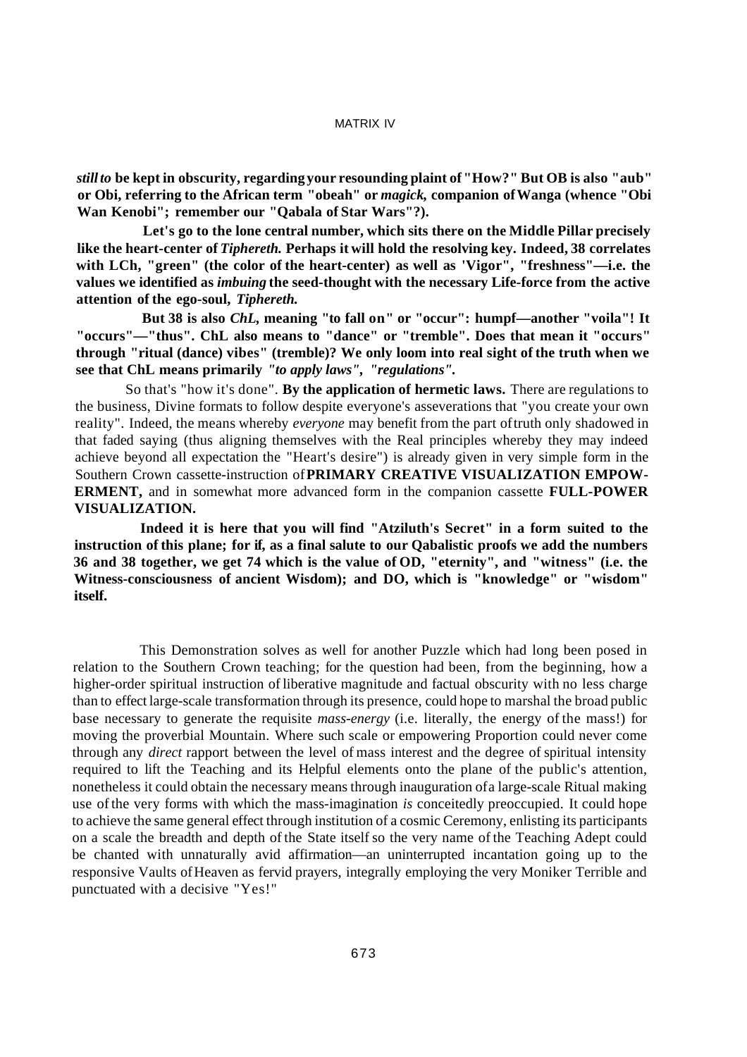***still to* be kept in obscurity, regarding your resounding plaint of "How?" But OB is also "aub" or Obi, referring to the African term "obeah" or *magick,* companion of Wanga (whence "Obi Wan Kenobi"; remember our "Qabala of Star Wars"?).**

**Let's go to the lone central number, which sits there on the Middle Pillar precisely like the heart-center of *Tiphereth.* Perhaps it will hold the resolving key. Indeed, 38 correlates with LCh, "green" (the color of the heart-center) as well as 'Vigor", "freshness"—i.e. the values we identified as *imbuing* the seed-thought with the necessary Life-force from the active attention of the ego-soul, *Tiphereth.***

**But 38 is also *ChL,* meaning "to fall on" or "occur": humpf—another "voila"! It "occurs"—"thus". ChL also means to "dance" or "tremble". Does that mean it "occurs" through "ritual (dance) vibes" (tremble)? We only loom into real sight of the truth when we see that ChL means primarily *"to apply laws", "regulations".***

So that's "how it's done". **By the application of hermetic laws.** There are regulations to the business, Divine formats to follow despite everyone's asseverations that "you create your own reality". Indeed, the means whereby *everyone* may benefit from the part of truth only shadowed in that faded saying (thus aligning themselves with the Real principles whereby they may indeed achieve beyond all expectation the "Heart's desire") is already given in very simple form in the Southern Crown cassette-instruction of **PRIMARY CREATIVE VISUALIZATION EMPOWERMENT,** and in somewhat more advanced form in the companion cassette **FULL-POWER VISUALIZATION.**

**Indeed it is here that you will find "Atziluth's Secret" in a form suited to the instruction of this plane; for if, as a final salute to our Qabalistic proofs we add the numbers 36 and 38 together, we get 74 which is the value of OD, "eternity", and "witness" (i.e. the Witness-consciousness of ancient Wisdom); and DO, which is "knowledge" or "wisdom" itself.**

This Demonstration solves as well for another Puzzle which had long been posed in relation to the Southern Crown teaching; for the question had been, from the beginning, how a higher-order spiritual instruction of liberative magnitude and factual obscurity with no less charge than to effect large-scale transformation through its presence, could hope to marshal the broad public base necessary to generate the requisite *mass-energy* (i.e. literally, the energy of the mass!) for moving the proverbial Mountain. Where such scale or empowering Proportion could never come through any *direct* rapport between the level of mass interest and the degree of spiritual intensity required to lift the Teaching and its Helpful elements onto the plane of the public's attention, nonetheless it could obtain the necessary means through inauguration of a large-scale Ritual making use of the very forms with which the mass-imagination *is* conceitedly preoccupied. It could hope to achieve the same general effect through institution of a cosmic Ceremony, enlisting its participants on a scale the breadth and depth of the State itself so the very name of the Teaching Adept could be chanted with unnaturally avid affirmation—an uninterrupted incantation going up to the responsive Vaults of Heaven as fervid prayers, integrally employing the very Moniker Terrible and punctuated with a decisive "Yes!"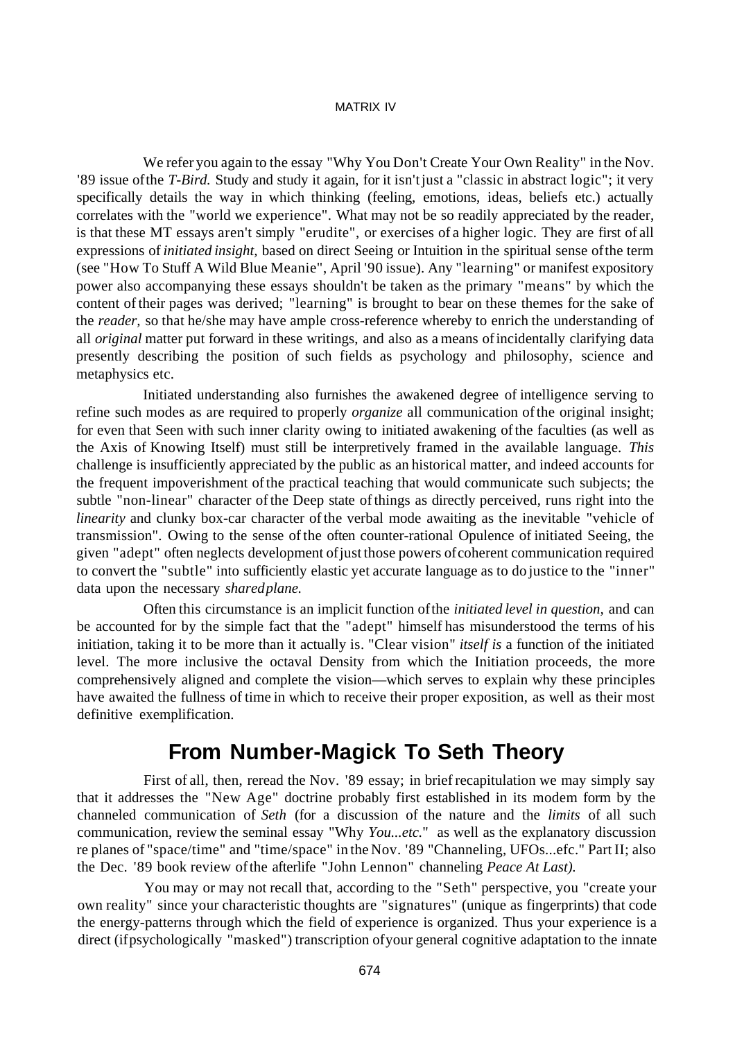We refer you again to the essay "Why You Don't Create Your Own Reality" in the Nov. '89 issue of the *T-Bird.* Study and study it again, for it isn't just a "classic in abstract logic"; it very specifically details the way in which thinking (feeling, emotions, ideas, beliefs etc.) actually correlates with the "world we experience". What may not be so readily appreciated by the reader, is that these MT essays aren't simply "erudite", or exercises of a higher logic. They are first of all expressions of *initiated insight,* based on direct Seeing or Intuition in the spiritual sense of the term (see "How To Stuff A Wild Blue Meanie", April '90 issue). Any "learning" or manifest expository power also accompanying these essays shouldn't be taken as the primary "means" by which the content of their pages was derived; "learning" is brought to bear on these themes for the sake of the *reader,* so that he/she may have ample cross-reference whereby to enrich the understanding of all *original* matter put forward in these writings, and also as a means of incidentally clarifying data presently describing the position of such fields as psychology and philosophy, science and metaphysics etc.

Initiated understanding also furnishes the awakened degree of intelligence serving to refine such modes as are required to properly *organize* all communication of the original insight; for even that Seen with such inner clarity owing to initiated awakening of the faculties (as well as the Axis of Knowing Itself) must still be interpretively framed in the available language. *This* challenge is insufficiently appreciated by the public as an historical matter, and indeed accounts for the frequent impoverishment of the practical teaching that would communicate such subjects; the subtle "non-linear" character of the Deep state of things as directly perceived, runs right into the *linearity* and clunky box-car character of the verbal mode awaiting as the inevitable "vehicle of transmission". Owing to the sense of the often counter-rational Opulence of initiated Seeing, the given "adept" often neglects development of just those powers of coherent communication required to convert the "subtle" into sufficiently elastic yet accurate language as to do justice to the "inner" data upon the necessary *shared plane.*

Often this circumstance is an implicit function of the *initiated level in question,* and can be accounted for by the simple fact that the "adept" himself has misunderstood the terms of his initiation, taking it to be more than it actually is. "Clear vision" *itself is* a function of the initiated level. The more inclusive the octaval Density from which the Initiation proceeds, the more comprehensively aligned and complete the vision—which serves to explain why these principles have awaited the fullness of time in which to receive their proper exposition, as well as their most definitive exemplification.

## From Number-Magick To Seth Theory

First of all, then, reread the Nov. '89 essay; in brief recapitulation we may simply say that it addresses the "New Age" doctrine probably first established in its modem form by the channeled communication of *Seth* (for a discussion of the nature and the *limits* of all such communication, review the seminal essay "Why *You...etc.*" as well as the explanatory discussion re planes of "space/time" and "time/space" in the Nov. '89 "Channeling, UFOs...efc." Part II; also the Dec. '89 book review of the afterlife "John Lennon" channeling *Peace At Last).*

You may or may not recall that, according to the "Seth" perspective, you "create your own reality" since your characteristic thoughts are "signatures" (unique as fingerprints) that code the energy-patterns through which the field of experience is organized. Thus your experience is a direct (if psychologically "masked") transcription of your general cognitive adaptation to the innate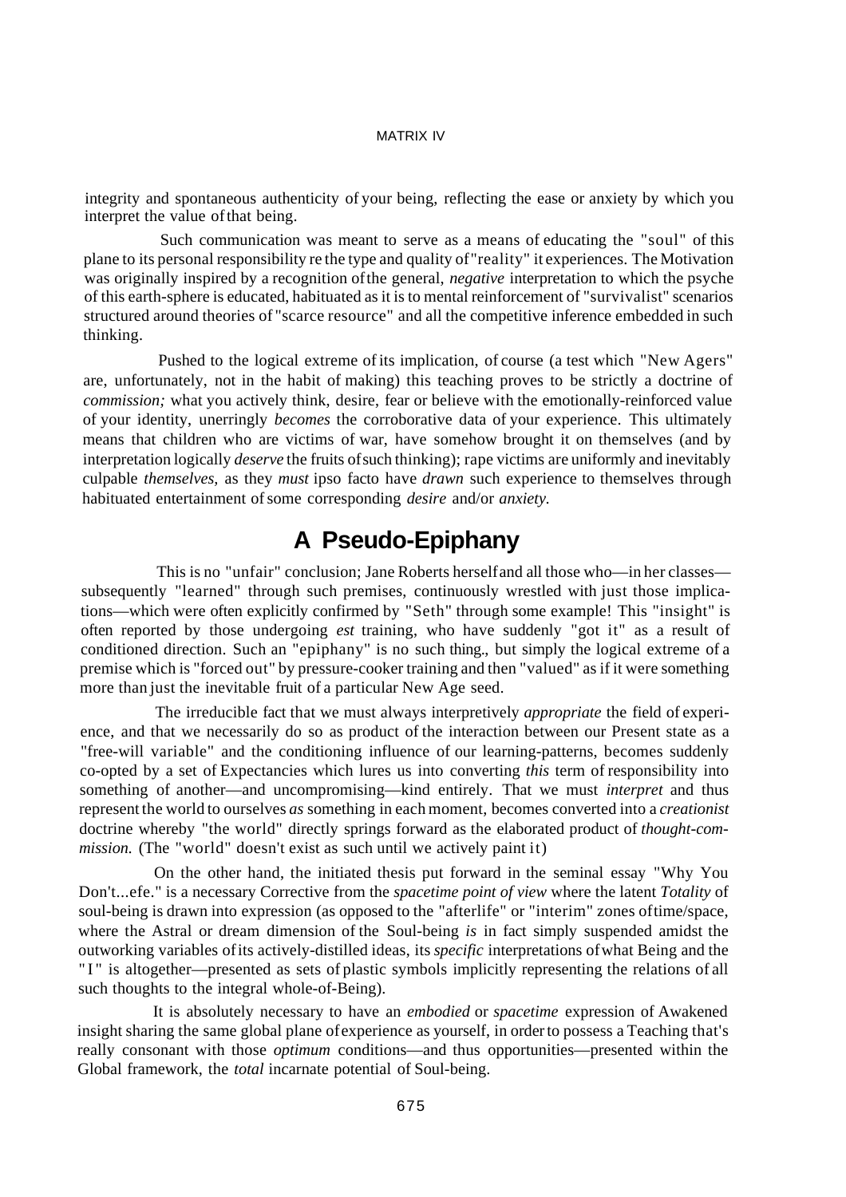integrity and spontaneous authenticity of your being, reflecting the ease or anxiety by which you interpret the value of that being.

Such communication was meant to serve as a means of educating the "soul" of this plane to its personal responsibility re the type and quality of "reality" it experiences. The Motivation was originally inspired by a recognition of the general, *negative* interpretation to which the psyche of this earth-sphere is educated, habituated as it is to mental reinforcement of "survivalist" scenarios structured around theories of "scarce resource" and all the competitive inference embedded in such thinking.

Pushed to the logical extreme of its implication, of course (a test which "New Agers" are, unfortunately, not in the habit of making) this teaching proves to be strictly a doctrine of *commission;* what you actively think, desire, fear or believe with the emotionally-reinforced value of your identity, unerringly *becomes* the corroborative data of your experience. This ultimately means that children who are victims of war, have somehow brought it on themselves (and by interpretation logically *deserve* the fruits of such thinking); rape victims are uniformly and inevitably culpable *themselves,* as they *must* ipso facto have *drawn* such experience to themselves through habituated entertainment of some corresponding *desire* and/or *anxiety.*

## A Pseudo-Epiphany

This is no "unfair" conclusion; Jane Roberts herself and all those who—in her classes—subsequently "learned" through such premises, continuously wrestled with just those implications—which were often explicitly confirmed by "Seth" through some example! This "insight" is often reported by those undergoing *est* training, who have suddenly "got it" as a result of conditioned direction. Such an "epiphany" is no such thing., but simply the logical extreme of a premise which is "forced out" by pressure-cooker training and then "valued" as if it were something more than just the inevitable fruit of a particular New Age seed.

The irreducible fact that we must always interpretively *appropriate* the field of experience, and that we necessarily do so as product of the interaction between our Present state as a "free-will variable" and the conditioning influence of our learning-patterns, becomes suddenly co-opted by a set of Expectancies which lures us into converting *this* term of responsibility into something of another—and uncompromising—kind entirely. That we must *interpret* and thus represent the world to ourselves *as* something in each moment, becomes converted into a *creationist* doctrine whereby "the world" directly springs forward as the elaborated product of *thought-commission.* (The "world" doesn't exist as such until we actively paint it)

On the other hand, the initiated thesis put forward in the seminal essay "Why You Don't...efe." is a necessary Corrective from the *spacetime point of view* where the latent *Totality* of soul-being is drawn into expression (as opposed to the "afterlife" or "interim" zones of time/space, where the Astral or dream dimension of the Soul-being *is* in fact simply suspended amidst the outworking variables of its actively-distilled ideas, its *specific* interpretations of what Being and the "I" is altogether—presented as sets of plastic symbols implicitly representing the relations of all such thoughts to the integral whole-of-Being).

It is absolutely necessary to have an *embodied* or *spacetime* expression of Awakened insight sharing the same global plane of experience as yourself, in order to possess a Teaching that's really consonant with those *optimum* conditions—and thus opportunities—presented within the Global framework, the *total* incarnate potential of Soul-being.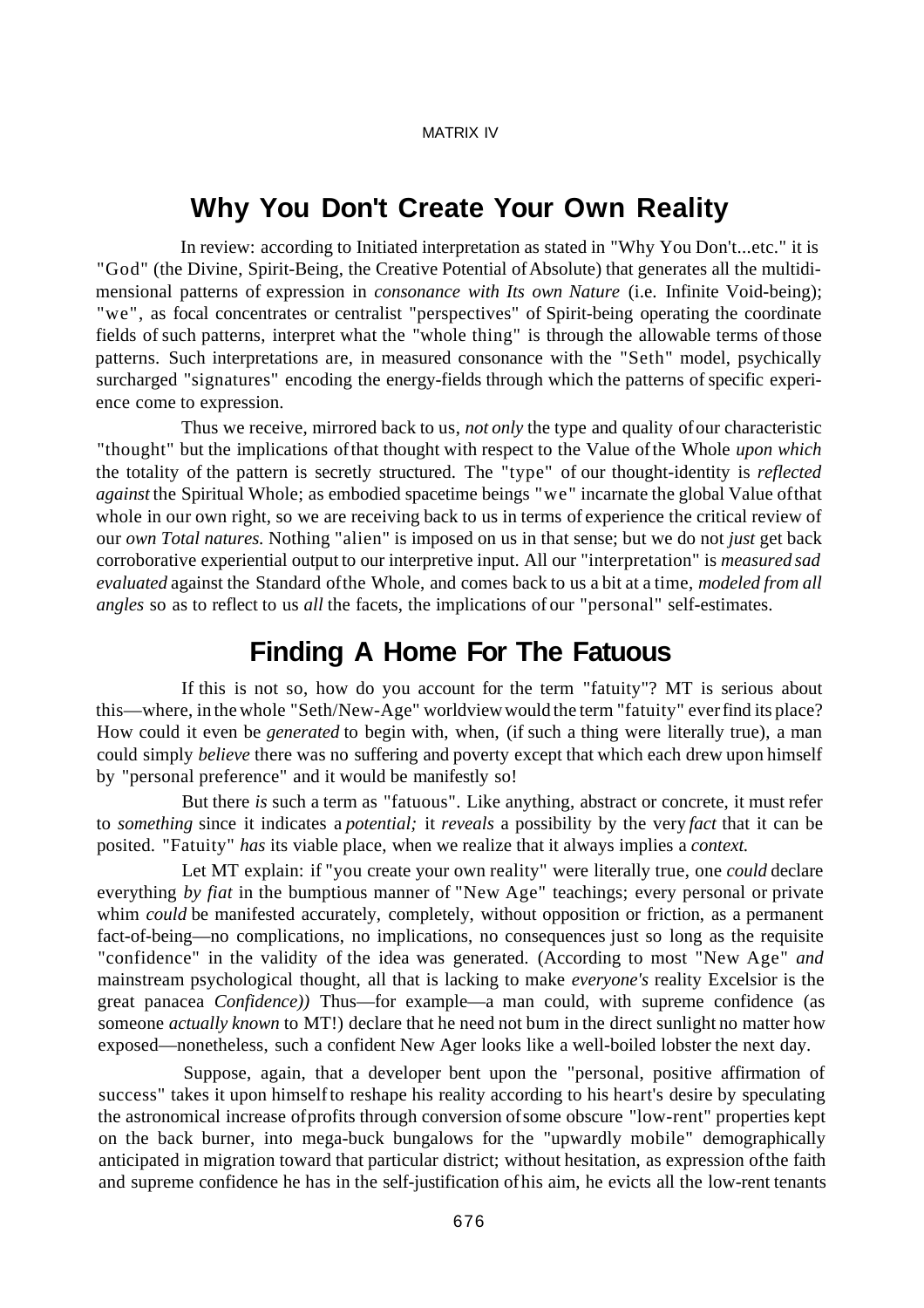## Why You Don't Create Your Own Reality

In review: according to Initiated interpretation as stated in "Why You Don't...etc." it is "God" (the Divine, Spirit-Being, the Creative Potential of Absolute) that generates all the multidimensional patterns of expression in *consonance with Its own Nature* (i.e. Infinite Void-being); "we", as focal concentrates or centralist "perspectives" of Spirit-being operating the coordinate fields of such patterns, interpret what the "whole thing" is through the allowable terms of those patterns. Such interpretations are, in measured consonance with the "Seth" model, psychically surcharged "signatures" encoding the energy-fields through which the patterns of specific experience come to expression.

Thus we receive, mirrored back to us, *not only* the type and quality of our characteristic "thought" but the implications of that thought with respect to the Value of the Whole *upon which* the totality of the pattern is secretly structured. The "type" of our thought-identity is *reflected against* the Spiritual Whole; as embodied spacetime beings "we" incarnate the global Value of that whole in our own right, so we are receiving back to us in terms of experience the critical review of our *own Total natures.* Nothing "alien" is imposed on us in that sense; but we do not *just* get back corroborative experiential output to our interpretive input. All our "interpretation" is *measured sad evaluated* against the Standard of the Whole, and comes back to us a bit at a time, *modeled from all angles* so as to reflect to us *all* the facets, the implications of our "personal" self-estimates.

## Finding A Home For The Fatuous

If this is not so, how do you account for the term "fatuity"? MT is serious about this—where, in the whole "Seth/New-Age" worldview would the term "fatuity" ever find its place? How could it even be *generated* to begin with, when, (if such a thing were literally true), a man could simply *believe* there was no suffering and poverty except that which each drew upon himself by "personal preference" and it would be manifestly so!

But there *is* such a term as "fatuous". Like anything, abstract or concrete, it must refer to *something* since it indicates a *potential;* it *reveals* a possibility by the very *fact* that it can be posited. "Fatuity" *has* its viable place, when we realize that it always implies a *context.*

Let MT explain: if "you create your own reality" were literally true, one *could* declare everything *by fiat* in the bumptious manner of "New Age" teachings; every personal or private whim *could* be manifested accurately, completely, without opposition or friction, as a permanent fact-of-being—no complications, no implications, no consequences just so long as the requisite "confidence" in the validity of the idea was generated. (According to most "New Age" *and* mainstream psychological thought, all that is lacking to make *everyone's* reality Excelsior is the great panacea *Confidence))* Thus—for example—a man could, with supreme confidence (as someone *actually known* to MT!) declare that he need not bum in the direct sunlight no matter how exposed—nonetheless, such a confident New Ager looks like a well-boiled lobster the next day.

Suppose, again, that a developer bent upon the "personal, positive affirmation of success" takes it upon himself to reshape his reality according to his heart's desire by speculating the astronomical increase of profits through conversion of some obscure "low-rent" properties kept on the back burner, into mega-buck bungalows for the "upwardly mobile" demographically anticipated in migration toward that particular district; without hesitation, as expression of the faith and supreme confidence he has in the self-justification of his aim, he evicts all the low-rent tenants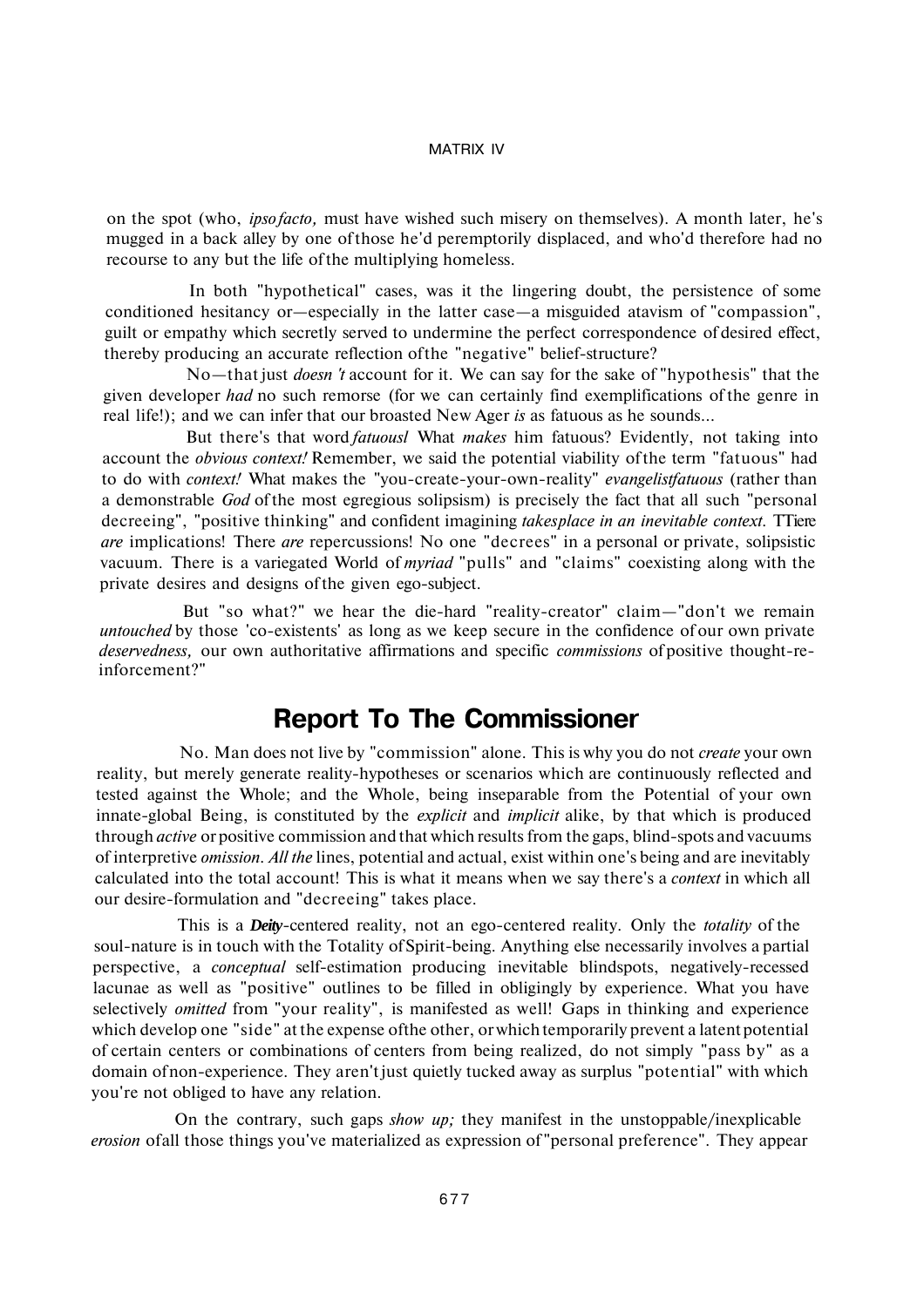on the spot (who, *ipso facto,* must have wished such misery on themselves). A month later, he's mugged in a back alley by one of those he'd peremptorily displaced, and who'd therefore had no recourse to any but the life of the multiplying homeless.

In both "hypothetical" cases, was it the lingering doubt, the persistence of some conditioned hesitancy or—especially in the latter case—a misguided atavism of "compassion", guilt or empathy which secretly served to undermine the perfect correspondence of desired effect, thereby producing an accurate reflection of the "negative" belief-structure?

No—that just *doesn't* account for it. We can say for the sake of "hypothesis" that the given developer *had* no such remorse (for we can certainly find exemplifications of the genre in real life!); and we can infer that our broasted New Ager *is* as fatuous as he sounds...

But there's that word *fatuous!* What *makes* him fatuous? Evidently, not taking into account the *obvious context!* Remember, we said the potential viability of the term "fatuous" had to do with *context!* What makes the "you-create-your-own-reality" *evangelist fatuous* (rather than a demonstrable *God* of the most egregious solipsism) is precisely the fact that all such "personal decreeing", "positive thinking" and confident imagining *takes place in an inevitable context.* There *are* implications! There *are* repercussions! No one "decrees" in a personal or private, solipsistic vacuum. There is a variegated World of *myriad* "pulls" and "claims" coexisting along with the private desires and designs of the given ego-subject.

But "so what?" we hear the die-hard "reality-creator" claim—"don't we remain *untouched* by those 'co-existents' as long as we keep secure in the confidence of our own private *deservedness,* our own authoritative affirmations and specific *commissions* of positive thought-re-inforcement?"

## Report To The Commissioner

No. Man does not live by "commission" alone. This is why you do not *create* your own reality, but merely generate reality-hypotheses or scenarios which are continuously reflected and tested against the Whole; and the Whole, being inseparable from the Potential of your own innate-global Being, is constituted by the *explicit* and *implicit* alike, by that which is produced through *active* or positive commission and that which results from the gaps, blind-spots and vacuums of interpretive *omission*. *All the* lines, potential and actual, exist within one's being and are inevitably calculated into the total account! This is what it means when we say there's a *context* in which all our desire-formulation and "decreeing" takes place.

This is a ***Deity***-centered reality, not an ego-centered reality. Only the *totality* of the soul-nature is in touch with the Totality of Spirit-being. Anything else necessarily involves a partial perspective, a *conceptual* self-estimation producing inevitable blindspots, negatively-recessed lacunae as well as "positive" outlines to be filled in obligingly by experience. What you have selectively *omitted* from "your reality", is manifested as well! Gaps in thinking and experience which develop one "side" at the expense of the other, or which temporarily prevent a latent potential of certain centers or combinations of centers from being realized, do not simply "pass by" as a domain of non-experience. They aren't just quietly tucked away as surplus "potential" with which you're not obliged to have any relation.

On the contrary, such gaps *show up;* they manifest in the unstoppable/inexplicable *erosion* of all those things you've materialized as expression of "personal preference". They appear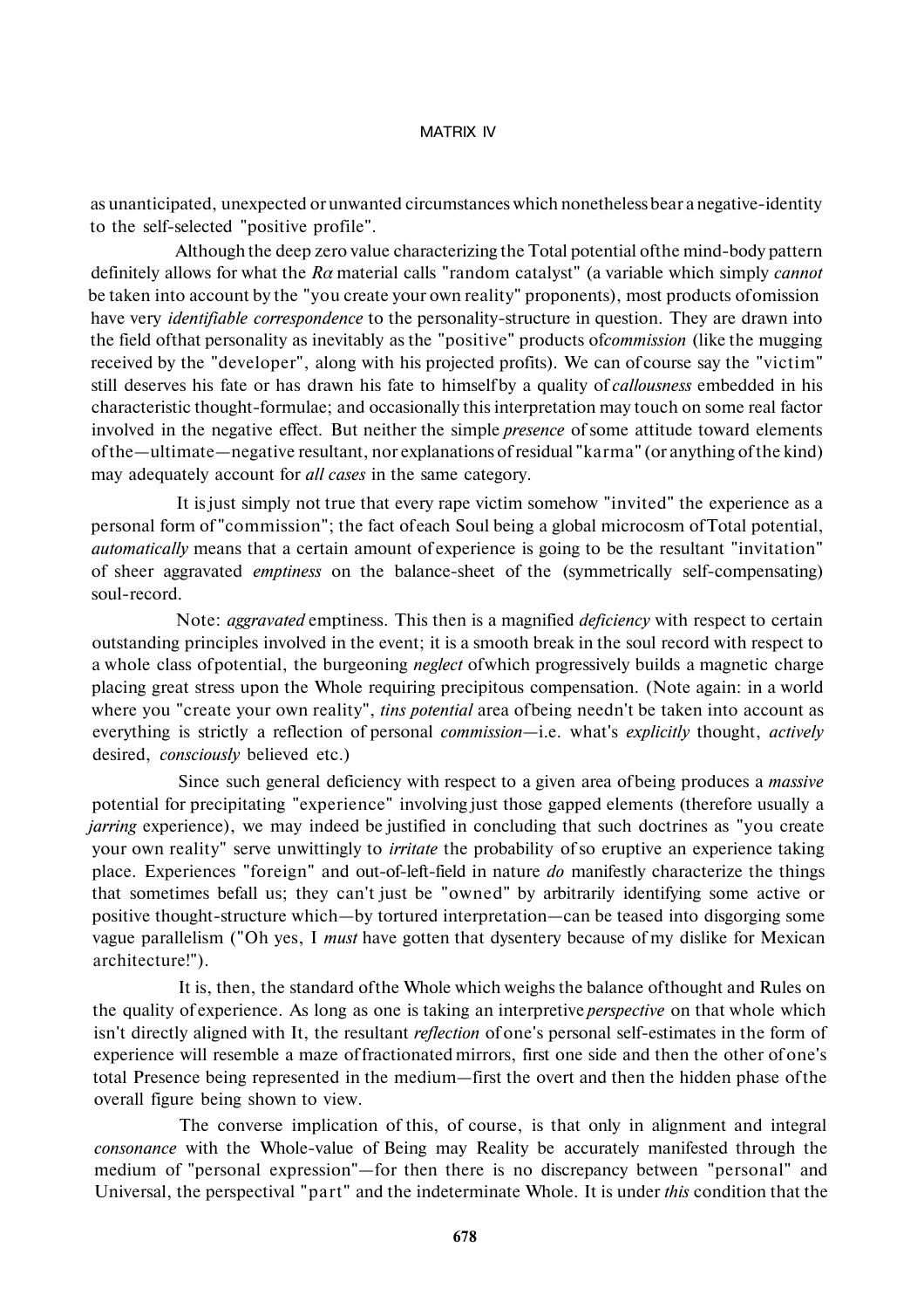as unanticipated, unexpected or unwanted circumstances which nonetheless bear a negative-identity to the self-selected "positive profile".

Although the deep zero value characterizing the Total potential ofthe mind-body pattern definitely allows for what the *Ra* material calls "random catalyst" (a variable which simply *cannot* be taken into account by the "you create your own reality" proponents), most products of omission have very *identifiable correspondence* to the personality-structure in question. They are drawn into the field ofthat personality as inevitably as the "positive" products of*commission* (like the mugging received by the "developer", along with his projected profits). We can of course say the "victim" still deserves his fate or has drawn his fate to himself by a quality of *callousness* embedded in his characteristic thought-formulae; and occasionally this interpretation may touch on some real factor involved in the negative effect. But neither the simple *presence* of some attitude toward elements of the—ultimate—negative resultant, nor explanations of residual "karma" (or anything of the kind) may adequately account for *all cases* in the same category.

It is just simply not true that every rape victim somehow "invited" the experience as a personal form of "commission"; the fact of each Soul being a global microcosm of Total potential, *automatically* means that a certain amount of experience is going to be the resultant "invitation" of sheer aggravated *emptiness* on the balance-sheet of the (symmetrically self-compensating) soul-record.

Note: *aggravated* emptiness. This then is a magnified *deficiency* with respect to certain outstanding principles involved in the event; it is a smooth break in the soul record with respect to a whole class of potential, the burgeoning *neglect* of which progressively builds a magnetic charge placing great stress upon the Whole requiring precipitous compensation. (Note again: in a world where you "create your own reality", *tins potential* area of being needn't be taken into account as everything is strictly a reflection of personal *commission*—i.e. what's *explicitly* thought, *actively* desired, *consciously* believed etc.)

Since such general deficiency with respect to a given area of being produces a *massive* potential for precipitating "experience" involving just those gapped elements (therefore usually a *jarring* experience), we may indeed be justified in concluding that such doctrines as "you create your own reality" serve unwittingly to *irritate* the probability of so eruptive an experience taking place. Experiences "foreign" and out-of-left-field in nature *do* manifestly characterize the things that sometimes befall us; they can't just be "owned" by arbitrarily identifying some active or positive thought-structure which—by tortured interpretation—can be teased into disgorging some vague parallelism ("Oh yes, I *must* have gotten that dysentery because of my dislike for Mexican architecture!").

It is, then, the standard of the Whole which weighs the balance of thought and Rules on the quality of experience. As long as one is taking an interpretive *perspective* on that whole which isn't directly aligned with It, the resultant *reflection* of one's personal self-estimates in the form of experience will resemble a maze of fractionated mirrors, first one side and then the other of one's total Presence being represented in the medium—first the overt and then the hidden phase of the overall figure being shown to view.

The converse implication of this, of course, is that only in alignment and integral *consonance* with the Whole-value of Being may Reality be accurately manifested through the medium of "personal expression"—for then there is no discrepancy between "personal" and Universal, the perspectival "part" and the indeterminate Whole. It is under *this* condition that the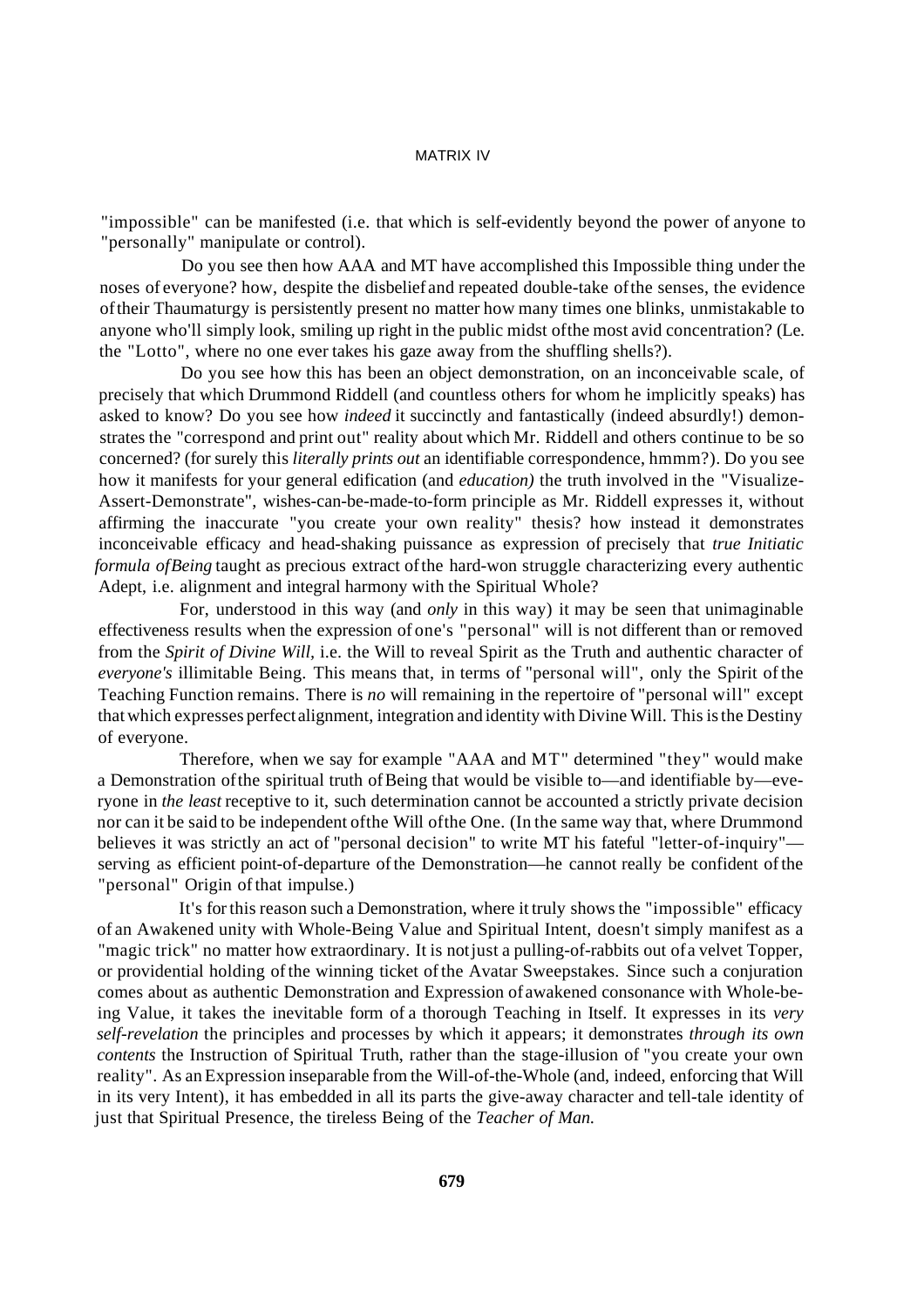"impossible" can be manifested (i.e. that which is self-evidently beyond the power of anyone to "personally" manipulate or control).

Do you see then how AAA and MT have accomplished this Impossible thing under the noses of everyone? how, despite the disbelief and repeated double-take of the senses, the evidence of their Thaumaturgy is persistently present no matter how many times one blinks, unmistakable to anyone who'll simply look, smiling up right in the public midst of the most avid concentration? (I.e. the "Lotto", where no one ever takes his gaze away from the shuffling shells?).

Do you see how this has been an object demonstration, on an inconceivable scale, of precisely that which Drummond Riddell (and countless others for whom he implicitly speaks) has asked to know? Do you see how *indeed* it succinctly and fantastically (indeed absurdly!) demonstrates the "correspond and print out" reality about which Mr. Riddell and others continue to be so concerned? (for surely this *literally prints out* an identifiable correspondence, hmmm?). Do you see how it manifests for your general edification (and *education)* the truth involved in the "Visualize-Assert-Demonstrate", wishes-can-be-made-to-form principle as Mr. Riddell expresses it, without affirming the inaccurate "you create your own reality" thesis? how instead it demonstrates inconceivable efficacy and head-shaking puissance as expression of precisely that *true Initiatic formula of Being* taught as precious extract of the hard-won struggle characterizing every authentic Adept, i.e. alignment and integral harmony with the Spiritual Whole?

For, understood in this way (and *only* in this way) it may be seen that unimaginable effectiveness results when the expression of one's "personal" will is not different than or removed from the *Spirit of Divine Will,* i.e. the Will to reveal Spirit as the Truth and authentic character of *everyone's* illimitable Being. This means that, in terms of "personal will", only the Spirit of the Teaching Function remains. There is *no* will remaining in the repertoire of "personal will" except that which expresses perfect alignment, integration and identity with Divine Will. This is the Destiny of everyone.

Therefore, when we say for example "AAA and MT" determined "they" would make a Demonstration of the spiritual truth of Being that would be visible to—and identifiable by—everyone in *the least* receptive to it, such determination cannot be accounted a strictly private decision nor can it be said to be independent of the Will of the One. (In the same way that, where Drummond believes it was strictly an act of "personal decision" to write MT his fateful "letter-of-inquiry"—serving as efficient point-of-departure of the Demonstration—he cannot really be confident of the "personal" Origin of that impulse.)

It's for this reason such a Demonstration, where it truly shows the "impossible" efficacy of an Awakened unity with Whole-Being Value and Spiritual Intent, doesn't simply manifest as a "magic trick" no matter how extraordinary. It is not just a pulling-of-rabbits out of a velvet Topper, or providential holding of the winning ticket of the Avatar Sweepstakes. Since such a conjuration comes about as authentic Demonstration and Expression of awakened consonance with Whole-being Value, it takes the inevitable form of a thorough Teaching in Itself. It expresses in its *very self-revelation* the principles and processes by which it appears; it demonstrates *through its own contents* the Instruction of Spiritual Truth, rather than the stage-illusion of "you create your own reality". As an Expression inseparable from the Will-of-the-Whole (and, indeed, enforcing that Will in its very Intent), it has embedded in all its parts the give-away character and tell-tale identity of just that Spiritual Presence, the tireless Being of the *Teacher of Man.*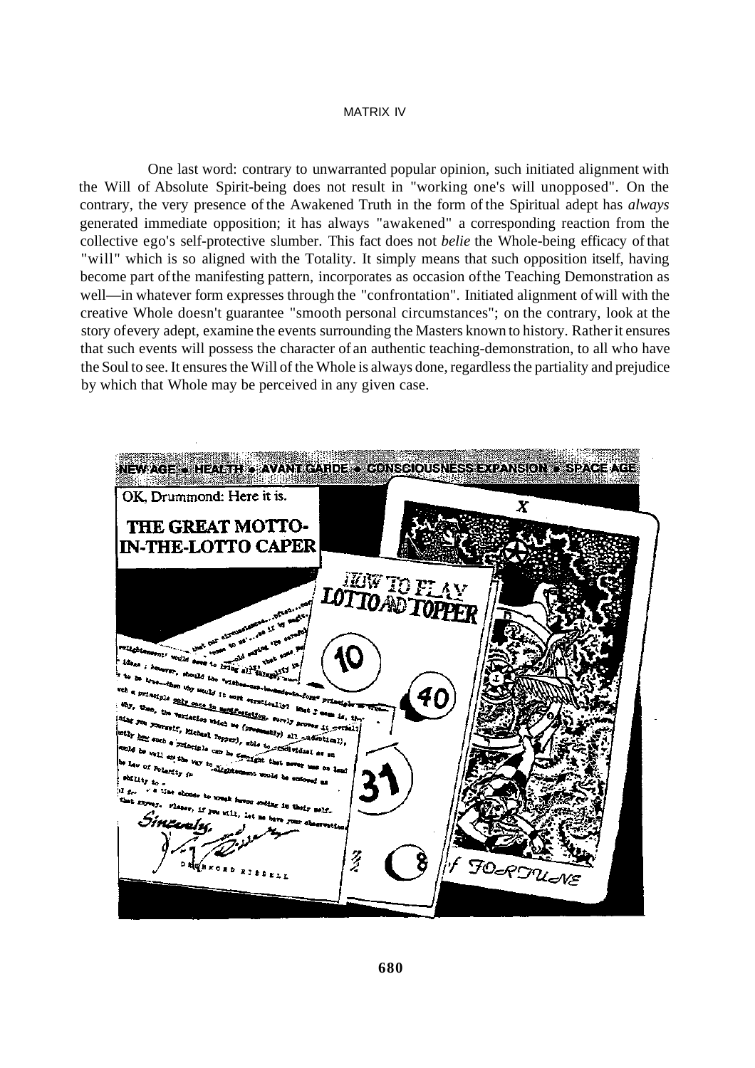One last word: contrary to unwarranted popular opinion, such initiated alignment with the Will of Absolute Spirit-being does not result in "working one's will unopposed". On the contrary, the very presence of the Awakened Truth in the form of the Spiritual adept has *always* generated immediate opposition; it has always "awakened" a corresponding reaction from the collective ego's self-protective slumber. This fact does not *belie* the Whole-being efficacy of that "will" which is so aligned with the Totality. It simply means that such opposition itself, having become part of the manifesting pattern, incorporates as occasion of the Teaching Demonstration as well—in whatever form expresses through the "confrontation". Initiated alignment of will with the creative Whole doesn't guarantee "smooth personal circumstances"; on the contrary, look at the story of every adept, examine the events surrounding the Masters known to history. Rather it ensures that such events will possess the character of an authentic teaching-demonstration, to all who have the Soul to see. It ensures the Will of the Whole is always done, regardless the partiality and prejudice by which that Whole may be perceived in any given case.

NEW AGE • HEALTH • AVANT GARDE • CONSCIOUSNESS EXPANSION • SPACE AGE

OK, Drummond: Here it is.

THE GREAT MOTTO-IN-THE-LOTTO CAPER